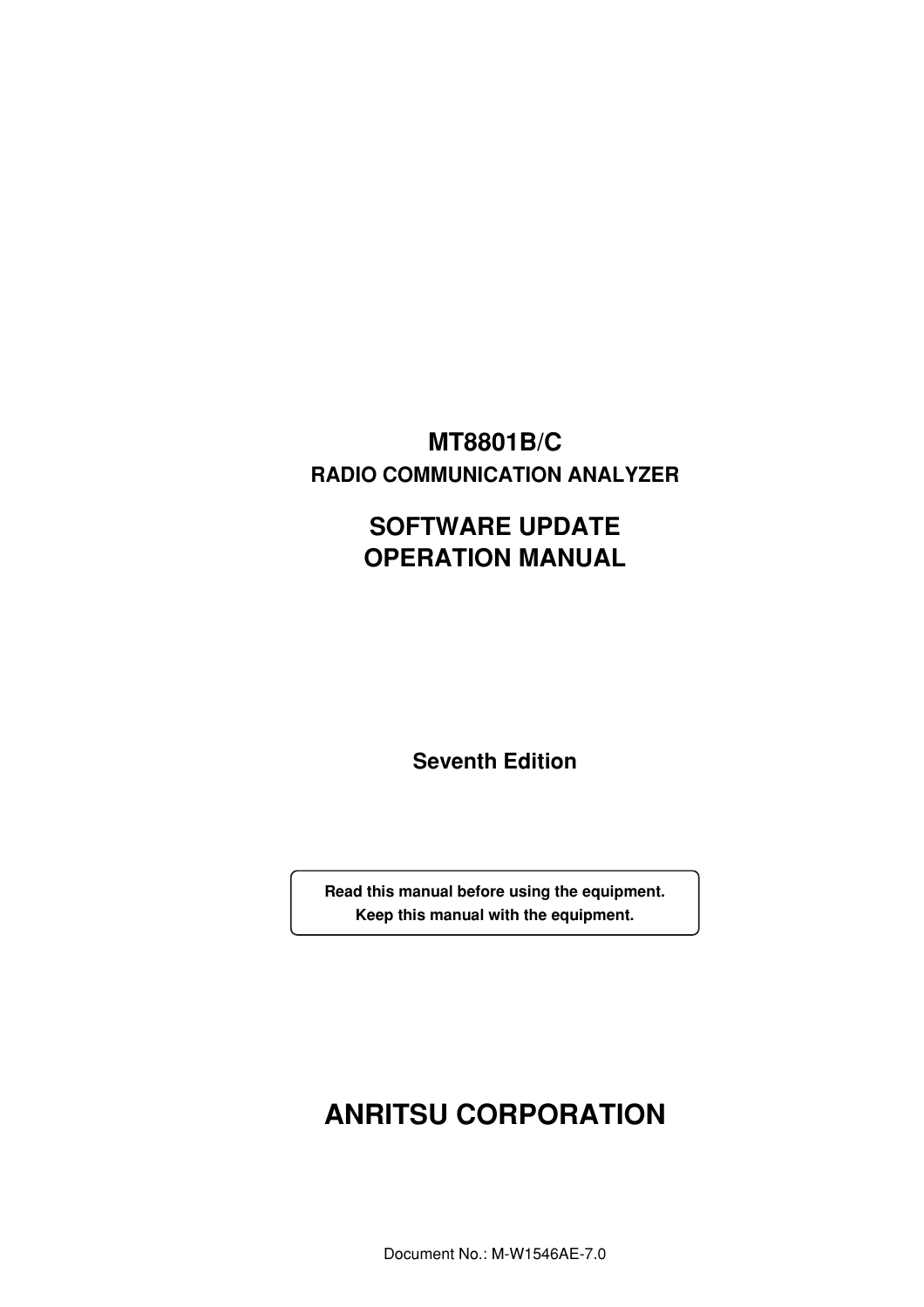# MT8801B/C

## RADIO COMMUNICATION ANALYZER

# SOFTWARE UPDATE OPERATION MANUAL

**Seventh Edition**

**Read this manual before using the equipment.**
**Keep this manual with the equipment.**

# ANRITSU CORPORATION

Document No.: M-W1546AE-7.0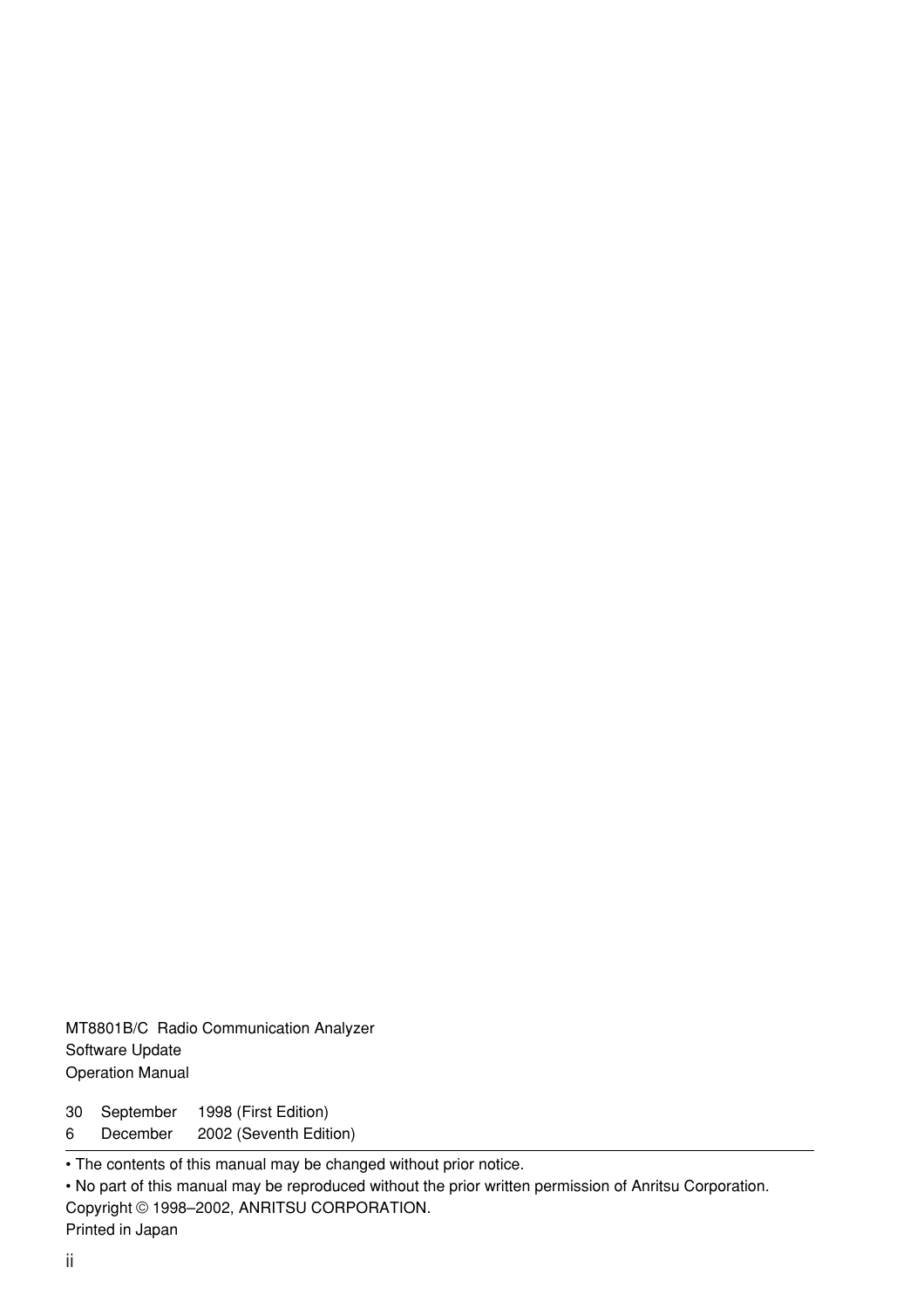MT8801B/C Radio Communication Analyzer
Software Update
Operation Manual

30 September 1998 (First Edition)
6 December 2002 (Seventh Edition)

---

- The contents of this manual may be changed without prior notice.
- No part of this manual may be reproduced without the prior written permission of Anritsu Corporation.

Copyright © 1998–2002, ANRITSU CORPORATION.
Printed in Japan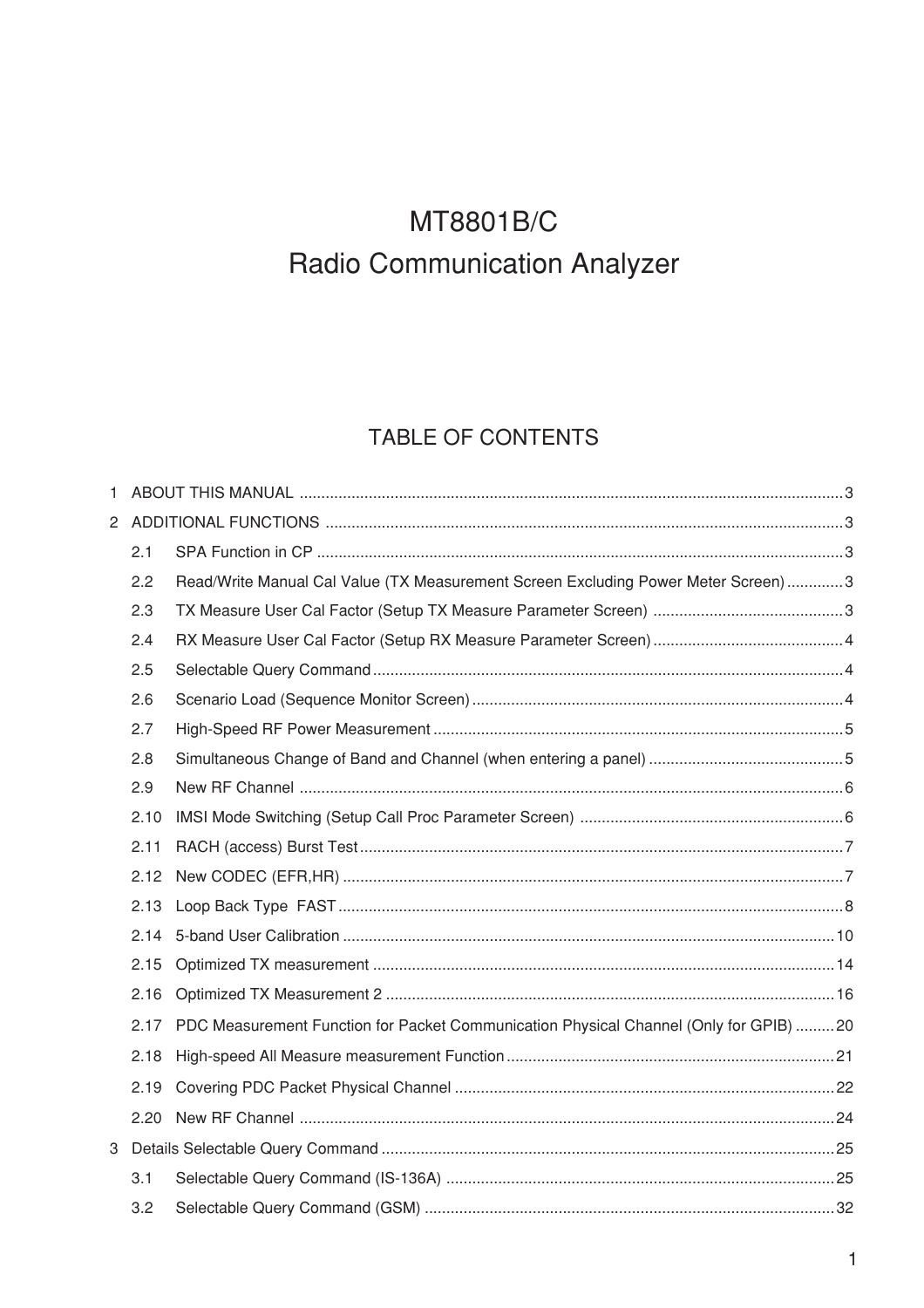# MT8801B/C
# Radio Communication Analyzer

## TABLE OF CONTENTS

1 ABOUT THIS MANUAL ........................................ 3

2 ADDITIONAL FUNCTIONS ........................................ 3

- 2.1 SPA Function in CP ........................................ 3
- 2.2 Read/Write Manual Cal Value (TX Measurement Screen Excluding Power Meter Screen) ........................................ 3
- 2.3 TX Measure User Cal Factor (Setup TX Measure Parameter Screen) ........................................ 3
- 2.4 RX Measure User Cal Factor (Setup RX Measure Parameter Screen) ........................................ 4
- 2.5 Selectable Query Command ........................................ 4
- 2.6 Scenario Load (Sequence Monitor Screen) ........................................ 4
- 2.7 High-Speed RF Power Measurement ........................................ 5
- 2.8 Simultaneous Change of Band and Channel (when entering a panel) ........................................ 5
- 2.9 New RF Channel ........................................ 6
- 2.10 IMSI Mode Switching (Setup Call Proc Parameter Screen) ........................................ 6
- 2.11 RACH (access) Burst Test ........................................ 7
- 2.12 New CODEC (EFR,HR) ........................................ 7
- 2.13 Loop Back Type FAST ........................................ 8
- 2.14 5-band User Calibration ........................................ 10
- 2.15 Optimized TX measurement ........................................ 14
- 2.16 Optimized TX Measurement 2 ........................................ 16
- 2.17 PDC Measurement Function for Packet Communication Physical Channel (Only for GPIB) ........................................ 20
- 2.18 High-speed All Measure measurement Function ........................................ 21
- 2.19 Covering PDC Packet Physical Channel ........................................ 22
- 2.20 New RF Channel ........................................ 24

3 Details Selectable Query Command ........................................ 25

- 3.1 Selectable Query Command (IS-136A) ........................................ 25
- 3.2 Selectable Query Command (GSM) ........................................ 32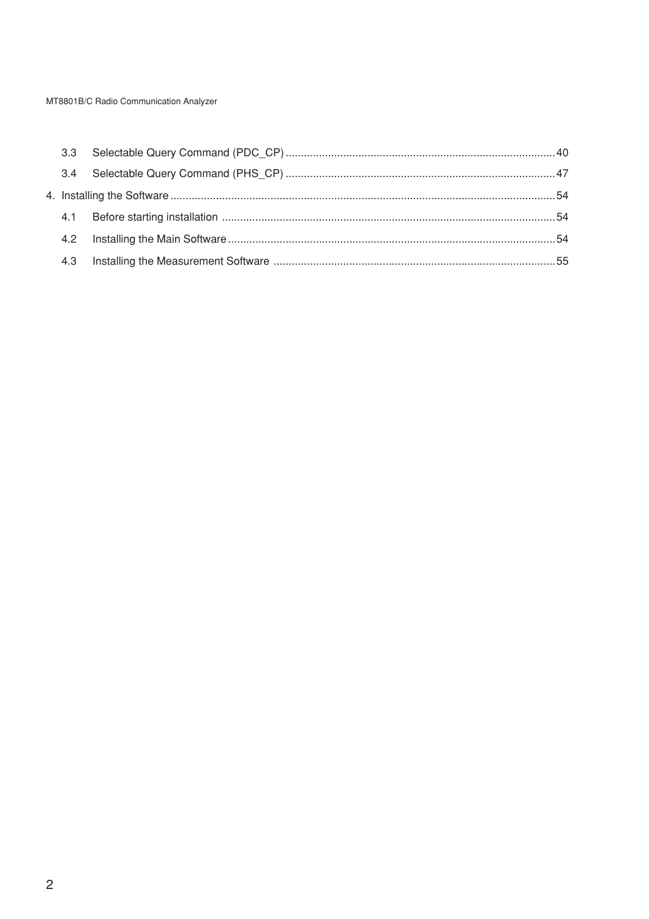3.3 Selectable Query Command (PDC_CP) ........................................................................................ 40

3.4 Selectable Query Command (PHS_CP) ........................................................................................ 47

4. Installing the Software ............................................................................................................... 54

4.1 Before starting installation ........................................................................................................ 54

4.2 Installing the Main Software ...................................................................................................... 54

4.3 Installing the Measurement Software ........................................................................................ 55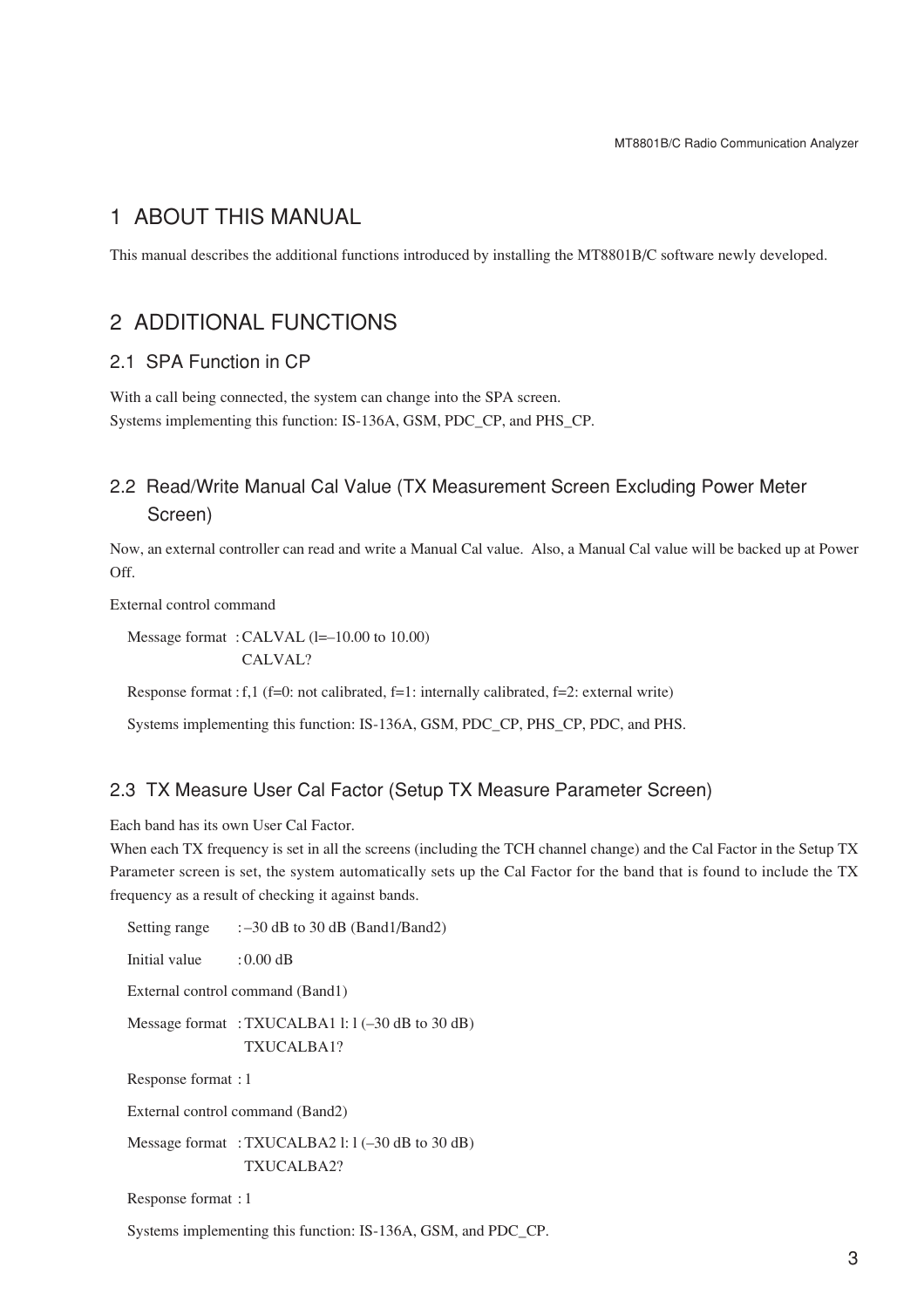# 1 ABOUT THIS MANUAL

This manual describes the additional functions introduced by installing the MT8801B/C software newly developed.

# 2 ADDITIONAL FUNCTIONS

## 2.1 SPA Function in CP

With a call being connected, the system can change into the SPA screen.
Systems implementing this function: IS-136A, GSM, PDC_CP, and PHS_CP.

## 2.2 Read/Write Manual Cal Value (TX Measurement Screen Excluding Power Meter Screen)

Now, an external controller can read and write a Manual Cal value. Also, a Manual Cal value will be backed up at Power Off.

External control command

Message format : CALVAL (l=–10.00 to 10.00)
CALVAL?

Response format : f,1 (f=0: not calibrated, f=1: internally calibrated, f=2: external write)

Systems implementing this function: IS-136A, GSM, PDC_CP, PHS_CP, PDC, and PHS.

## 2.3 TX Measure User Cal Factor (Setup TX Measure Parameter Screen)

Each band has its own User Cal Factor.
When each TX frequency is set in all the screens (including the TCH channel change) and the Cal Factor in the Setup TX Parameter screen is set, the system automatically sets up the Cal Factor for the band that is found to include the TX frequency as a result of checking it against bands.

Setting range : –30 dB to 30 dB (Band1/Band2)

Initial value : 0.00 dB

External control command (Band1)

Message format : TXUCALBA1 l: l (–30 dB to 30 dB)
TXUCALBA1?

Response format : l

External control command (Band2)

Message format : TXUCALBA2 l: l (–30 dB to 30 dB)
TXUCALBA2?

Response format : l

Systems implementing this function: IS-136A, GSM, and PDC_CP.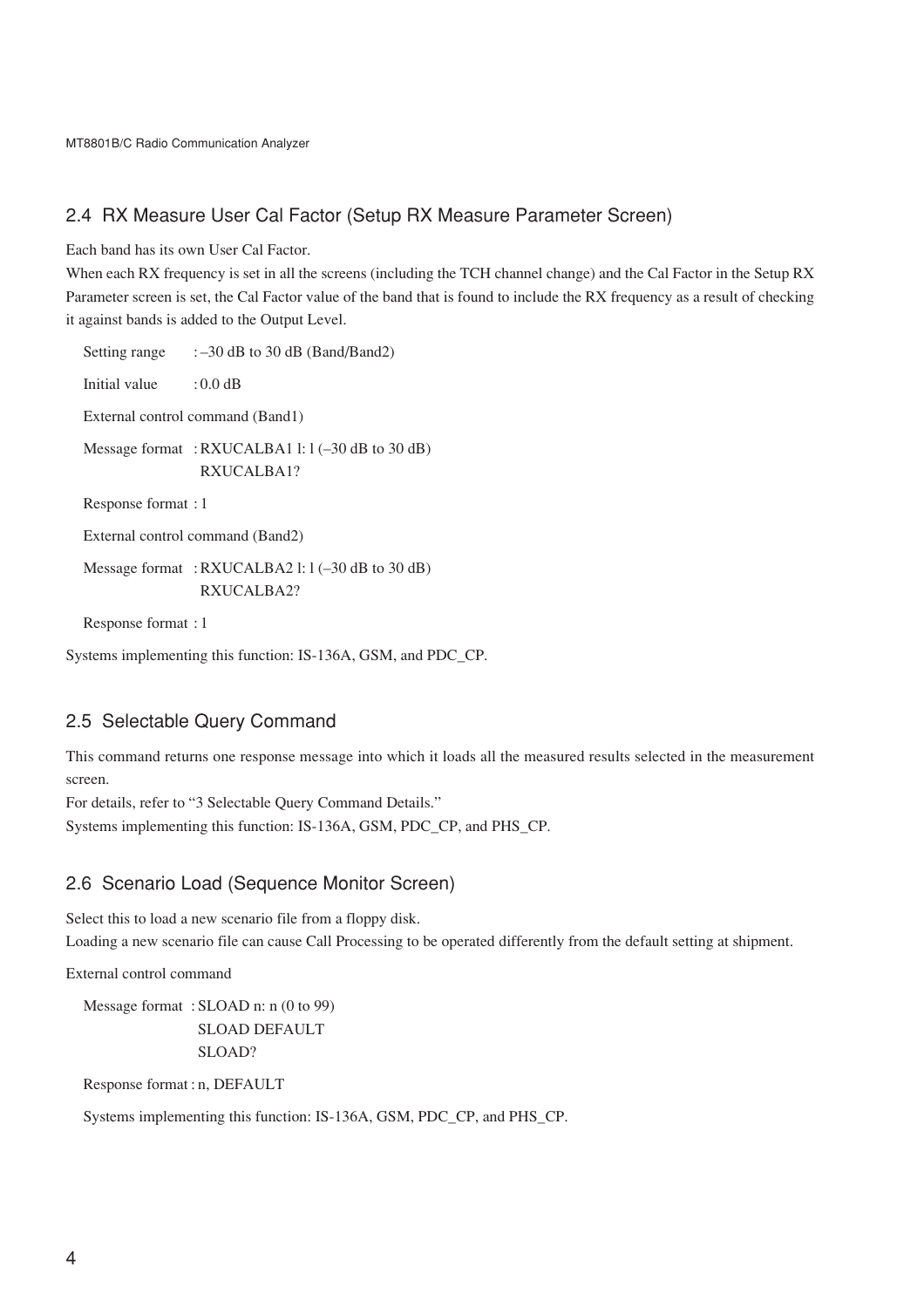## 2.4 RX Measure User Cal Factor (Setup RX Measure Parameter Screen)

Each band has its own User Cal Factor.

When each RX frequency is set in all the screens (including the TCH channel change) and the Cal Factor in the Setup RX Parameter screen is set, the Cal Factor value of the band that is found to include the RX frequency as a result of checking it against bands is added to the Output Level.

Setting range : –30 dB to 30 dB (Band/Band2)

Initial value : 0.0 dB

External control command (Band1)

Message format : RXUCALBA1 l: l (–30 dB to 30 dB)
RXUCALBA1?

Response format : l

External control command (Band2)

Message format : RXUCALBA2 l: l (–30 dB to 30 dB)
RXUCALBA2?

Response format : l

Systems implementing this function: IS-136A, GSM, and PDC_CP.

## 2.5 Selectable Query Command

This command returns one response message into which it loads all the measured results selected in the measurement screen.

For details, refer to “3 Selectable Query Command Details.”

Systems implementing this function: IS-136A, GSM, PDC_CP, and PHS_CP.

## 2.6 Scenario Load (Sequence Monitor Screen)

Select this to load a new scenario file from a floppy disk.

Loading a new scenario file can cause Call Processing to be operated differently from the default setting at shipment.

External control command

Message format : SLOAD n: n (0 to 99)
SLOAD DEFAULT
SLOAD?

Response format : n, DEFAULT

Systems implementing this function: IS-136A, GSM, PDC_CP, and PHS_CP.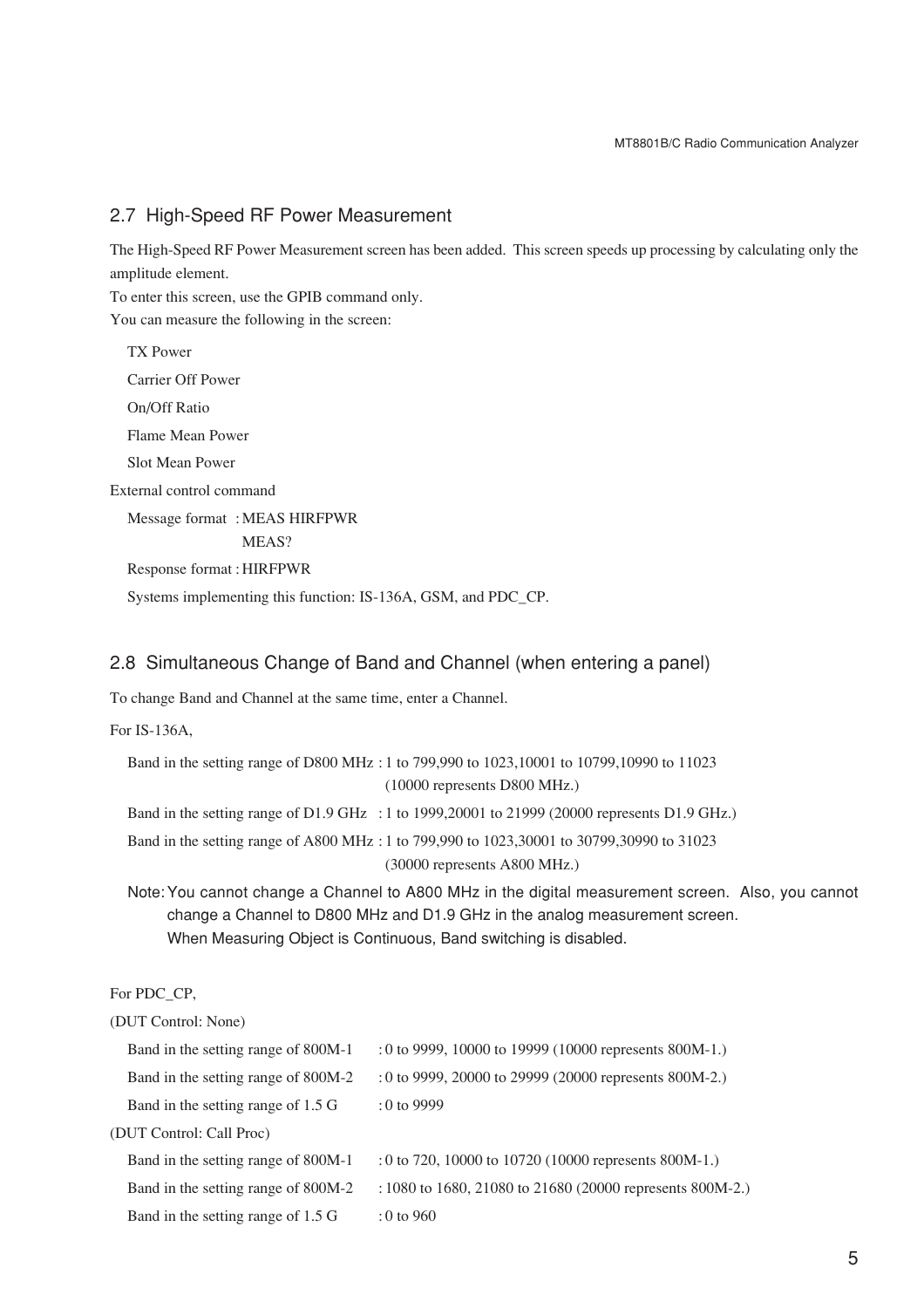## 2.7 High-Speed RF Power Measurement

The High-Speed RF Power Measurement screen has been added. This screen speeds up processing by calculating only the amplitude element.
To enter this screen, use the GPIB command only.
You can measure the following in the screen:

- TX Power
- Carrier Off Power
- On/Off Ratio
- Flame Mean Power
- Slot Mean Power

External control command

Message format : MEAS HIRFPWR
MEAS?

Response format : HIRFPWR

Systems implementing this function: IS-136A, GSM, and PDC_CP.

## 2.8 Simultaneous Change of Band and Channel (when entering a panel)

To change Band and Channel at the same time, enter a Channel.

For IS-136A,

Band in the setting range of D800 MHz : 1 to 799,990 to 1023,10001 to 10799,10990 to 11023 (10000 represents D800 MHz.)

Band in the setting range of D1.9 GHz : 1 to 1999,20001 to 21999 (20000 represents D1.9 GHz.)

Band in the setting range of A800 MHz : 1 to 799,990 to 1023,30001 to 30799,30990 to 31023 (30000 represents A800 MHz.)

Note: You cannot change a Channel to A800 MHz in the digital measurement screen. Also, you cannot change a Channel to D800 MHz and D1.9 GHz in the analog measurement screen.
When Measuring Object is Continuous, Band switching is disabled.

For PDC_CP,

(DUT Control: None)

Band in the setting range of 800M-1 : 0 to 9999, 10000 to 19999 (10000 represents 800M-1.)

Band in the setting range of 800M-2 : 0 to 9999, 20000 to 29999 (20000 represents 800M-2.)

Band in the setting range of 1.5 G : 0 to 9999

(DUT Control: Call Proc)

Band in the setting range of 800M-1 : 0 to 720, 10000 to 10720 (10000 represents 800M-1.)

Band in the setting range of 800M-2 : 1080 to 1680, 21080 to 21680 (20000 represents 800M-2.)

Band in the setting range of 1.5 G : 0 to 960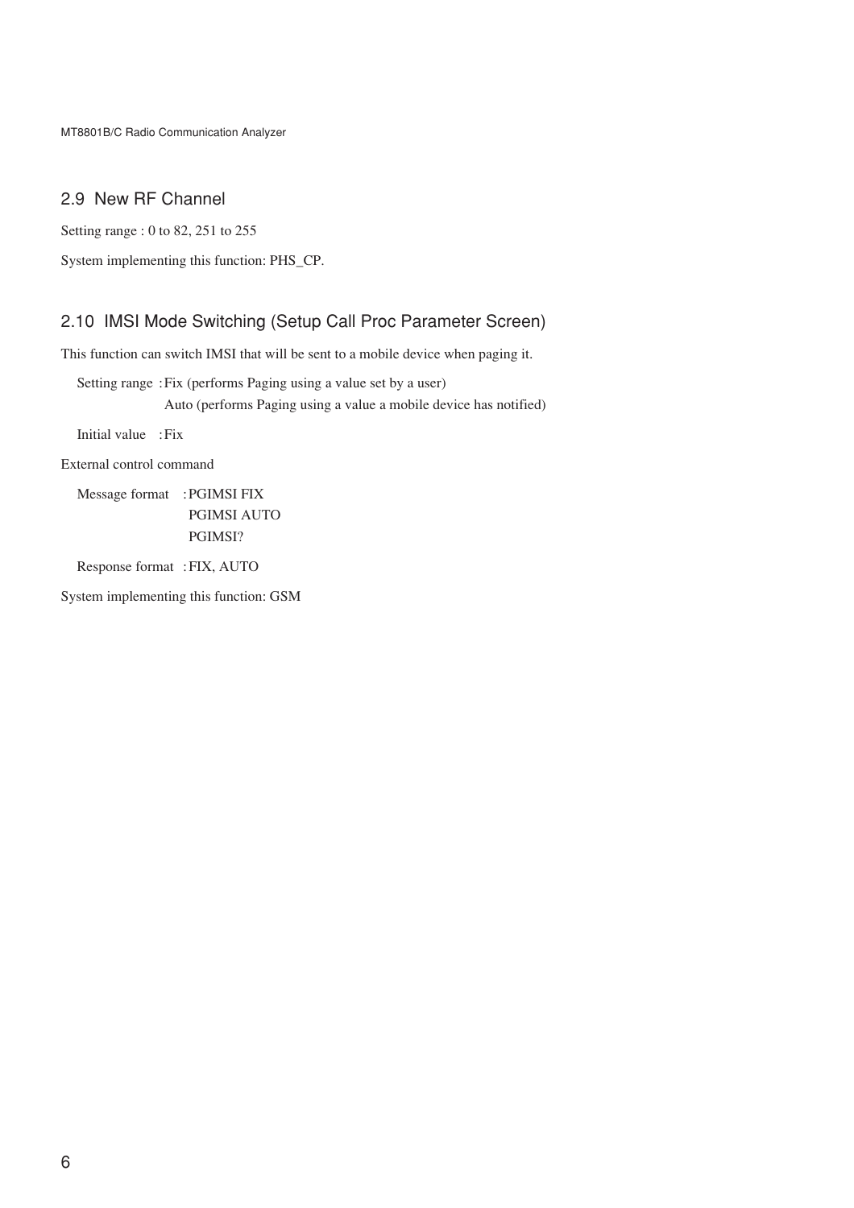## 2.9 New RF Channel

Setting range : 0 to 82, 251 to 255

System implementing this function: PHS_CP.

## 2.10 IMSI Mode Switching (Setup Call Proc Parameter Screen)

This function can switch IMSI that will be sent to a mobile device when paging it.

Setting range : Fix (performs Paging using a value set by a user)
Auto (performs Paging using a value a mobile device has notified)

Initial value : Fix

External control command

Message format : PGIMSI FIX
PGIMSI AUTO
PGIMSI?

Response format : FIX, AUTO

System implementing this function: GSM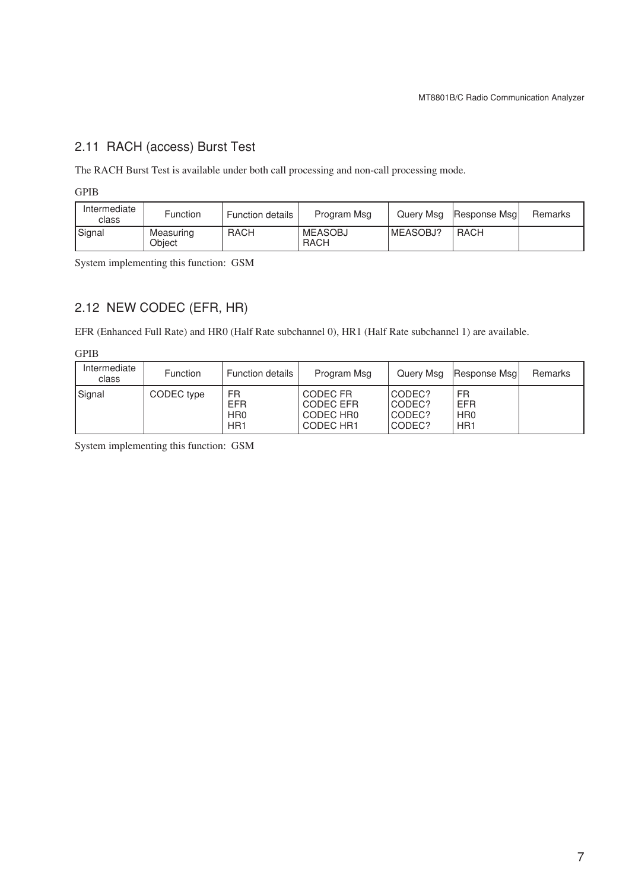## 2.11 RACH (access) Burst Test

The RACH Burst Test is available under both call processing and non-call processing mode.

GPIB

| Intermediate class | Function | Function details | Program Msg | Query Msg | Response Msg | Remarks |
|---|---|---|---|---|---|---|
| Signal | Measuring Object | RACH | MEASOBJ RACH | MEASOBJ? | RACH | |

System implementing this function: GSM

## 2.12 NEW CODEC (EFR, HR)

EFR (Enhanced Full Rate) and HR0 (Half Rate subchannel 0), HR1 (Half Rate subchannel 1) are available.

GPIB

| Intermediate class | Function | Function details | Program Msg | Query Msg | Response Msg | Remarks |
|---|---|---|---|---|---|---|
| Signal | CODEC type | FR<br>EFR<br>HR0<br>HR1 | CODEC FR<br>CODEC EFR<br>CODEC HR0<br>CODEC HR1 | CODEC?<br>CODEC?<br>CODEC?<br>CODEC? | FR<br>EFR<br>HR0<br>HR1 | |

System implementing this function: GSM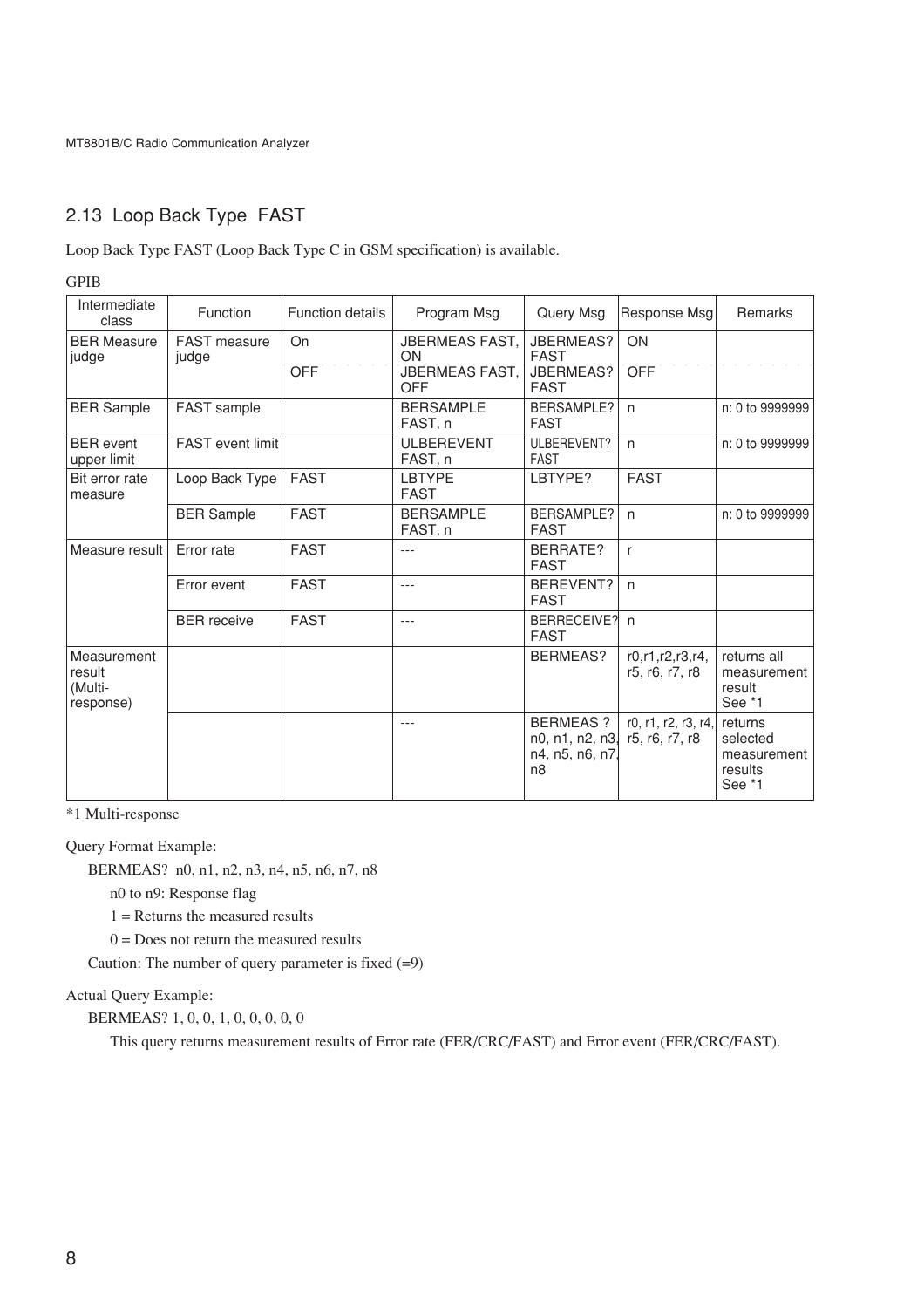## 2.13 Loop Back Type FAST

Loop Back Type FAST (Loop Back Type C in GSM specification) is available.

GPIB

| Intermediate class | Function | Function details | Program Msg | Query Msg | Response Msg | Remarks |
|---|---|---|---|---|---|---|
| BER Measure judge | FAST measure judge | On | JBERMEAS FAST, ON | JBERMEAS? FAST | ON | |
| | | OFF | JBERMEAS FAST, OFF | JBERMEAS? FAST | OFF | |
| BER Sample | FAST sample | | BERSAMPLE FAST, n | BERSAMPLE? FAST | n | n: 0 to 9999999 |
| BER event upper limit | FAST event limit | | ULBEREVENT FAST, n | ULBEREVENT? FAST | n | n: 0 to 9999999 |
| Bit error rate measure | Loop Back Type | FAST | LBTYPE FAST | LBTYPE? | FAST | |
| | BER Sample | FAST | BERSAMPLE FAST, n | BERSAMPLE? FAST | n | n: 0 to 9999999 |
| Measure result | Error rate | FAST | --- | BERRATE? FAST | r | |
| | Error event | FAST | --- | BEREVENT? FAST | n | |
| | BER receive | FAST | --- | BERRECEIVE? FAST | n | |
| Measurement result (Multi-response) | | | | BERMEAS? | r0,r1,r2,r3,r4, r5, r6, r7, r8 | returns all measurement result See *1 |
| | | | --- | BERMEAS ? n0, n1, n2, n3, n4, n5, n6, n7, n8 | r0, r1, r2, r3, r4, r5, r6, r7, r8 | returns selected measurement results See *1 |

*1 Multi-response

Query Format Example:

BERMEAS? n0, n1, n2, n3, n4, n5, n6, n7, n8

n0 to n9: Response flag

1 = Returns the measured results

0 = Does not return the measured results

Caution: The number of query parameter is fixed (=9)

Actual Query Example:

BERMEAS? 1, 0, 0, 1, 0, 0, 0, 0, 0

This query returns measurement results of Error rate (FER/CRC/FAST) and Error event (FER/CRC/FAST).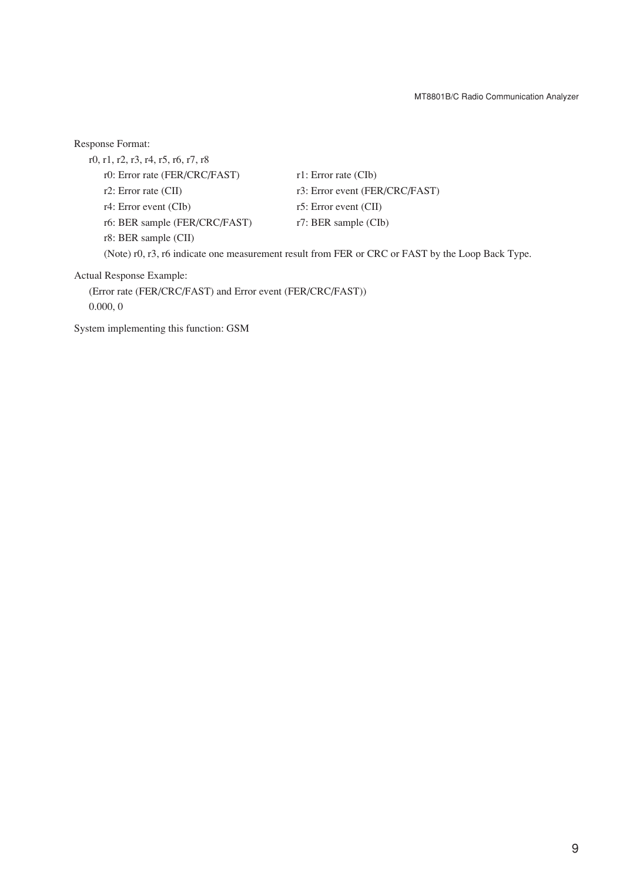Response Format:

r0, r1, r2, r3, r4, r5, r6, r7, r8

| | |
|---|---|
| r0: Error rate (FER/CRC/FAST) | r1: Error rate (CIb) |
| r2: Error rate (CII) | r3: Error event (FER/CRC/FAST) |
| r4: Error event (CIb) | r5: Error event (CII) |
| r6: BER sample (FER/CRC/FAST) | r7: BER sample (CIb) |
| r8: BER sample (CII) | |

(Note) r0, r3, r6 indicate one measurement result from FER or CRC or FAST by the Loop Back Type.

Actual Response Example:

(Error rate (FER/CRC/FAST) and Error event (FER/CRC/FAST))

0.000, 0

System implementing this function: GSM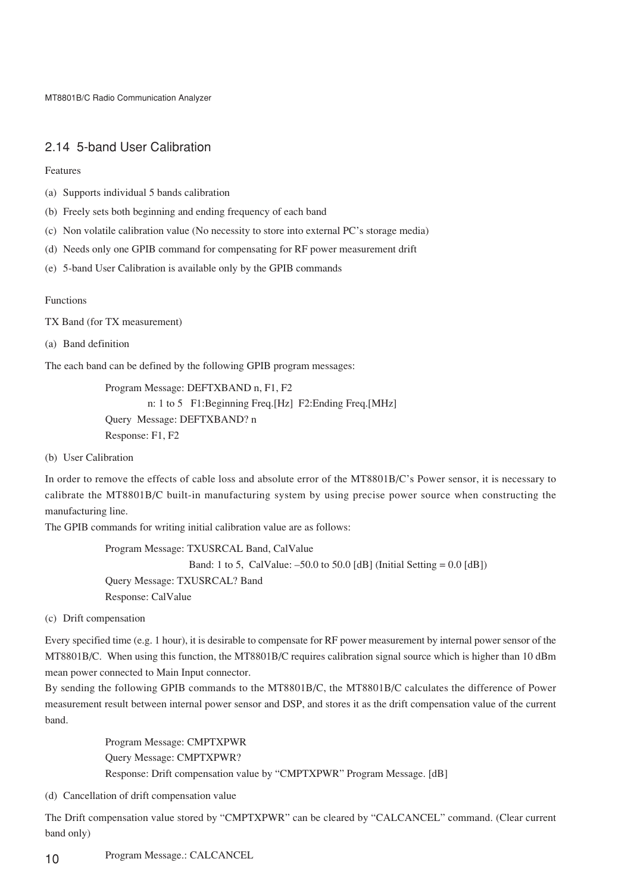## 2.14 5-band User Calibration

Features

(a) Supports individual 5 bands calibration

(b) Freely sets both beginning and ending frequency of each band

(c) Non volatile calibration value (No necessity to store into external PC's storage media)

(d) Needs only one GPIB command for compensating for RF power measurement drift

(e) 5-band User Calibration is available only by the GPIB commands

Functions

TX Band (for TX measurement)

(a) Band definition

The each band can be defined by the following GPIB program messages:

> Program Message: DEFTXBAND n, F1, F2
>
> n: 1 to 5   F1:Beginning Freq.[Hz]  F2:Ending Freq.[MHz]
>
> Query Message: DEFTXBAND? n
>
> Response: F1, F2

(b) User Calibration

In order to remove the effects of cable loss and absolute error of the MT8801B/C's Power sensor, it is necessary to calibrate the MT8801B/C built-in manufacturing system by using precise power source when constructing the manufacturing line.

The GPIB commands for writing initial calibration value are as follows:

> Program Message: TXUSRCAL Band, CalValue
>
> Band: 1 to 5,  CalValue: –50.0 to 50.0 [dB] (Initial Setting = 0.0 [dB])
>
> Query Message: TXUSRCAL? Band
>
> Response: CalValue

(c) Drift compensation

Every specified time (e.g. 1 hour), it is desirable to compensate for RF power measurement by internal power sensor of the MT8801B/C. When using this function, the MT8801B/C requires calibration signal source which is higher than 10 dBm mean power connected to Main Input connector.

By sending the following GPIB commands to the MT8801B/C, the MT8801B/C calculates the difference of Power measurement result between internal power sensor and DSP, and stores it as the drift compensation value of the current band.

> Program Message: CMPTXPWR
>
> Query Message: CMPTXPWR?
>
> Response: Drift compensation value by "CMPTXPWR" Program Message. [dB]

(d) Cancellation of drift compensation value

The Drift compensation value stored by "CMPTXPWR" can be cleared by "CALCANCEL" command. (Clear current band only)

> Program Message.: CALCANCEL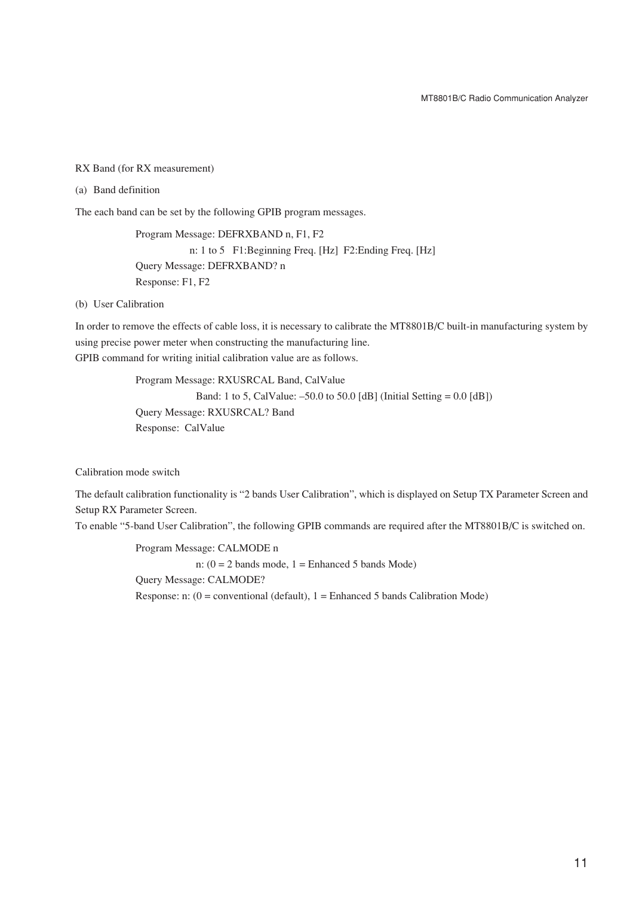RX Band (for RX measurement)

(a) Band definition

The each band can be set by the following GPIB program messages.

> Program Message: DEFRXBAND n, F1, F2
> 
> n: 1 to 5 F1:Beginning Freq. [Hz] F2:Ending Freq. [Hz]
> 
> Query Message: DEFRXBAND? n
> 
> Response: F1, F2

(b) User Calibration

In order to remove the effects of cable loss, it is necessary to calibrate the MT8801B/C built-in manufacturing system by using precise power meter when constructing the manufacturing line.
GPIB command for writing initial calibration value are as follows.

> Program Message: RXUSRCAL Band, CalValue
> 
> Band: 1 to 5, CalValue: –50.0 to 50.0 [dB] (Initial Setting = 0.0 [dB])
> 
> Query Message: RXUSRCAL? Band
> 
> Response: CalValue

Calibration mode switch

The default calibration functionality is "2 bands User Calibration", which is displayed on Setup TX Parameter Screen and Setup RX Parameter Screen.
To enable "5-band User Calibration", the following GPIB commands are required after the MT8801B/C is switched on.

> Program Message: CALMODE n
> 
> n: (0 = 2 bands mode, 1 = Enhanced 5 bands Mode)
> 
> Query Message: CALMODE?
> 
> Response: n: (0 = conventional (default), 1 = Enhanced 5 bands Calibration Mode)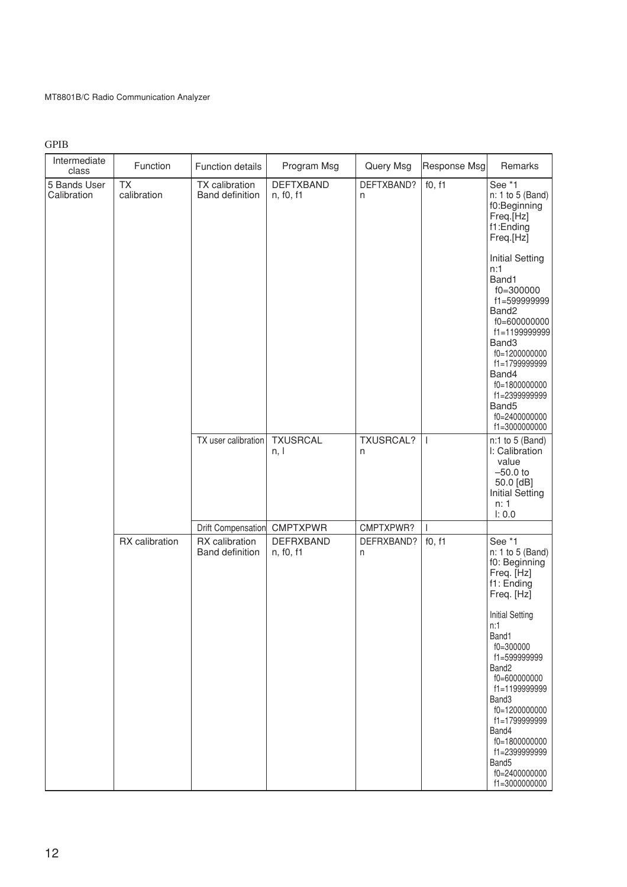GPIB

| Intermediate class | Function | Function details | Program Msg | Query Msg | Response Msg | Remarks |
|---|---|---|---|---|---|---|
| 5 Bands User Calibration | TX calibration | TX calibration Band definition | DEFTXBAND n, f0, f1 | DEFTXBAND? n | f0, f1 | See *1<br>n: 1 to 5 (Band)<br>f0:Beginning Freq.[Hz]<br>f1:Ending Freq.[Hz]<br><br>Initial Setting<br>n:1<br>Band1<br>f0=300000<br>f1=599999999<br>Band2<br>f0=600000000<br>f1=1199999999<br>Band3<br>f0=1200000000<br>f1=1799999999<br>Band4<br>f0=1800000000<br>f1=2399999999<br>Band5<br>f0=2400000000<br>f1=3000000000 |
| | | TX user calibration | TXUSRCAL n, l | TXUSRCAL? n | l | n:1 to 5 (Band)<br>l: Calibration value –50.0 to 50.0 [dB]<br>Initial Setting<br>n: 1<br>l: 0.0 |
| | | Drift Compensation | CMPTXPWR | CMPTXPWR? | l | |
| | RX calibration | RX calibration Band definition | DEFRXBAND n, f0, f1 | DEFRXBAND? n | f0, f1 | See *1<br>n: 1 to 5 (Band)<br>f0: Beginning Freq. [Hz]<br>f1: Ending Freq. [Hz]<br><br>Initial Setting<br>n:1<br>Band1<br>f0=300000<br>f1=599999999<br>Band2<br>f0=600000000<br>f1=1199999999<br>Band3<br>f0=1200000000<br>f1=1799999999<br>Band4<br>f0=1800000000<br>f1=2399999999<br>Band5<br>f0=2400000000<br>f1=3000000000 |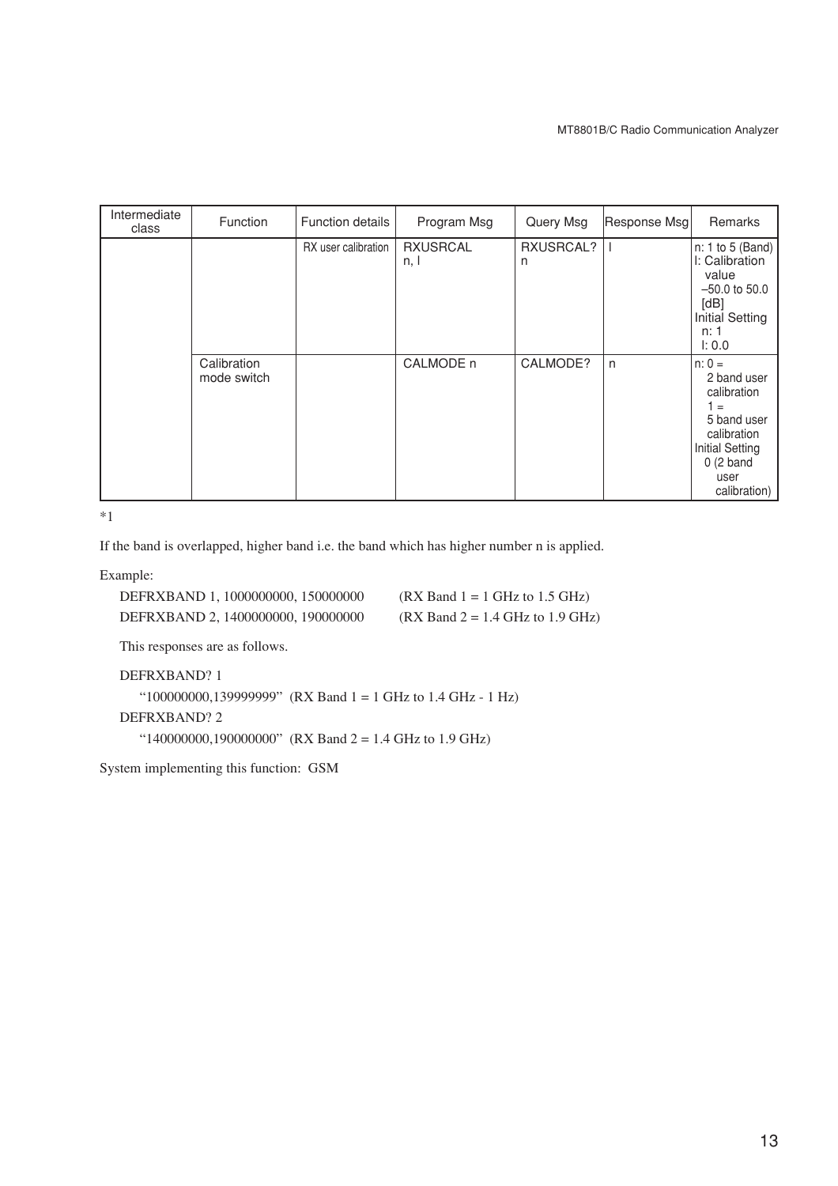| Intermediate class | Function | Function details | Program Msg | Query Msg | Response Msg | Remarks |
|---|---|---|---|---|---|---|
| | | RX user calibration | RXUSRCAL n, l | RXUSRCAL? n | l | n: 1 to 5 (Band) l: Calibration value –50.0 to 50.0 [dB] Initial Setting n: 1 l: 0.0 |
| | Calibration mode switch | | CALMODE n | CALMODE? | n | n: 0 = 2 band user calibration 1 = 5 band user calibration Initial Setting 0 (2 band user calibration) |

*1

If the band is overlapped, higher band i.e. the band which has higher number n is applied.

Example:

DEFRXBAND 1, 1000000000, 150000000 (RX Band 1 = 1 GHz to 1.5 GHz)
DEFRXBAND 2, 1400000000, 190000000 (RX Band 2 = 1.4 GHz to 1.9 GHz)

This responses are as follows.

DEFRXBAND? 1

"100000000,139999999" (RX Band 1 = 1 GHz to 1.4 GHz - 1 Hz)

DEFRXBAND? 2

"140000000,190000000" (RX Band 2 = 1.4 GHz to 1.9 GHz)

System implementing this function: GSM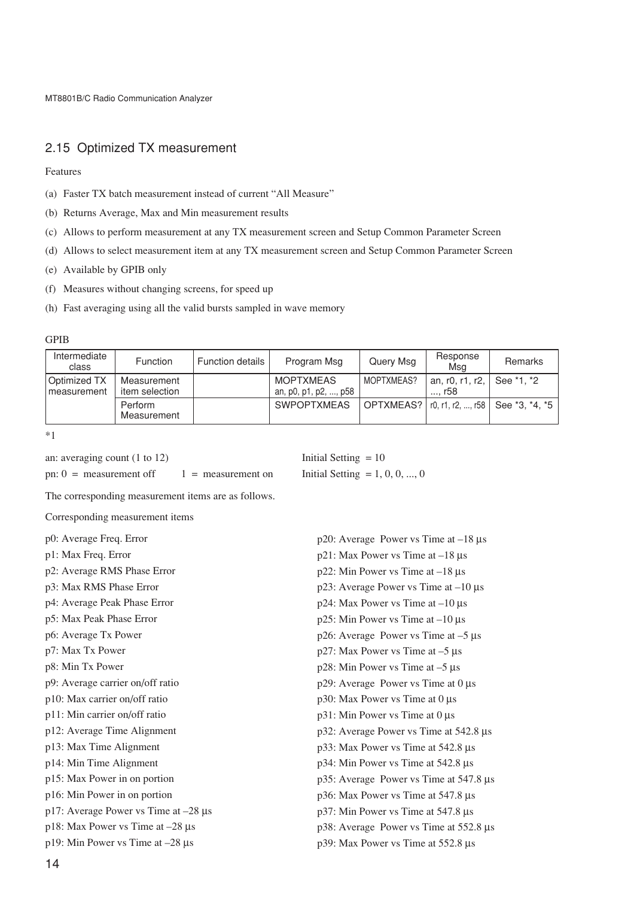## 2.15 Optimized TX measurement

Features

(a) Faster TX batch measurement instead of current "All Measure"

(b) Returns Average, Max and Min measurement results

(c) Allows to perform measurement at any TX measurement screen and Setup Common Parameter Screen

(d) Allows to select measurement item at any TX measurement screen and Setup Common Parameter Screen

(e) Available by GPIB only

(f) Measures without changing screens, for speed up

(h) Fast averaging using all the valid bursts sampled in wave memory

GPIB

| Intermediate class | Function | Function details | Program Msg | Query Msg | Response Msg | Remarks |
|---|---|---|---|---|---|---|
| Optimized TX measurement | Measurement item selection | | MOPTXMEAS an, p0, p1, p2, ..., p58 | MOPTXMEAS? | an, r0, r1, r2, ..., r58 | See *1, *2 |
| | Perform Measurement | | SWPOPTXMEAS | OPTXMEAS? | r0, r1, r2, ..., r58 | See *3, *4, *5 |

*1

an: averaging count (1 to 12) Initial Setting = 10

pn: 0 = measurement off 1 = measurement on Initial Setting = 1, 0, 0, ..., 0

The corresponding measurement items are as follows.

Corresponding measurement items

p0: Average Freq. Error
p1: Max Freq. Error
p2: Average RMS Phase Error
p3: Max RMS Phase Error
p4: Average Peak Phase Error
p5: Max Peak Phase Error
p6: Average Tx Power
p7: Max Tx Power
p8: Min Tx Power
p9: Average carrier on/off ratio
p10: Max carrier on/off ratio
p11: Min carrier on/off ratio
p12: Average Time Alignment
p13: Max Time Alignment
p14: Min Time Alignment
p15: Max Power in on portion
p16: Min Power in on portion
p17: Average Power vs Time at –28 µs
p18: Max Power vs Time at –28 µs
p19: Min Power vs Time at –28 µs
p20: Average Power vs Time at –18 µs
p21: Max Power vs Time at –18 µs
p22: Min Power vs Time at –18 µs
p23: Average Power vs Time at –10 µs
p24: Max Power vs Time at –10 µs
p25: Min Power vs Time at –10 µs
p26: Average Power vs Time at –5 µs
p27: Max Power vs Time at –5 µs
p28: Min Power vs Time at –5 µs
p29: Average Power vs Time at 0 µs
p30: Max Power vs Time at 0 µs
p31: Min Power vs Time at 0 µs
p32: Average Power vs Time at 542.8 µs
p33: Max Power vs Time at 542.8 µs
p34: Min Power vs Time at 542.8 µs
p35: Average Power vs Time at 547.8 µs
p36: Max Power vs Time at 547.8 µs
p37: Min Power vs Time at 547.8 µs
p38: Average Power vs Time at 552.8 µs
p39: Max Power vs Time at 552.8 µs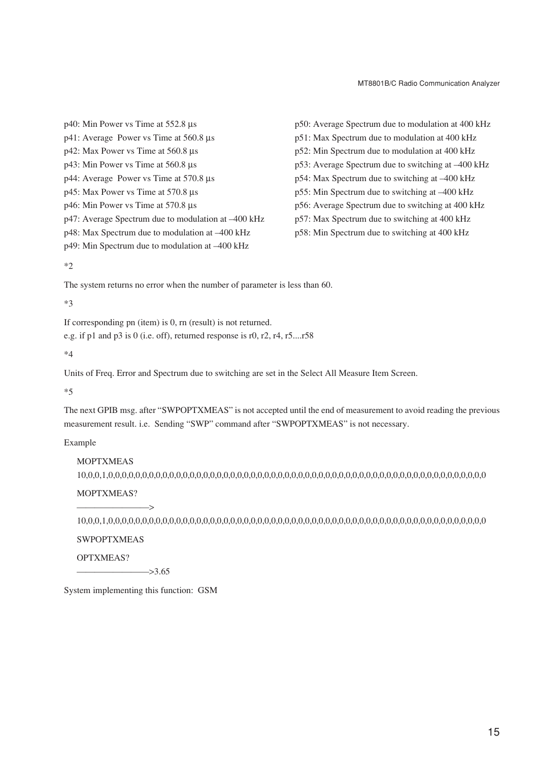p40: Min Power vs Time at 552.8 µs
p41: Average Power vs Time at 560.8 µs
p42: Max Power vs Time at 560.8 µs
p43: Min Power vs Time at 560.8 µs
p44: Average Power vs Time at 570.8 µs
p45: Max Power vs Time at 570.8 µs
p46: Min Power vs Time at 570.8 µs
p47: Average Spectrum due to modulation at –400 kHz
p48: Max Spectrum due to modulation at –400 kHz
p49: Min Spectrum due to modulation at –400 kHz
p50: Average Spectrum due to modulation at 400 kHz
p51: Max Spectrum due to modulation at 400 kHz
p52: Min Spectrum due to modulation at 400 kHz
p53: Average Spectrum due to switching at –400 kHz
p54: Max Spectrum due to switching at –400 kHz
p55: Min Spectrum due to switching at –400 kHz
p56: Average Spectrum due to switching at 400 kHz
p57: Max Spectrum due to switching at 400 kHz
p58: Min Spectrum due to switching at 400 kHz

*2

The system returns no error when the number of parameter is less than 60.

*3

If corresponding pn (item) is 0, rn (result) is not returned.
e.g. if p1 and p3 is 0 (i.e. off), returned response is r0, r2, r4, r5....r58

*4

Units of Freq. Error and Spectrum due to switching are set in the Select All Measure Item Screen.

*5

The next GPIB msg. after “SWPOPTXMEAS” is not accepted until the end of measurement to avoid reading the previous measurement result. i.e. Sending “SWP” command after “SWPOPTXMEAS” is not necessary.

Example

```
MOPTXMEAS 10,0,0,1,0,0,0,0,0,0,0,0,0,0,0,0,0,0,0,0,0,0,0,0,0,0,0,0,0,0,0,0,0,0,0,0,0,0,0,0,0,0,0,0,0,0,0,0,0,0,0,0,0,0,0,0,0,0,0,0
MOPTXMEAS?
————————>
10,0,0,1,0,0,0,0,0,0,0,0,0,0,0,0,0,0,0,0,0,0,0,0,0,0,0,0,0,0,0,0,0,0,0,0,0,0,0,0,0,0,0,0,0,0,0,0,0,0,0,0,0,0,0,0,0,0,0,0
SWPOPTXMEAS
OPTXMEAS?
————————>3.65
```

System implementing this function: GSM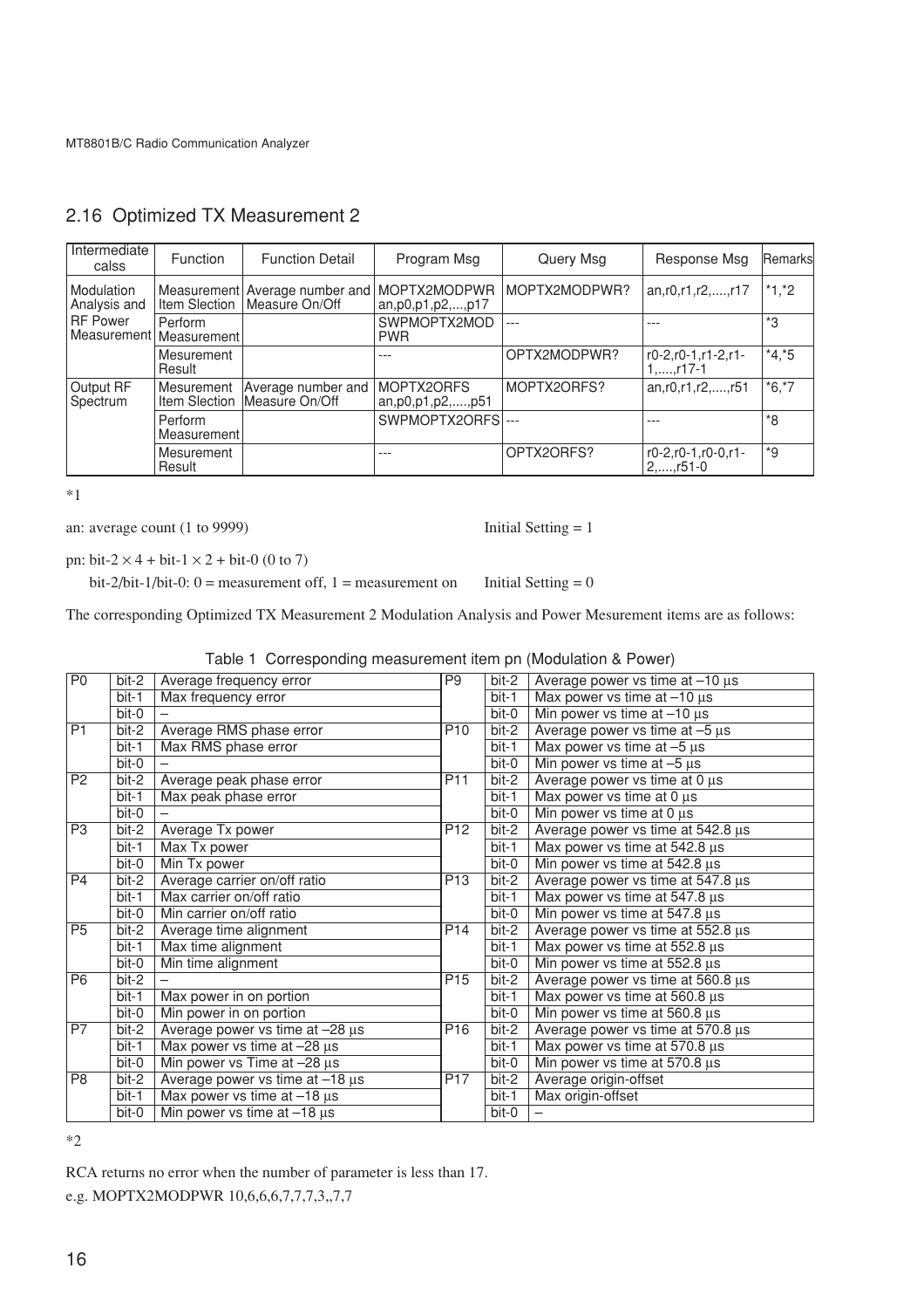## 2.16 Optimized TX Measurement 2

| Intermediate calss | Function | Function Detail | Program Msg | Query Msg | Response Msg | Remarks |
|---|---|---|---|---|---|---|
| Modulation Analysis and RF Power Measurement | Measurement Item Slection | Average number and Measure On/Off | MOPTX2MODPWR an,p0,p1,p2,...,p17 | MOPTX2MODPWR? | an,r0,r1,r2,....,r17 | *1,*2 |
| | Perform Measurement | | SWPMOPTX2MODPWR | --- | --- | *3 |
| | Mesurement Result | | --- | OPTX2MODPWR? | r0-2,r0-1,r1-2,r1-1,....,r17-1 | *4,*5 |
| Output RF Spectrum | Mesurement Item Slection | Average number and Measure On/Off | MOPTX2ORFS an,p0,p1,p2,....,p51 | MOPTX2ORFS? | an,r0,r1,r2,....,r51 | *6,*7 |
| | Perform Measurement | | SWPMOPTX2ORFS | --- | --- | *8 |
| | Mesurement Result | | --- | OPTX2ORFS? | r0-2,r0-1,r0-0,r1-2,....,r51-0 | *9 |

*1

an: average count (1 to 9999) Initial Setting = 1

pn: bit-2 × 4 + bit-1 × 2 + bit-0 (0 to 7)

bit-2/bit-1/bit-0: 0 = measurement off, 1 = measurement on Initial Setting = 0

The corresponding Optimized TX Measurement 2 Modulation Analysis and Power Mesurement items are as follows:

Table 1 Corresponding measurement item pn (Modulation & Power)

| | | | | | |
|---|---|---|---|---|---|
| P0 | bit-2 | Average frequency error | P9 | bit-2 | Average power vs time at –10 µs |
| | bit-1 | Max frequency error | | bit-1 | Max power vs time at –10 µs |
| | bit-0 | – | | bit-0 | Min power vs time at –10 µs |
| P1 | bit-2 | Average RMS phase error | P10 | bit-2 | Average power vs time at –5 µs |
| | bit-1 | Max RMS phase error | | bit-1 | Max power vs time at –5 µs |
| | bit-0 | – | | bit-0 | Min power vs time at –5 µs |
| P2 | bit-2 | Average peak phase error | P11 | bit-2 | Average power vs time at 0 µs |
| | bit-1 | Max peak phase error | | bit-1 | Max power vs time at 0 µs |
| | bit-0 | – | | bit-0 | Min power vs time at 0 µs |
| P3 | bit-2 | Average Tx power | P12 | bit-2 | Average power vs time at 542.8 µs |
| | bit-1 | Max Tx power | | bit-1 | Max power vs time at 542.8 µs |
| | bit-0 | Min Tx power | | bit-0 | Min power vs time at 542.8 µs |
| P4 | bit-2 | Average carrier on/off ratio | P13 | bit-2 | Average power vs time at 547.8 µs |
| | bit-1 | Max carrier on/off ratio | | bit-1 | Max power vs time at 547.8 µs |
| | bit-0 | Min carrier on/off ratio | | bit-0 | Min power vs time at 547.8 µs |
| P5 | bit-2 | Average time alignment | P14 | bit-2 | Average power vs time at 552.8 µs |
| | bit-1 | Max time alignment | | bit-1 | Max power vs time at 552.8 µs |
| | bit-0 | Min time alignment | | bit-0 | Min power vs time at 552.8 µs |
| P6 | bit-2 | – | P15 | bit-2 | Average power vs time at 560.8 µs |
| | bit-1 | Max power in on portion | | bit-1 | Max power vs time at 560.8 µs |
| | bit-0 | Min power in on portion | | bit-0 | Min power vs time at 560.8 µs |
| P7 | bit-2 | Average power vs time at –28 µs | P16 | bit-2 | Average power vs time at 570.8 µs |
| | bit-1 | Max power vs time at –28 µs | | bit-1 | Max power vs time at 570.8 µs |
| | bit-0 | Min power vs Time at –28 µs | | bit-0 | Min power vs time at 570.8 µs |
| P8 | bit-2 | Average power vs time at –18 µs | P17 | bit-2 | Average origin-offset |
| | bit-1 | Max power vs time at –18 µs | | bit-1 | Max origin-offset |
| | bit-0 | Min power vs time at –18 µs | | bit-0 | – |

*2

RCA returns no error when the number of parameter is less than 17.

e.g. MOPTX2MODPWR 10,6,6,6,7,7,7,3,,7,7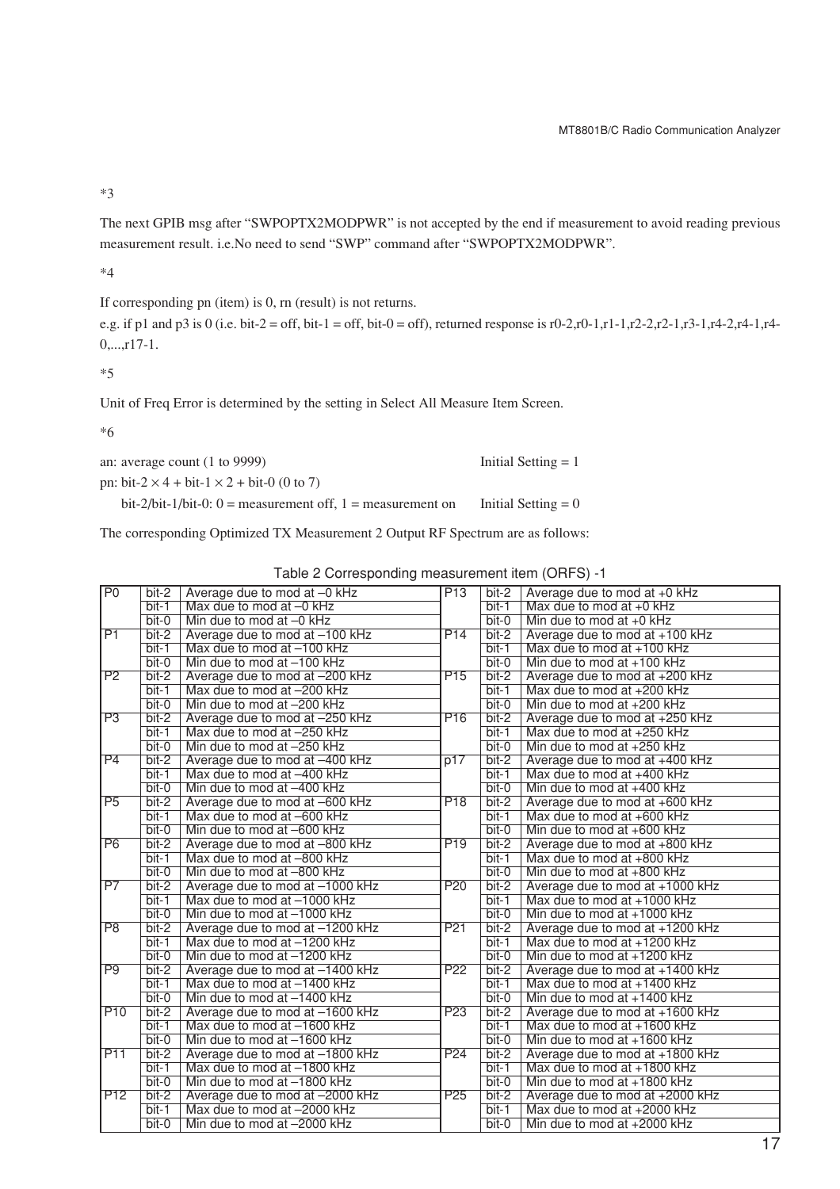*3

The next GPIB msg after “SWPOPTX2MODPWR” is not accepted by the end if measurement to avoid reading previous measurement result. i.e.No need to send “SWP” command after “SWPOPTX2MODPWR”.

*4

If corresponding pn (item) is 0, rn (result) is not returns.
e.g. if p1 and p3 is 0 (i.e. bit-2 = off, bit-1 = off, bit-0 = off), returned response is r0-2,r0-1,r1-1,r2-2,r2-1,r3-1,r4-2,r4-1,r4-0,...,r17-1.

*5

Unit of Freq Error is determined by the setting in Select All Measure Item Screen.

*6

an: average count (1 to 9999) Initial Setting = 1

pn: bit-2 × 4 + bit-1 × 2 + bit-0 (0 to 7)

bit-2/bit-1/bit-0: 0 = measurement off, 1 = measurement on Initial Setting = 0

The corresponding Optimized TX Measurement 2 Output RF Spectrum are as follows:

Table 2 Corresponding measurement item (ORFS) -1

| | | | | | |
|---|---|---|---|---|---|
| P0 | bit-2 | Average due to mod at –0 kHz | P13 | bit-2 | Average due to mod at +0 kHz |
| | bit-1 | Max due to mod at –0 kHz | | bit-1 | Max due to mod at +0 kHz |
| | bit-0 | Min due to mod at –0 kHz | | bit-0 | Min due to mod at +0 kHz |
| P1 | bit-2 | Average due to mod at –100 kHz | P14 | bit-2 | Average due to mod at +100 kHz |
| | bit-1 | Max due to mod at –100 kHz | | bit-1 | Max due to mod at +100 kHz |
| | bit-0 | Min due to mod at –100 kHz | | bit-0 | Min due to mod at +100 kHz |
| P2 | bit-2 | Average due to mod at –200 kHz | P15 | bit-2 | Average due to mod at +200 kHz |
| | bit-1 | Max due to mod at –200 kHz | | bit-1 | Max due to mod at +200 kHz |
| | bit-0 | Min due to mod at –200 kHz | | bit-0 | Min due to mod at +200 kHz |
| P3 | bit-2 | Average due to mod at –250 kHz | P16 | bit-2 | Average due to mod at +250 kHz |
| | bit-1 | Max due to mod at –250 kHz | | bit-1 | Max due to mod at +250 kHz |
| | bit-0 | Min due to mod at –250 kHz | | bit-0 | Min due to mod at +250 kHz |
| P4 | bit-2 | Average due to mod at –400 kHz | p17 | bit-2 | Average due to mod at +400 kHz |
| | bit-1 | Max due to mod at –400 kHz | | bit-1 | Max due to mod at +400 kHz |
| | bit-0 | Min due to mod at –400 kHz | | bit-0 | Min due to mod at +400 kHz |
| P5 | bit-2 | Average due to mod at –600 kHz | P18 | bit-2 | Average due to mod at +600 kHz |
| | bit-1 | Max due to mod at –600 kHz | | bit-1 | Max due to mod at +600 kHz |
| | bit-0 | Min due to mod at –600 kHz | | bit-0 | Min due to mod at +600 kHz |
| P6 | bit-2 | Average due to mod at –800 kHz | P19 | bit-2 | Average due to mod at +800 kHz |
| | bit-1 | Max due to mod at –800 kHz | | bit-1 | Max due to mod at +800 kHz |
| | bit-0 | Min due to mod at –800 kHz | | bit-0 | Min due to mod at +800 kHz |
| P7 | bit-2 | Average due to mod at –1000 kHz | P20 | bit-2 | Average due to mod at +1000 kHz |
| | bit-1 | Max due to mod at –1000 kHz | | bit-1 | Max due to mod at +1000 kHz |
| | bit-0 | Min due to mod at –1000 kHz | | bit-0 | Min due to mod at +1000 kHz |
| P8 | bit-2 | Average due to mod at –1200 kHz | P21 | bit-2 | Average due to mod at +1200 kHz |
| | bit-1 | Max due to mod at –1200 kHz | | bit-1 | Max due to mod at +1200 kHz |
| | bit-0 | Min due to mod at –1200 kHz | | bit-0 | Min due to mod at +1200 kHz |
| P9 | bit-2 | Average due to mod at –1400 kHz | P22 | bit-2 | Average due to mod at +1400 kHz |
| | bit-1 | Max due to mod at –1400 kHz | | bit-1 | Max due to mod at +1400 kHz |
| | bit-0 | Min due to mod at –1400 kHz | | bit-0 | Min due to mod at +1400 kHz |
| P10 | bit-2 | Average due to mod at –1600 kHz | P23 | bit-2 | Average due to mod at +1600 kHz |
| | bit-1 | Max due to mod at –1600 kHz | | bit-1 | Max due to mod at +1600 kHz |
| | bit-0 | Min due to mod at –1600 kHz | | bit-0 | Min due to mod at +1600 kHz |
| P11 | bit-2 | Average due to mod at –1800 kHz | P24 | bit-2 | Average due to mod at +1800 kHz |
| | bit-1 | Max due to mod at –1800 kHz | | bit-1 | Max due to mod at +1800 kHz |
| | bit-0 | Min due to mod at –1800 kHz | | bit-0 | Min due to mod at +1800 kHz |
| P12 | bit-2 | Average due to mod at –2000 kHz | P25 | bit-2 | Average due to mod at +2000 kHz |
| | bit-1 | Max due to mod at –2000 kHz | | bit-1 | Max due to mod at +2000 kHz |
| | bit-0 | Min due to mod at –2000 kHz | | bit-0 | Min due to mod at +2000 kHz |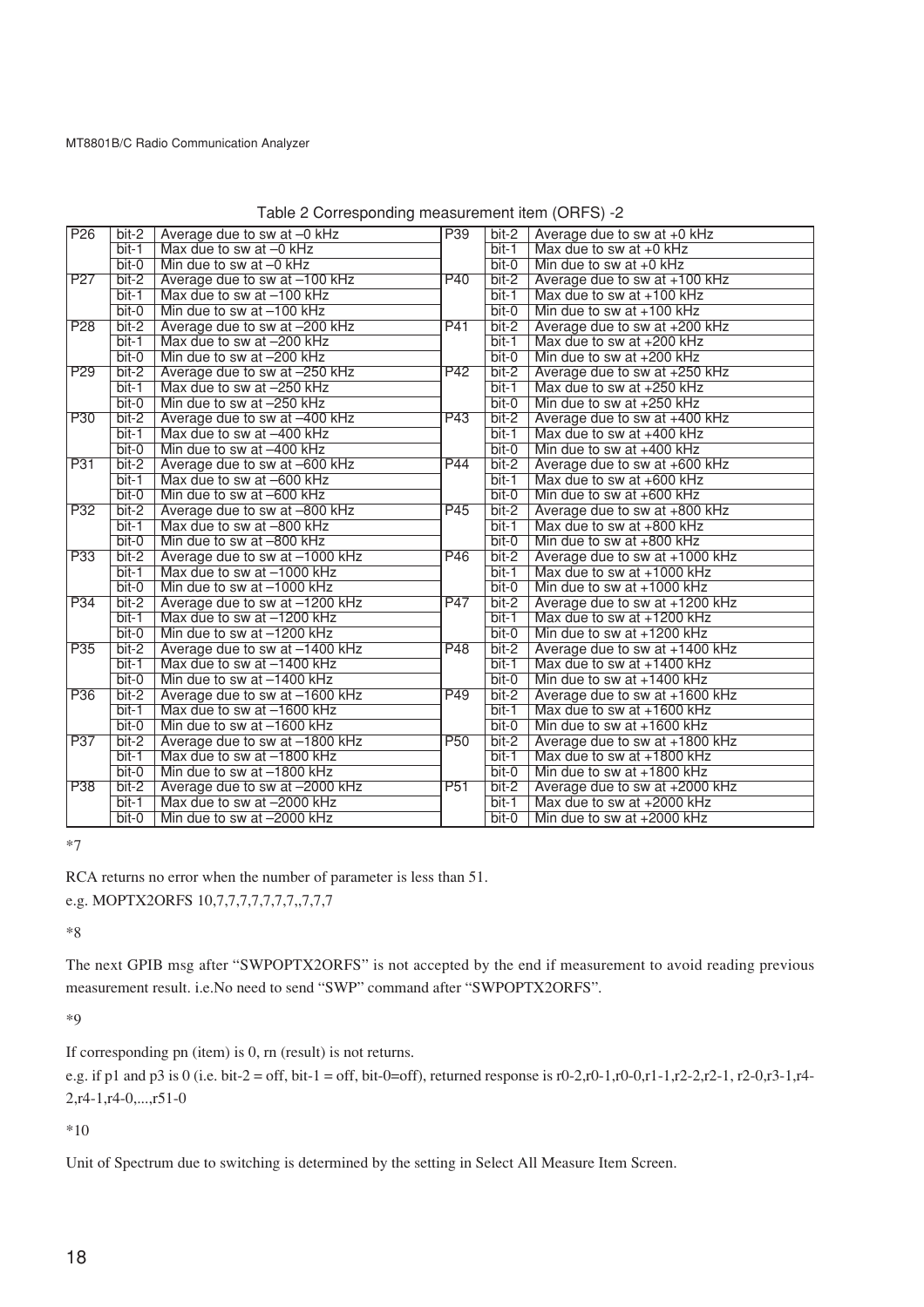Table 2 Corresponding measurement item (ORFS) -2

| | | | | | |
|---|---|---|---|---|---|
| P26 | bit-2 | Average due to sw at –0 kHz | P39 | bit-2 | Average due to sw at +0 kHz |
| | bit-1 | Max due to sw at –0 kHz | | bit-1 | Max due to sw at +0 kHz |
| | bit-0 | Min due to sw at –0 kHz | | bit-0 | Min due to sw at +0 kHz |
| P27 | bit-2 | Average due to sw at –100 kHz | P40 | bit-2 | Average due to sw at +100 kHz |
| | bit-1 | Max due to sw at –100 kHz | | bit-1 | Max due to sw at +100 kHz |
| | bit-0 | Min due to sw at –100 kHz | | bit-0 | Min due to sw at +100 kHz |
| P28 | bit-2 | Average due to sw at –200 kHz | P41 | bit-2 | Average due to sw at +200 kHz |
| | bit-1 | Max due to sw at –200 kHz | | bit-1 | Max due to sw at +200 kHz |
| | bit-0 | Min due to sw at –200 kHz | | bit-0 | Min due to sw at +200 kHz |
| P29 | bit-2 | Average due to sw at –250 kHz | P42 | bit-2 | Average due to sw at +250 kHz |
| | bit-1 | Max due to sw at –250 kHz | | bit-1 | Max due to sw at +250 kHz |
| | bit-0 | Min due to sw at –250 kHz | | bit-0 | Min due to sw at +250 kHz |
| P30 | bit-2 | Average due to sw at –400 kHz | P43 | bit-2 | Average due to sw at +400 kHz |
| | bit-1 | Max due to sw at –400 kHz | | bit-1 | Max due to sw at +400 kHz |
| | bit-0 | Min due to sw at –400 kHz | | bit-0 | Min due to sw at +400 kHz |
| P31 | bit-2 | Average due to sw at –600 kHz | P44 | bit-2 | Average due to sw at +600 kHz |
| | bit-1 | Max due to sw at –600 kHz | | bit-1 | Max due to sw at +600 kHz |
| | bit-0 | Min due to sw at –600 kHz | | bit-0 | Min due to sw at +600 kHz |
| P32 | bit-2 | Average due to sw at –800 kHz | P45 | bit-2 | Average due to sw at +800 kHz |
| | bit-1 | Max due to sw at –800 kHz | | bit-1 | Max due to sw at +800 kHz |
| | bit-0 | Min due to sw at –800 kHz | | bit-0 | Min due to sw at +800 kHz |
| P33 | bit-2 | Average due to sw at –1000 kHz | P46 | bit-2 | Average due to sw at +1000 kHz |
| | bit-1 | Max due to sw at –1000 kHz | | bit-1 | Max due to sw at +1000 kHz |
| | bit-0 | Min due to sw at –1000 kHz | | bit-0 | Min due to sw at +1000 kHz |
| P34 | bit-2 | Average due to sw at –1200 kHz | P47 | bit-2 | Average due to sw at +1200 kHz |
| | bit-1 | Max due to sw at –1200 kHz | | bit-1 | Max due to sw at +1200 kHz |
| | bit-0 | Min due to sw at –1200 kHz | | bit-0 | Min due to sw at +1200 kHz |
| P35 | bit-2 | Average due to sw at –1400 kHz | P48 | bit-2 | Average due to sw at +1400 kHz |
| | bit-1 | Max due to sw at –1400 kHz | | bit-1 | Max due to sw at +1400 kHz |
| | bit-0 | Min due to sw at –1400 kHz | | bit-0 | Min due to sw at +1400 kHz |
| P36 | bit-2 | Average due to sw at –1600 kHz | P49 | bit-2 | Average due to sw at +1600 kHz |
| | bit-1 | Max due to sw at –1600 kHz | | bit-1 | Max due to sw at +1600 kHz |
| | bit-0 | Min due to sw at –1600 kHz | | bit-0 | Min due to sw at +1600 kHz |
| P37 | bit-2 | Average due to sw at –1800 kHz | P50 | bit-2 | Average due to sw at +1800 kHz |
| | bit-1 | Max due to sw at –1800 kHz | | bit-1 | Max due to sw at +1800 kHz |
| | bit-0 | Min due to sw at –1800 kHz | | bit-0 | Min due to sw at +1800 kHz |
| P38 | bit-2 | Average due to sw at –2000 kHz | P51 | bit-2 | Average due to sw at +2000 kHz |
| | bit-1 | Max due to sw at –2000 kHz | | bit-1 | Max due to sw at +2000 kHz |
| | bit-0 | Min due to sw at –2000 kHz | | bit-0 | Min due to sw at +2000 kHz |

*7

RCA returns no error when the number of parameter is less than 51.

e.g. MOPTX2ORFS 10,7,7,7,7,7,7,7,,7,7,7

*8

The next GPIB msg after "SWPOPTX2ORFS" is not accepted by the end if measurement to avoid reading previous measurement result. i.e.No need to send "SWP" command after "SWPOPTX2ORFS".

*9

If corresponding pn (item) is 0, rn (result) is not returns.

e.g. if p1 and p3 is 0 (i.e. bit-2 = off, bit-1 = off, bit-0=off), returned response is r0-2,r0-1,r0-0,r1-1,r2-2,r2-1, r2-0,r3-1,r4-2,r4-1,r4-0,...,r51-0

*10

Unit of Spectrum due to switching is determined by the setting in Select All Measure Item Screen.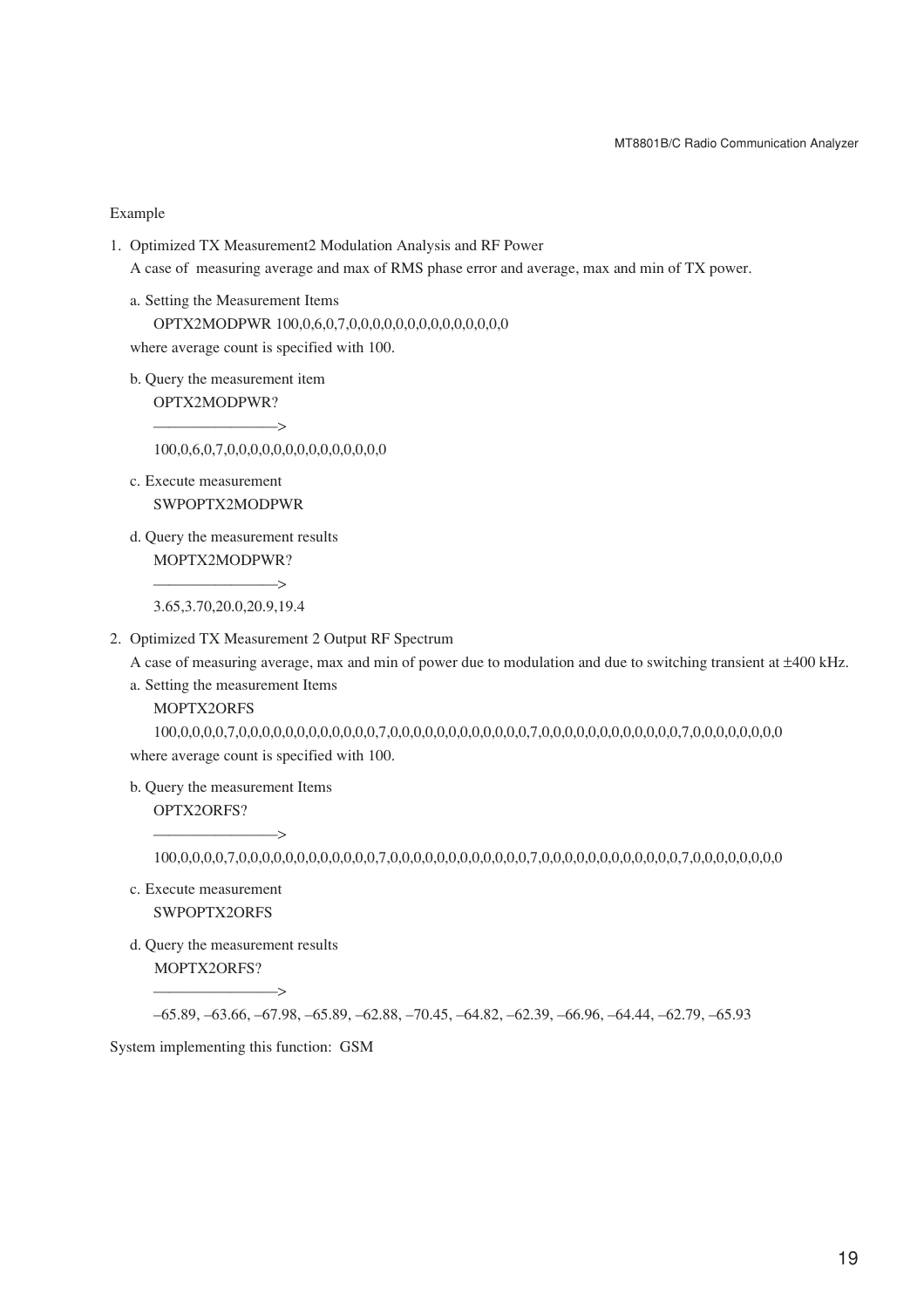Example

1. Optimized TX Measurement2 Modulation Analysis and RF Power

   A case of measuring average and max of RMS phase error and average, max and min of TX power.

   a. Setting the Measurement Items

      OPTX2MODPWR 100,0,6,0,7,0,0,0,0,0,0,0,0,0,0,0,0,0,0,0

   where average count is specified with 100.

   b. Query the measurement item

      OPTX2MODPWR?

      ————————>

      100,0,6,0,7,0,0,0,0,0,0,0,0,0,0,0,0,0,0,0

   c. Execute measurement

      SWPOPTX2MODPWR

   d. Query the measurement results

      MOPTX2MODPWR?

      ————————>

      3.65,3.70,20.0,20.9,19.4

2. Optimized TX Measurement 2 Output RF Spectrum

   A case of measuring average, max and min of power due to modulation and due to switching transient at ±400 kHz.

   a. Setting the measurement Items

      MOPTX2ORFS

      100,0,0,0,0,7,0,0,0,0,0,0,0,0,0,0,0,0,0,7,0,0,0,0,0,0,0,0,0,0,0,0,0,7,0,0,0,0,0,0,0,0,0,0,0,0,0,7,0,0,0,0,0,0,0,0

   where average count is specified with 100.

   b. Query the measurement Items

      OPTX2ORFS?

      ————————>

      100,0,0,0,0,7,0,0,0,0,0,0,0,0,0,0,0,0,0,7,0,0,0,0,0,0,0,0,0,0,0,0,0,7,0,0,0,0,0,0,0,0,0,0,0,0,0,7,0,0,0,0,0,0,0,0

   c. Execute measurement

      SWPOPTX2ORFS

   d. Query the measurement results

      MOPTX2ORFS?

      ————————>

      –65.89, –63.66, –67.98, –65.89, –62.88, –70.45, –64.82, –62.39, –66.96, –64.44, –62.79, –65.93

System implementing this function: GSM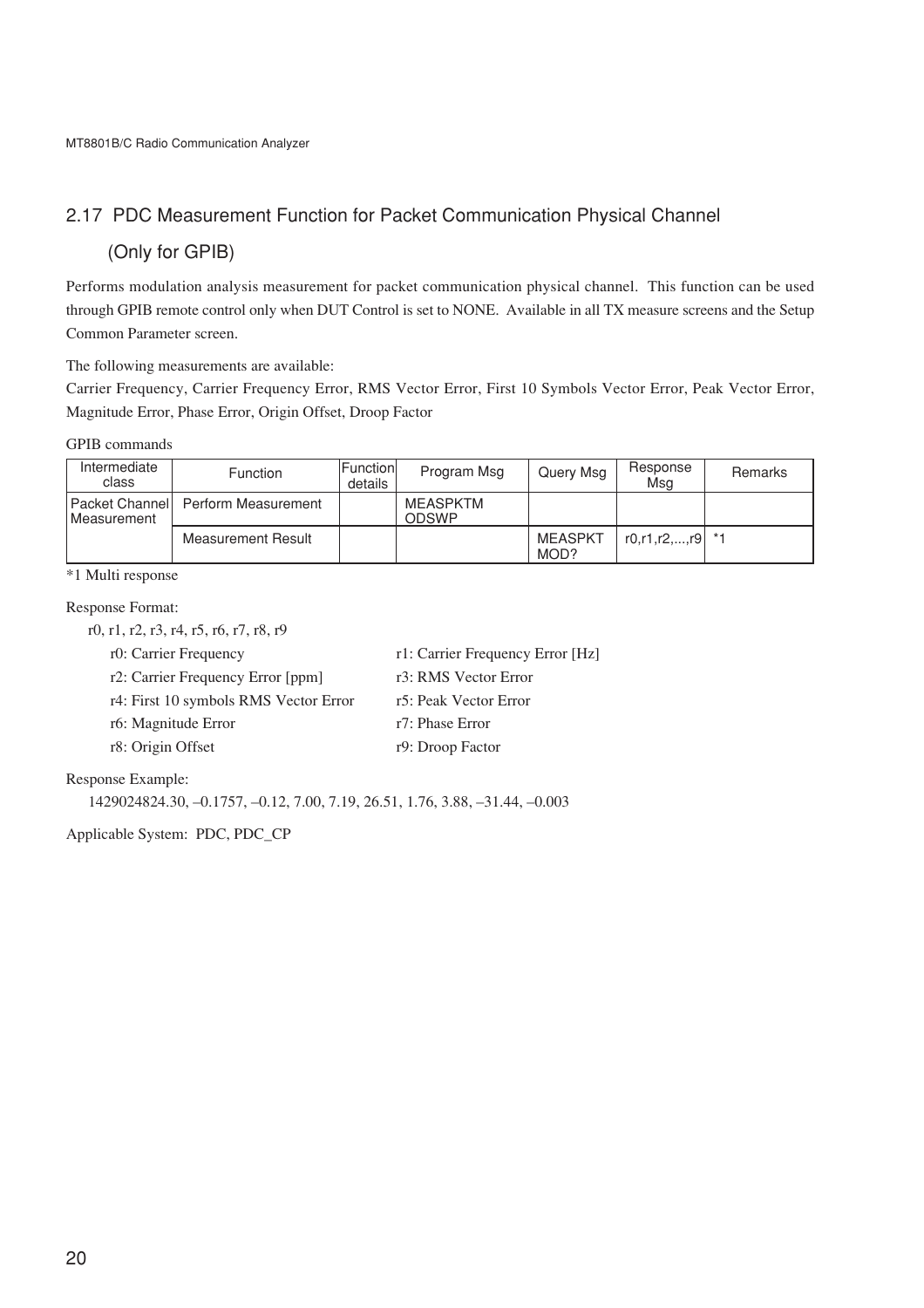## 2.17 PDC Measurement Function for Packet Communication Physical Channel (Only for GPIB)

Performs modulation analysis measurement for packet communication physical channel. This function can be used through GPIB remote control only when DUT Control is set to NONE. Available in all TX measure screens and the Setup Common Parameter screen.

The following measurements are available:
Carrier Frequency, Carrier Frequency Error, RMS Vector Error, First 10 Symbols Vector Error, Peak Vector Error, Magnitude Error, Phase Error, Origin Offset, Droop Factor

GPIB commands

| Intermediate class | Function | Function details | Program Msg | Query Msg | Response Msg | Remarks |
|---|---|---|---|---|---|---|
| Packet Channel Measurement | Perform Measurement | | MEASPKTMODSWP | | | |
| | Measurement Result | | | MEASPKTMOD? | r0,r1,r2,...,r9 | *1 |

*1 Multi response

Response Format:

r0, r1, r2, r3, r4, r5, r6, r7, r8, r9

- r0: Carrier Frequency
- r1: Carrier Frequency Error [Hz]
- r2: Carrier Frequency Error [ppm]
- r3: RMS Vector Error
- r4: First 10 symbols RMS Vector Error
- r5: Peak Vector Error
- r6: Magnitude Error
- r7: Phase Error
- r8: Origin Offset
- r9: Droop Factor

Response Example:

1429024824.30, –0.1757, –0.12, 7.00, 7.19, 26.51, 1.76, 3.88, –31.44, –0.003

Applicable System: PDC, PDC_CP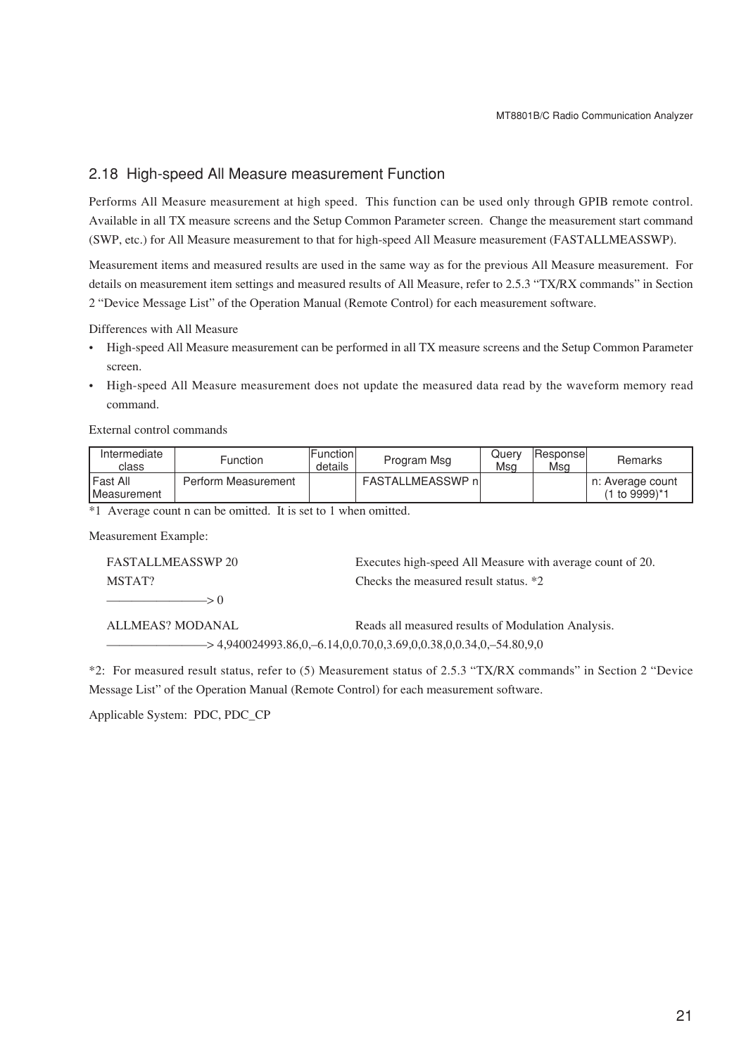## 2.18 High-speed All Measure measurement Function

Performs All Measure measurement at high speed. This function can be used only through GPIB remote control. Available in all TX measure screens and the Setup Common Parameter screen. Change the measurement start command (SWP, etc.) for All Measure measurement to that for high-speed All Measure measurement (FASTALLMEASSWP).

Measurement items and measured results are used in the same way as for the previous All Measure measurement. For details on measurement item settings and measured results of All Measure, refer to 2.5.3 “TX/RX commands” in Section 2 “Device Message List” of the Operation Manual (Remote Control) for each measurement software.

Differences with All Measure

- High-speed All Measure measurement can be performed in all TX measure screens and the Setup Common Parameter screen.
- High-speed All Measure measurement does not update the measured data read by the waveform memory read command.

External control commands

| Intermediate class | Function | Function details | Program Msg | Query Msg | Response Msg | Remarks |
|---|---|---|---|---|---|---|
| Fast All Measurement | Perform Measurement | | FASTALLMEASSWP n | | | n: Average count (1 to 9999)*1 |

*1 Average count n can be omitted. It is set to 1 when omitted.

Measurement Example:

| | |
|---|---|
| FASTALLMEASSWP 20 | Executes high-speed All Measure with average count of 20. |
| MSTAT? | Checks the measured result status. *2 |
| ————————> 0 | |
| ALLMEAS? MODANAL | Reads all measured results of Modulation Analysis. |

————————> 4,940024993.86,0,–6.14,0,0.70,0,3.69,0,0.38,0,0.34,0,–54.80,9,0

*2: For measured result status, refer to (5) Measurement status of 2.5.3 “TX/RX commands” in Section 2 “Device Message List” of the Operation Manual (Remote Control) for each measurement software.

Applicable System: PDC, PDC_CP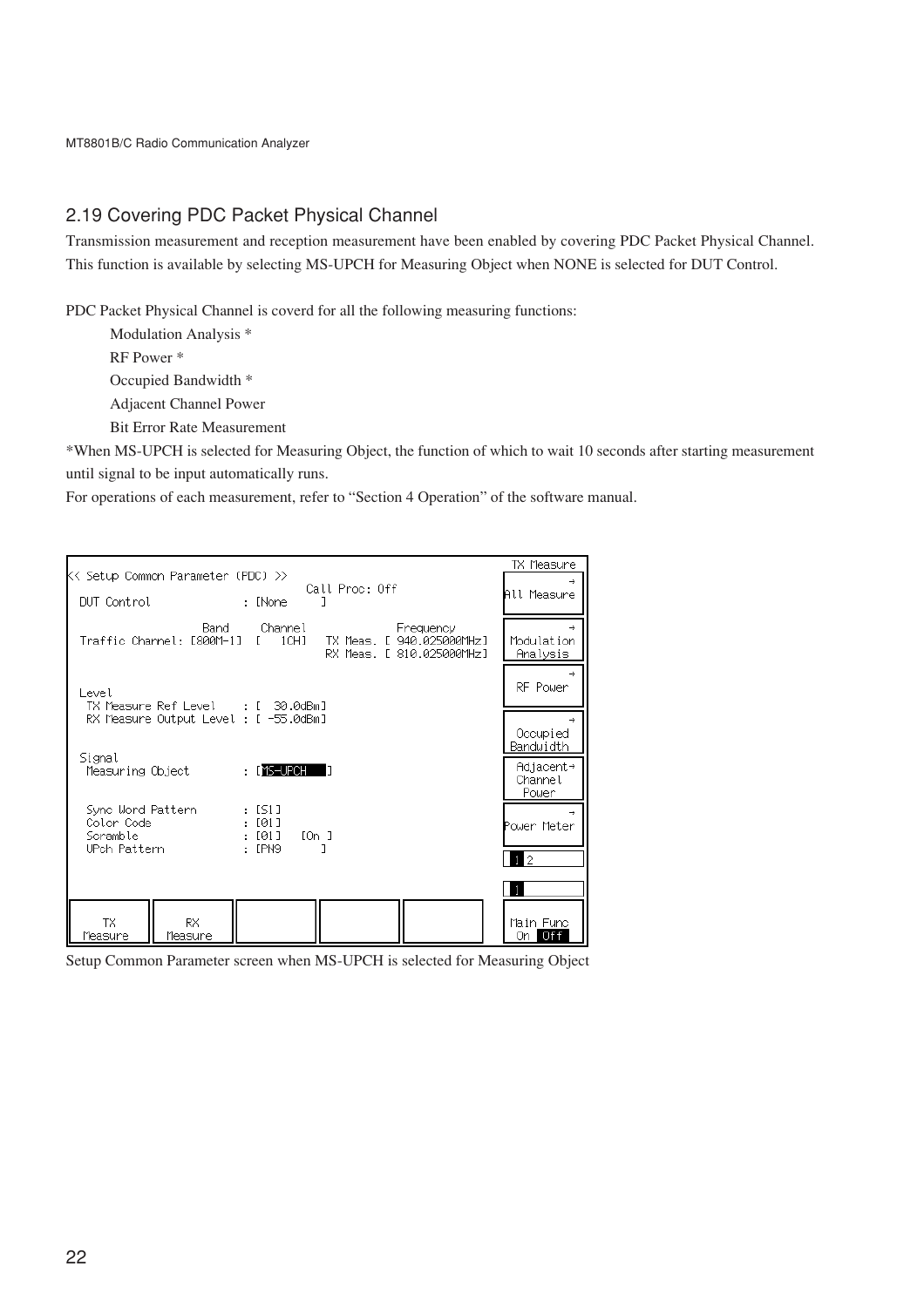## 2.19 Covering PDC Packet Physical Channel

Transmission measurement and reception measurement have been enabled by covering PDC Packet Physical Channel. This function is available by selecting MS-UPCH for Measuring Object when NONE is selected for DUT Control.

PDC Packet Physical Channel is coverd for all the following measuring functions:

- Modulation Analysis *
- RF Power *
- Occupied Bandwidth *
- Adjacent Channel Power
- Bit Error Rate Measurement

*When MS-UPCH is selected for Measuring Object, the function of which to wait 10 seconds after starting measurement until signal to be input automatically runs.

For operations of each measurement, refer to “Section 4 Operation” of the software manual.

```
<< Setup Common Parameter (PDC) >>                                  TX Measure
                                         Call Proc: Off             → All Measure
 DUT Control            : [None    ]
                                                                    → Modulation Analysis
                  Band     Channel               Frequency
 Traffic Channel: [800M-1]  [   1CH]   TX Meas. [ 940.025000MHz]    → RF Power
                                       RX Meas. [ 810.025000MHz]
                                                                    → Occupied Bandwidth
 Level
  TX Measure Ref Level    : [  30.0dBm]                             Adjacent→ Channel Power
  RX Measure Output Level : [ -55.0dBm]
                                                                    → Power Meter
 Signal
  Measuring Object        : [MS-UPCH   ]                            1 2

  Sync Word Pattern       : [S1]                                    1
  Color Code              : [01]
  Scramble                : [01]    [On ]
  UPch Pattern            : [PN9      ]

 TX Measure | RX Measure |  |  |  |                                 Main Func On Off
```

Setup Common Parameter screen when MS-UPCH is selected for Measuring Object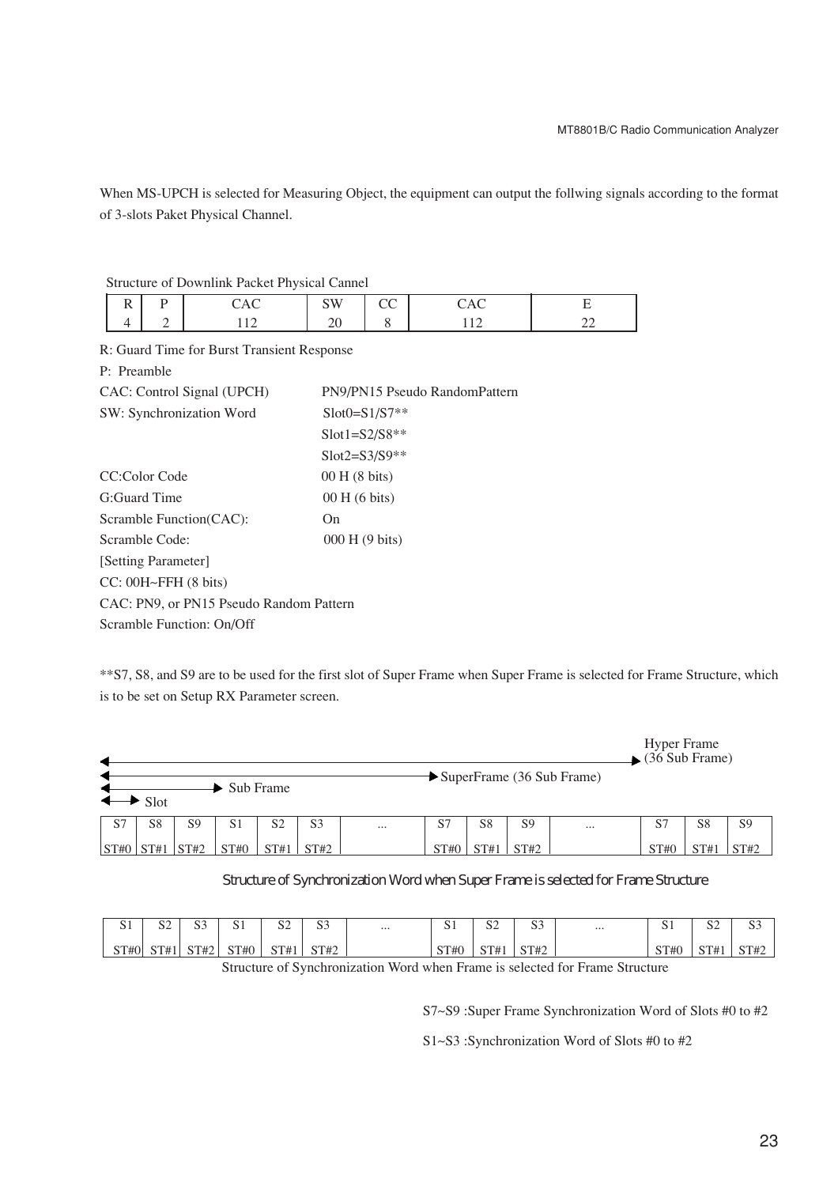When MS-UPCH is selected for Measuring Object, the equipment can output the follwing signals according to the format of 3-slots Paket Physical Channel.

Structure of Downlink Packet Physical Cannel

| R | P | CAC | SW | CC | CAC | E |
|---|---|---|---|---|---|---|
| 4 | 2 | 112 | 20 | 8 | 112 | 22 |

R: Guard Time for Burst Transient Response

P: Preamble

CAC: Control Signal (UPCH) PN9/PN15 Pseudo RandomPattern

SW: Synchronization Word Slot0=S1/S7**

Slot1=S2/S8**

Slot2=S3/S9**

CC:Color Code 00 H (8 bits)

G:Guard Time 00 H (6 bits)

Scramble Function(CAC): On

Scramble Code: 000 H (9 bits)

[Setting Parameter]

CC: 00H~FFH (8 bits)

CAC: PN9, or PN15 Pseudo Random Pattern

Scramble Function: On/Off

**S7, S8, and S9 are to be used for the first slot of Super Frame when Super Frame is selected for Frame Structure, which is to be set on Setup RX Parameter screen.

Hyper Frame (36 Sub Frame)

SuperFrame (36 Sub Frame)

Sub Frame

Slot

| S7 | S8 | S9 | S1 | S2 | S3 | ... | S7 | S8 | S9 | ... | S7 | S8 | S9 |
|---|---|---|---|---|---|---|---|---|---|---|---|---|---|
| ST#0 | ST#1 | ST#2 | ST#0 | ST#1 | ST#2 | | ST#0 | ST#1 | ST#2 | | ST#0 | ST#1 | ST#2 |

Structure of Synchronization Word when Super Frame is selected for Frame Structure

| S1 | S2 | S3 | S1 | S2 | S3 | ... | S1 | S2 | S3 | ... | S1 | S2 | S3 |
|---|---|---|---|---|---|---|---|---|---|---|---|---|---|
| ST#0 | ST#1 | ST#2 | ST#0 | ST#1 | ST#2 | | ST#0 | ST#1 | ST#2 | | ST#0 | ST#1 | ST#2 |

Structure of Synchronization Word when Frame is selected for Frame Structure

S7~S9 :Super Frame Synchronization Word of Slots #0 to #2

S1~S3 :Synchronization Word of Slots #0 to #2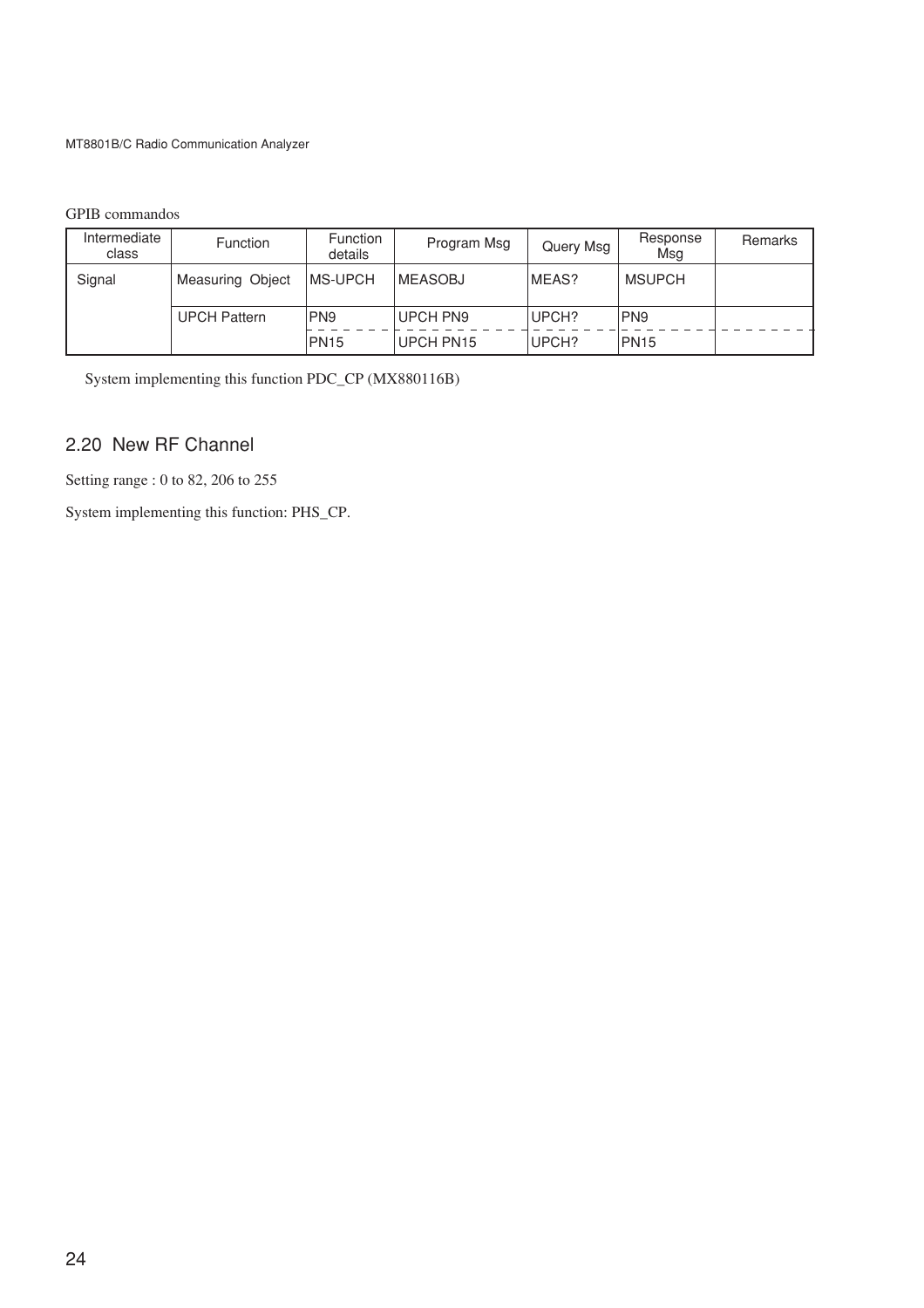GPIB commandos

| Intermediate class | Function | Function details | Program Msg | Query Msg | Response Msg | Remarks |
|---|---|---|---|---|---|---|
| Signal | Measuring Object | MS-UPCH | MEASOBJ | MEAS? | MSUPCH | |
| | UPCH Pattern | PN9 | UPCH PN9 | UPCH? | PN9 | |
| | | PN15 | UPCH PN15 | UPCH? | PN15 | |

System implementing this function PDC_CP (MX880116B)

## 2.20 New RF Channel

Setting range : 0 to 82, 206 to 255

System implementing this function: PHS_CP.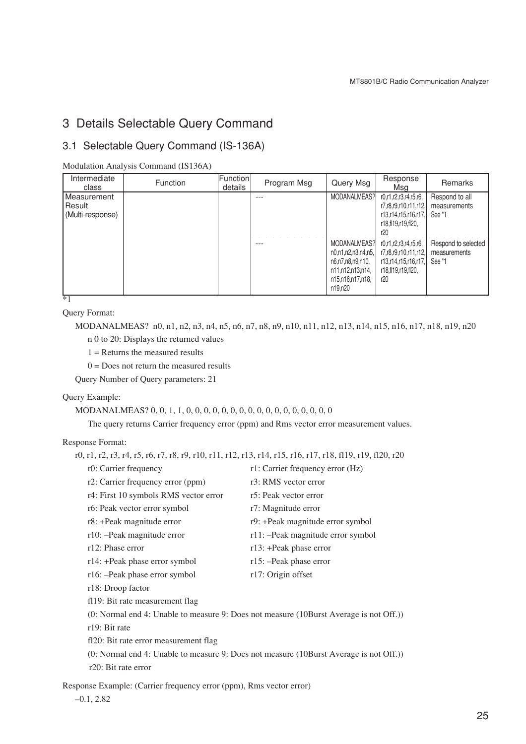# 3 Details Selectable Query Command

## 3.1 Selectable Query Command (IS-136A)

Modulation Analysis Command (IS136A)

| Intermediate class | Function | Function details | Program Msg | Query Msg | Response Msg | Remarks |
|---|---|---|---|---|---|---|
| Measurement Result (Multi-response) | | | --- | MODANALMEAS? | r0,r1,r2,r3,r4,r5,r6, r7,r8,r9,r10,r11,r12, r13,r14,r15,r16,r17, r18,fl19,r19,fl20, r20 | Respond to all measurements See *1 |
| | | | --- | MODANALMEAS? n0,n1,n2,n3,n4,n5, n6,n7,n8,n9,n10, n11,n12,n13,n14, n15,n16,n17,n18, n19,n20 | r0,r1,r2,r3,r4,r5,r6, r7,r8,r9,r10,r11,r12, r13,r14,r15,r16,r17, r18,fl19,r19,fl20, r20 | Respond to selected measurements See *1 |

*1

Query Format:

MODANALMEAS? n0, n1, n2, n3, n4, n5, n6, n7, n8, n9, n10, n11, n12, n13, n14, n15, n16, n17, n18, n19, n20

n 0 to 20: Displays the returned values

1 = Returns the measured results

0 = Does not return the measured results

Query Number of Query parameters: 21

Query Example:

MODANALMEAS? 0, 0, 1, 1, 0, 0, 0, 0, 0, 0, 0, 0, 0, 0, 0, 0, 0, 0, 0, 0, 0

The query returns Carrier frequency error (ppm) and Rms vector error measurement values.

Response Format:

r0, r1, r2, r3, r4, r5, r6, r7, r8, r9, r10, r11, r12, r13, r14, r15, r16, r17, r18, fl19, r19, fl20, r20

r0: Carrier frequency
r1: Carrier frequency error (Hz)
r2: Carrier frequency error (ppm)
r3: RMS vector error
r4: First 10 symbols RMS vector error
r5: Peak vector error
r6: Peak vector error symbol
r7: Magnitude error
r8: +Peak magnitude error
r9: +Peak magnitude error symbol
r10: –Peak magnitude error
r11: –Peak magnitude error symbol
r12: Phase error
r13: +Peak phase error
r14: +Peak phase error symbol
r15: –Peak phase error
r16: –Peak phase error symbol
r17: Origin offset
r18: Droop factor
fl19: Bit rate measurement flag
(0: Normal end 4: Unable to measure 9: Does not measure (10Burst Average is not Off.))
r19: Bit rate
fl20: Bit rate error measurement flag
(0: Normal end 4: Unable to measure 9: Does not measure (10Burst Average is not Off.))
r20: Bit rate error

Response Example: (Carrier frequency error (ppm), Rms vector error)

–0.1, 2.82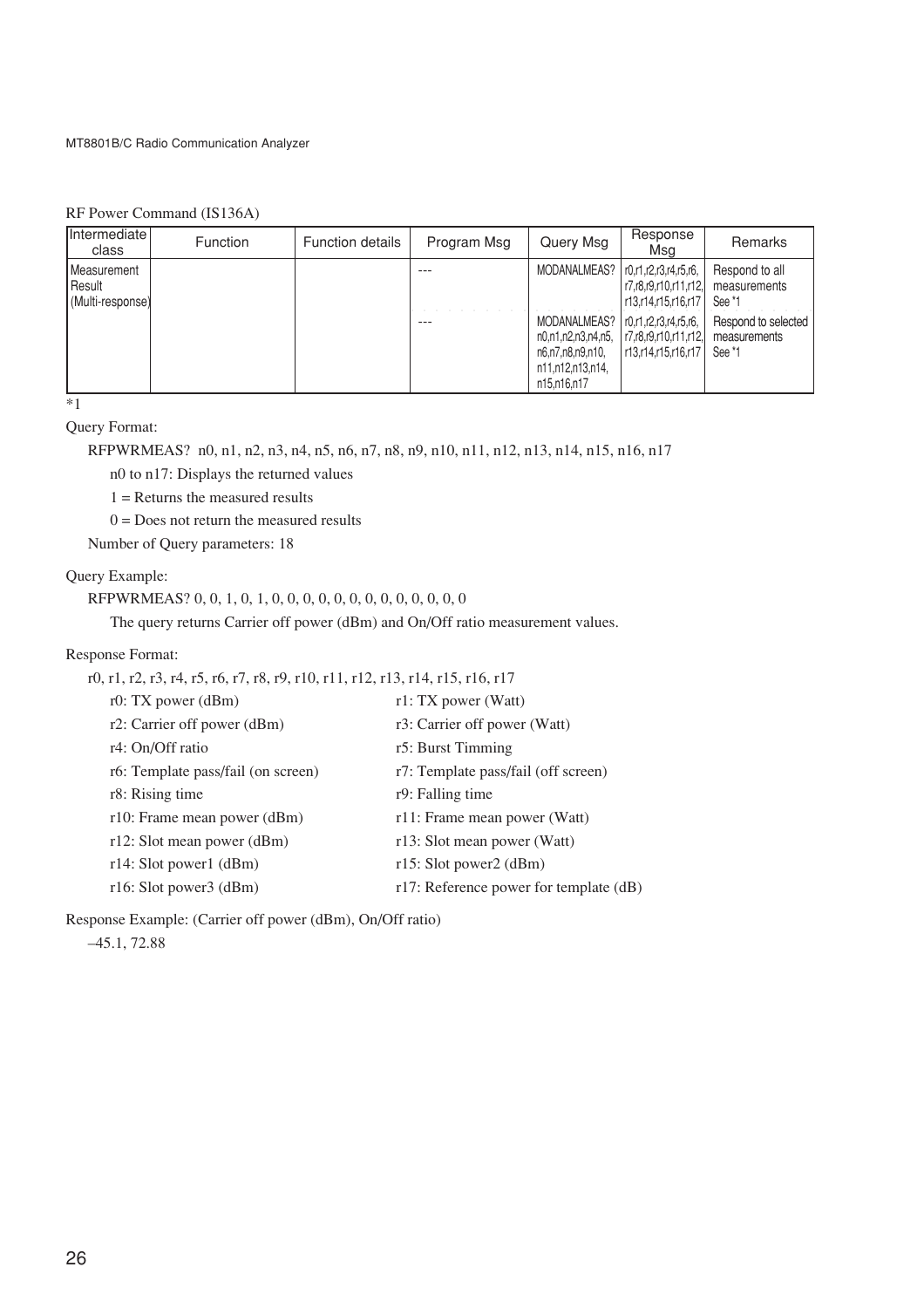RF Power Command (IS136A)

| Intermediate class | Function | Function details | Program Msg | Query Msg | Response Msg | Remarks |
|---|---|---|---|---|---|---|
| Measurement Result (Multi-response) | | | --- | MODANALMEAS? | r0,r1,r2,r3,r4,r5,r6, r7,r8,r9,r10,r11,r12, r13,r14,r15,r16,r17 | Respond to all measurements See *1 |
| | | | --- | MODANALMEAS? n0,n1,n2,n3,n4,n5, n6,n7,n8,n9,n10, n11,n12,n13,n14, n15,n16,n17 | r0,r1,r2,r3,r4,r5,r6, r7,r8,r9,r10,r11,r12, r13,r14,r15,r16,r17 | Respond to selected measurements See *1 |

*1

Query Format:

RFPWRMEAS? n0, n1, n2, n3, n4, n5, n6, n7, n8, n9, n10, n11, n12, n13, n14, n15, n16, n17

n0 to n17: Displays the returned values

1 = Returns the measured results

0 = Does not return the measured results

Number of Query parameters: 18

Query Example:

RFPWRMEAS? 0, 0, 1, 0, 1, 0, 0, 0, 0, 0, 0, 0, 0, 0, 0, 0, 0, 0

The query returns Carrier off power (dBm) and On/Off ratio measurement values.

Response Format:

r0, r1, r2, r3, r4, r5, r6, r7, r8, r9, r10, r11, r12, r13, r14, r15, r16, r17

r0: TX power (dBm) r1: TX power (Watt)

r2: Carrier off power (dBm) r3: Carrier off power (Watt)

r4: On/Off ratio r5: Burst Timming

r6: Template pass/fail (on screen) r7: Template pass/fail (off screen)

r8: Rising time r9: Falling time

r10: Frame mean power (dBm) r11: Frame mean power (Watt)

r12: Slot mean power (dBm) r13: Slot mean power (Watt)

r14: Slot power1 (dBm) r15: Slot power2 (dBm)

r16: Slot power3 (dBm) r17: Reference power for template (dB)

Response Example: (Carrier off power (dBm), On/Off ratio)

–45.1, 72.88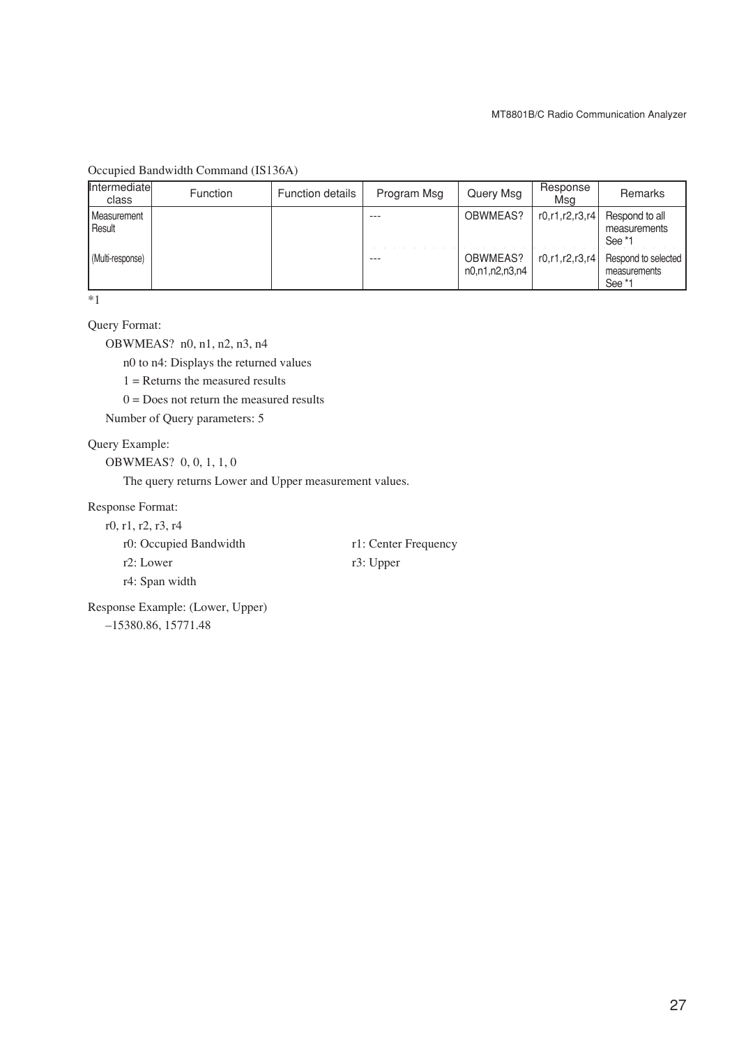Occupied Bandwidth Command (IS136A)

| Intermediate class | Function | Function details | Program Msg | Query Msg | Response Msg | Remarks |
|---|---|---|---|---|---|---|
| Measurement Result | | | --- | OBWMEAS? | r0,r1,r2,r3,r4 | Respond to all measurements See *1 |
| (Multi-response) | | | --- | OBWMEAS? n0,n1,n2,n3,n4 | r0,r1,r2,r3,r4 | Respond to selected measurements See *1 |

*1

Query Format:

OBWMEAS?  n0, n1, n2, n3, n4

n0 to n4: Displays the returned values

1 = Returns the measured results

0 = Does not return the measured results

Number of Query parameters: 5

Query Example:

OBWMEAS?  0, 0, 1, 1, 0

The query returns Lower and Upper measurement values.

Response Format:

r0, r1, r2, r3, r4

r0: Occupied Bandwidth

r1: Center Frequency

r2: Lower

r3: Upper

r4: Span width

Response Example: (Lower, Upper)

–15380.86, 15771.48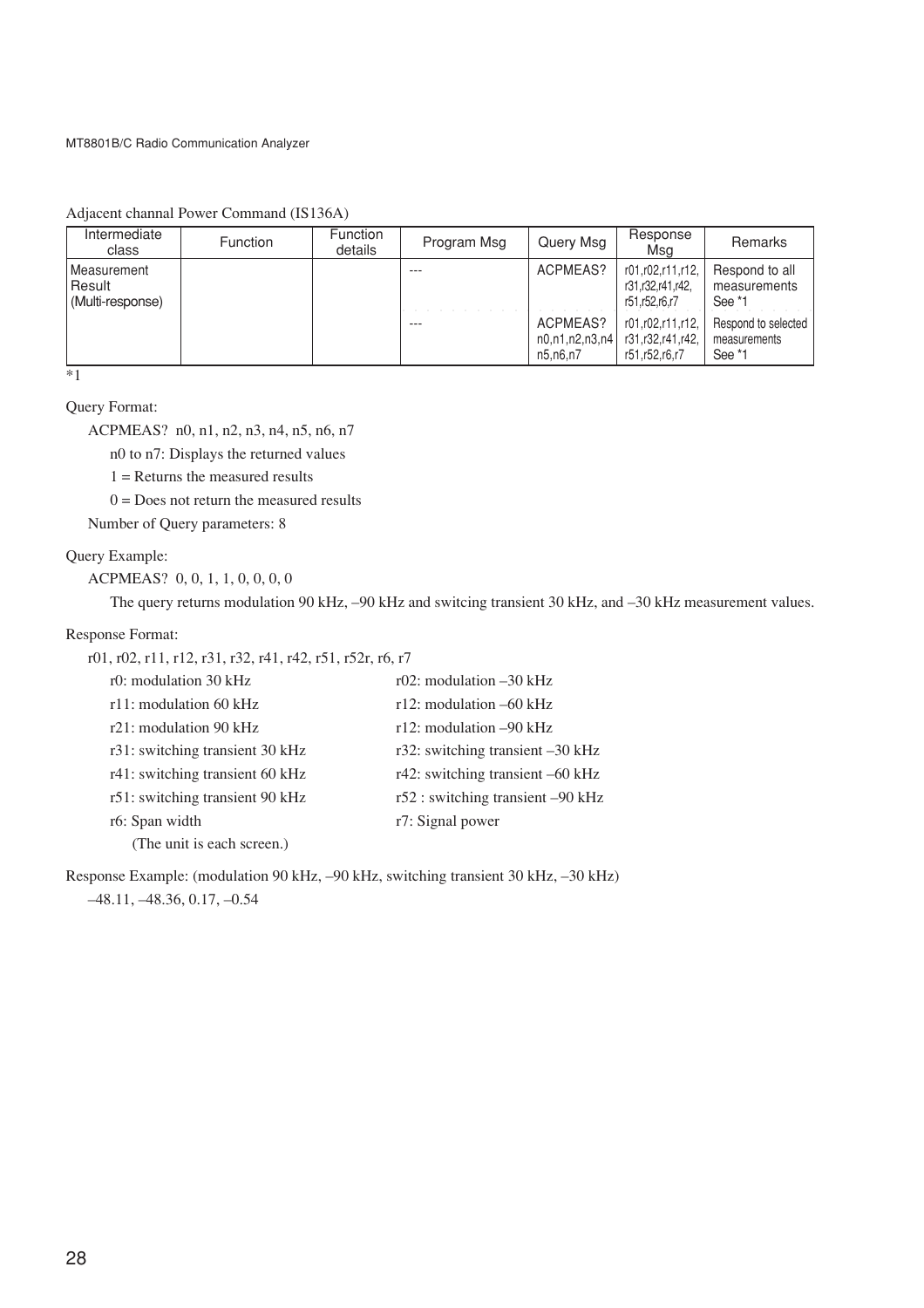Adjacent channal Power Command (IS136A)

| Intermediate class | Function | Function details | Program Msg | Query Msg | Response Msg | Remarks |
|---|---|---|---|---|---|---|
| Measurement Result (Multi-response) | | | --- | ACPMEAS? | r01,r02,r11,r12, r31,r32,r41,r42, r51,r52,r6,r7 | Respond to all measurements See *1 |
| | | | --- | ACPMEAS? n0,n1,n2,n3,n4 n5,n6,n7 | r01,r02,r11,r12, r31,r32,r41,r42, r51,r52,r6,r7 | Respond to selected measurements See *1 |

*1

Query Format:

ACPMEAS? n0, n1, n2, n3, n4, n5, n6, n7

n0 to n7: Displays the returned values

1 = Returns the measured results

0 = Does not return the measured results

Number of Query parameters: 8

Query Example:

ACPMEAS? 0, 0, 1, 1, 0, 0, 0, 0

The query returns modulation 90 kHz, –90 kHz and switcing transient 30 kHz, and –30 kHz measurement values.

Response Format:

r01, r02, r11, r12, r31, r32, r41, r42, r51, r52r, r6, r7

r0: modulation 30 kHz — r02: modulation –30 kHz

r11: modulation 60 kHz — r12: modulation –60 kHz

r21: modulation 90 kHz — r12: modulation –90 kHz

r31: switching transient 30 kHz — r32: switching transient –30 kHz

r41: switching transient 60 kHz — r42: switching transient –60 kHz

r51: switching transient 90 kHz — r52 : switching transient –90 kHz

r6: Span width — r7: Signal power

(The unit is each screen.)

Response Example: (modulation 90 kHz, –90 kHz, switching transient 30 kHz, –30 kHz)

–48.11, –48.36, 0.17, –0.54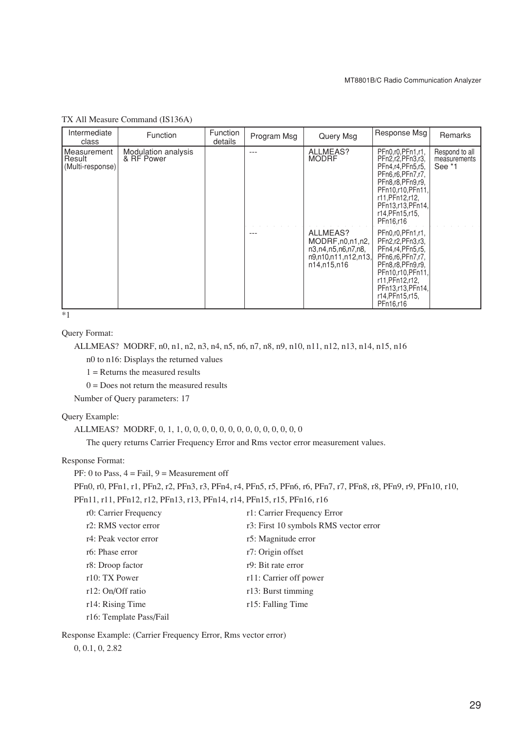TX All Measure Command (IS136A)

| Intermediate class | Function | Function details | Program Msg | Query Msg | Response Msg | Remarks |
|---|---|---|---|---|---|---|
| Measurement Result (Multi-response) | Modulation analysis & RF Power | | --- | ALLMEAS? MODRF | PFn0,r0,PFn1,r1, PFn2,r2,PFn3,r3, PFn4,r4,PFn5,r5, PFn6,r6,PFn7,r7, PFn8,r8,PFn9,r9, PFn10,r10,PFn11, r11,PFn12,r12, PFn13,r13,PFn14, r14,PFn15,r15, PFn16,r16 | Respond to all measurements See *1 |
| | | | --- | ALLMEAS? MODRF,n0,n1,n2, n3,n4,n5,n6,n7,n8, n9,n10,n11,n12,n13, n14,n15,n16 | PFn0,r0,PFn1,r1, PFn2,r2,PFn3,r3, PFn4,r4,PFn5,r5, PFn6,r6,PFn7,r7, PFn8,r8,PFn9,r9, PFn10,r10,PFn11, r11,PFn12,r12, PFn13,r13,PFn14, r14,PFn15,r15, PFn16,r16 | |

*1

Query Format:

ALLMEAS? MODRF, n0, n1, n2, n3, n4, n5, n6, n7, n8, n9, n10, n11, n12, n13, n14, n15, n16

n0 to n16: Displays the returned values

1 = Returns the measured results

0 = Does not return the measured results

Number of Query parameters: 17

Query Example:

ALLMEAS? MODRF, 0, 1, 1, 0, 0, 0, 0, 0, 0, 0, 0, 0, 0, 0, 0, 0, 0

The query returns Carrier Frequency Error and Rms vector error measurement values.

Response Format:

PF: 0 to Pass, 4 = Fail, 9 = Measurement off

PFn0, r0, PFn1, r1, PFn2, r2, PFn3, r3, PFn4, r4, PFn5, r5, PFn6, r6, PFn7, r7, PFn8, r8, PFn9, r9, PFn10, r10, PFn11, r11, PFn12, r12, PFn13, r13, PFn14, r14, PFn15, r15, PFn16, r16

r0: Carrier Frequency
r1: Carrier Frequency Error
r2: RMS vector error
r3: First 10 symbols RMS vector error
r4: Peak vector error
r5: Magnitude error
r6: Phase error
r7: Origin offset
r8: Droop factor
r9: Bit rate error
r10: TX Power
r11: Carrier off power
r12: On/Off ratio
r13: Burst timming
r14: Rising Time
r15: Falling Time
r16: Template Pass/Fail

Response Example: (Carrier Frequency Error, Rms vector error)

0, 0.1, 0, 2.82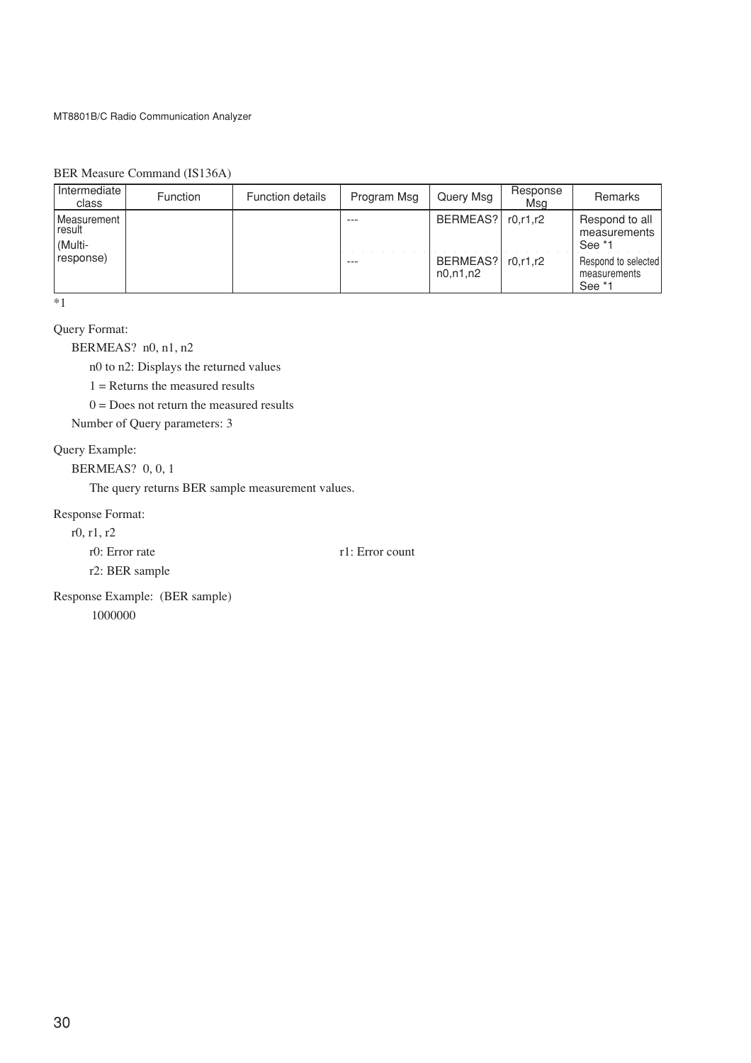BER Measure Command (IS136A)

| Intermediate class | Function | Function details | Program Msg | Query Msg | Response Msg | Remarks |
|---|---|---|---|---|---|---|
| Measurement result (Multi-response) | | | --- | BERMEAS? | r0,r1,r2 | Respond to all measurements See *1 |
| | | | --- | BERMEAS? n0,n1,n2 | r0,r1,r2 | Respond to selected measurements See *1 |

*1

Query Format:

BERMEAS?  n0, n1, n2

n0 to n2: Displays the returned values

1 = Returns the measured results

0 = Does not return the measured results

Number of Query parameters: 3

Query Example:

BERMEAS?  0, 0, 1

The query returns BER sample measurement values.

Response Format:

r0, r1, r2

r0: Error rate

r1: Error count

r2: BER sample

Response Example:  (BER sample)

1000000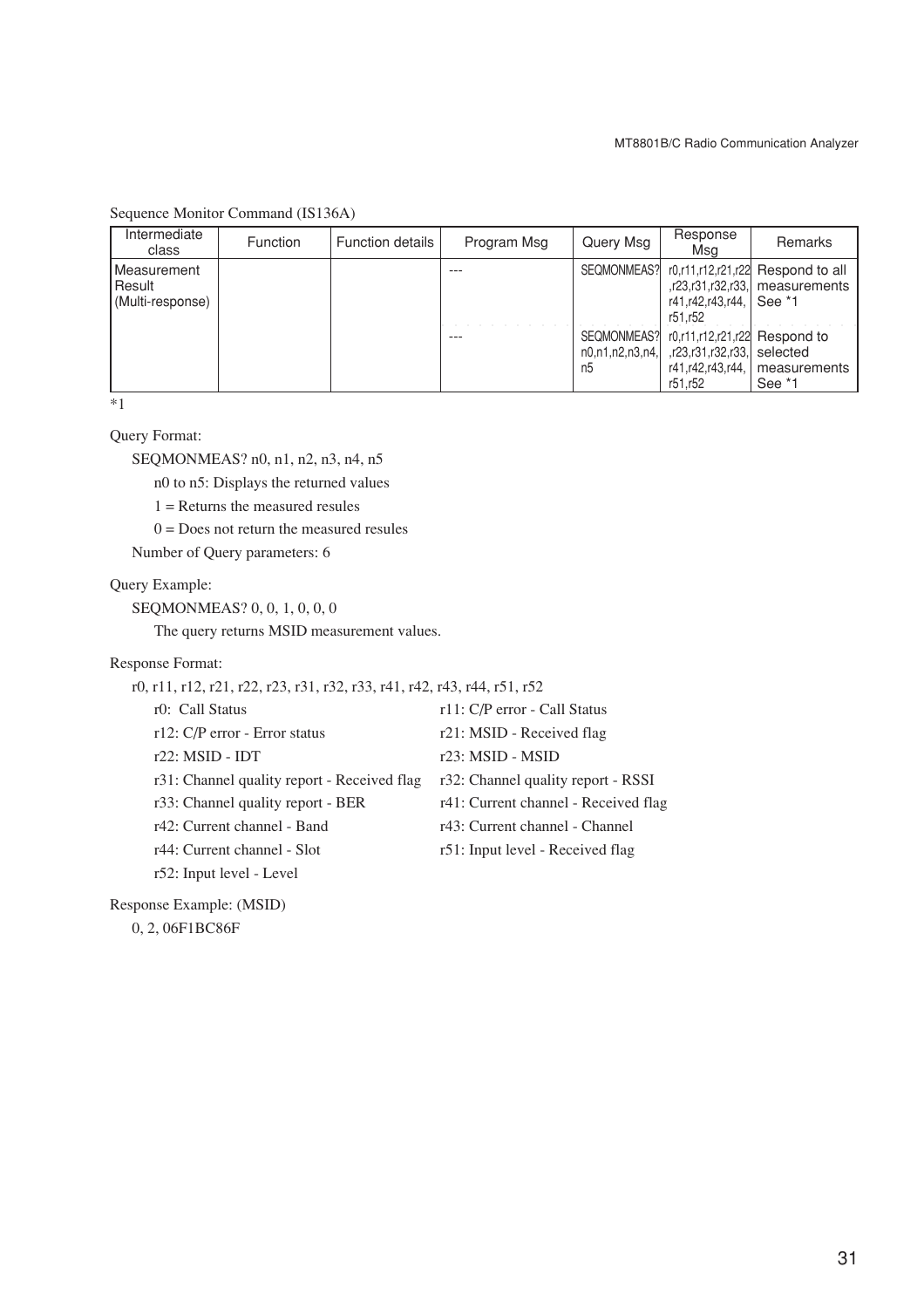Sequence Monitor Command (IS136A)

| Intermediate class | Function | Function details | Program Msg | Query Msg | Response Msg | Remarks |
|---|---|---|---|---|---|---|
| Measurement Result (Multi-response) | | | --- | SEQMONMEAS? | r0,r11,r12,r21,r22,r23,r31,r32,r33,r41,r42,r43,r44,r51,r52 | Respond to all measurements See *1 |
| | | | --- | SEQMONMEAS? n0,n1,n2,n3,n4,n5 | r0,r11,r12,r21,r22,r23,r31,r32,r33,r41,r42,r43,r44,r51,r52 | Respond to selected measurements See *1 |

*1

Query Format:

SEQMONMEAS? n0, n1, n2, n3, n4, n5

n0 to n5: Displays the returned values

1 = Returns the measured resules

0 = Does not return the measured resules

Number of Query parameters: 6

Query Example:

SEQMONMEAS? 0, 0, 1, 0, 0, 0

The query returns MSID measurement values.

Response Format:

r0, r11, r12, r21, r22, r23, r31, r32, r33, r41, r42, r43, r44, r51, r52

r0: Call Status
r11: C/P error - Call Status
r12: C/P error - Error status
r21: MSID - Received flag
r22: MSID - IDT
r23: MSID - MSID
r31: Channel quality report - Received flag
r32: Channel quality report - RSSI
r33: Channel quality report - BER
r41: Current channel - Received flag
r42: Current channel - Band
r43: Current channel - Channel
r44: Current channel - Slot
r51: Input level - Received flag
r52: Input level - Level

Response Example: (MSID)

0, 2, 06F1BC86F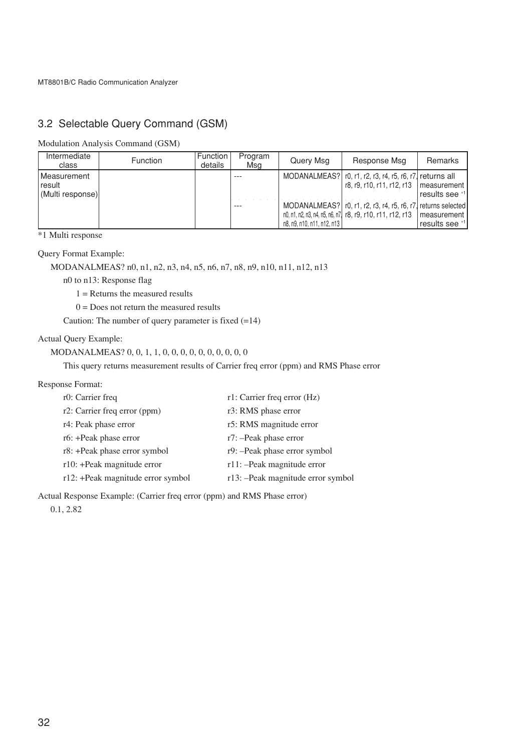## 3.2 Selectable Query Command (GSM)

Modulation Analysis Command (GSM)

| Intermediate class | Function | Function details | Program Msg | Query Msg | Response Msg | Remarks |
|---|---|---|---|---|---|---|
| Measurement result (Multi response) | | | --- | MODANALMEAS? | r0, r1, r2, r3, r4, r5, r6, r7, r8, r9, r10, r11, r12, r13 | returns all measurement results see *1 |
| | | | --- | MODANALMEAS? n0, n1, n2, n3, n4, n5, n6, n7, n8, n9, n10, n11, n12, n13 | r0, r1, r2, r3, r4, r5, r6, r7, r8, r9, r10, r11, r12, r13 | returns selected measurement results see *1 |

*1 Multi response

Query Format Example:

MODANALMEAS? n0, n1, n2, n3, n4, n5, n6, n7, n8, n9, n10, n11, n12, n13

n0 to n13: Response flag

1 = Returns the measured results

0 = Does not return the measured results

Caution: The number of query parameter is fixed (=14)

Actual Query Example:

MODANALMEAS? 0, 0, 1, 1, 0, 0, 0, 0, 0, 0, 0, 0, 0, 0

This query returns measurement results of Carrier freq error (ppm) and RMS Phase error

Response Format:

r0: Carrier freq
r1: Carrier freq error (Hz)
r2: Carrier freq error (ppm)
r3: RMS phase error
r4: Peak phase error
r5: RMS magnitude error
r6: +Peak phase error
r7: –Peak phase error
r8: +Peak phase error symbol
r9: –Peak phase error symbol
r10: +Peak magnitude error
r11: –Peak magnitude error
r12: +Peak magnitude error symbol
r13: –Peak magnitude error symbol

Actual Response Example: (Carrier freq error (ppm) and RMS Phase error)

0.1, 2.82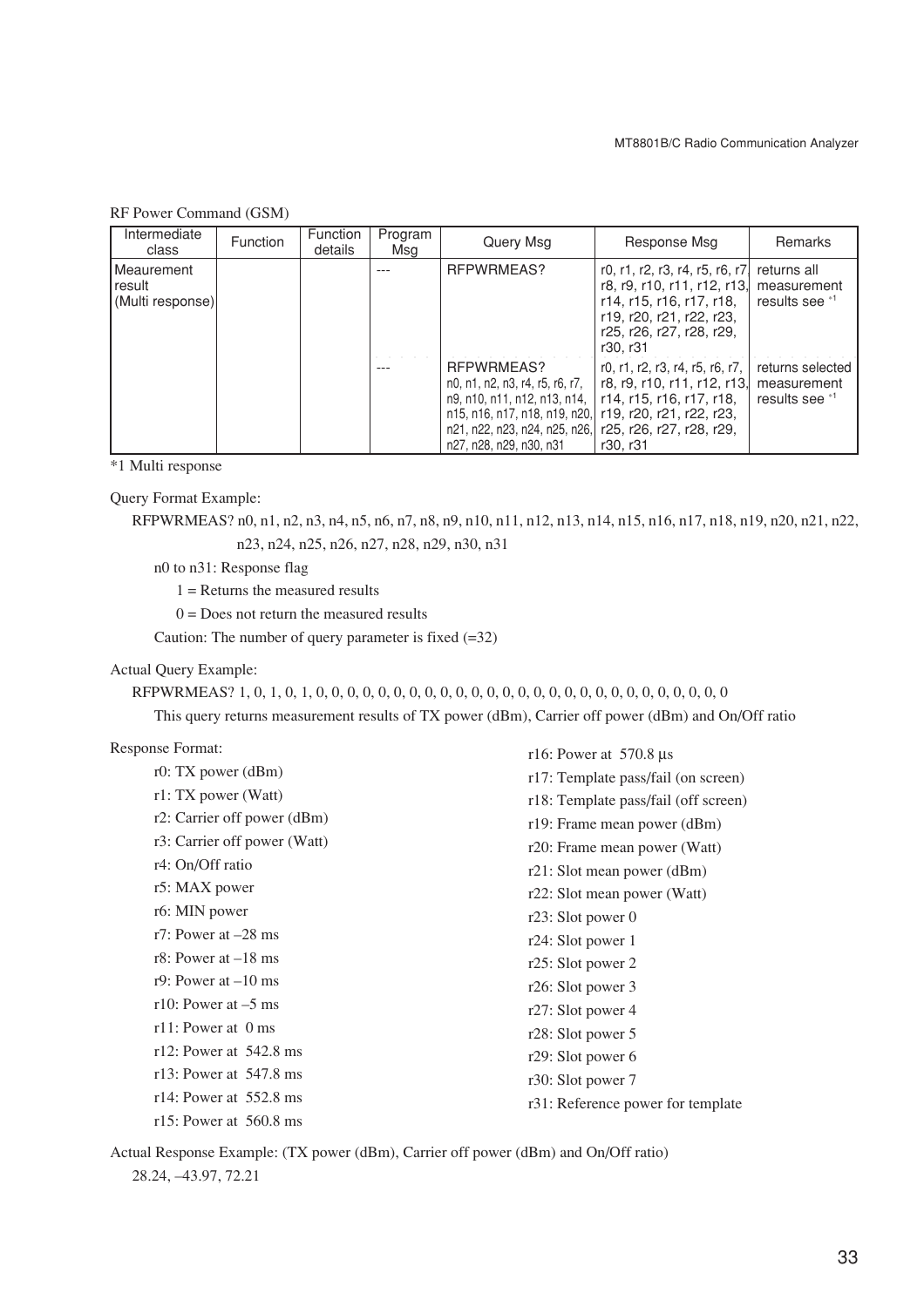RF Power Command (GSM)

| Intermediate class | Function | Function details | Program Msg | Query Msg | Response Msg | Remarks |
|---|---|---|---|---|---|---|
| Meaurement result (Multi response) | | | --- | RFPWRMEAS? | r0, r1, r2, r3, r4, r5, r6, r7, r8, r9, r10, r11, r12, r13, r14, r15, r16, r17, r18, r19, r20, r21, r22, r23, r25, r26, r27, r28, r29, r30, r31 | returns all measurement results see *1 |
| | | | --- | RFPWRMEAS? n0, n1, n2, n3, n4, n5, n6, n7, n9, n10, n11, n12, n13, n14, n15, n16, n17, n18, n19, n20, n21, n22, n23, n24, n25, n26, n27, n28, n29, n30, n31 | r0, r1, r2, r3, r4, r5, r6, r7, r8, r9, r10, r11, r12, r13, r14, r15, r16, r17, r18, r19, r20, r21, r22, r23, r25, r26, r27, r28, r29, r30, r31 | returns selected measurement results see *1 |

*1 Multi response

Query Format Example:

RFPWRMEAS? n0, n1, n2, n3, n4, n5, n6, n7, n8, n9, n10, n11, n12, n13, n14, n15, n16, n17, n18, n19, n20, n21, n22, n23, n24, n25, n26, n27, n28, n29, n30, n31

n0 to n31: Response flag

1 = Returns the measured results

0 = Does not return the measured results

Caution: The number of query parameter is fixed (=32)

Actual Query Example:

RFPWRMEAS? 1, 0, 1, 0, 1, 0, 0, 0, 0, 0, 0, 0, 0, 0, 0, 0, 0, 0, 0, 0, 0, 0, 0, 0, 0, 0, 0, 0, 0, 0, 0, 0

This query returns measurement results of TX power (dBm), Carrier off power (dBm) and On/Off ratio

Response Format:

r0: TX power (dBm)
r1: TX power (Watt)
r2: Carrier off power (dBm)
r3: Carrier off power (Watt)
r4: On/Off ratio
r5: MAX power
r6: MIN power
r7: Power at –28 ms
r8: Power at –18 ms
r9: Power at –10 ms
r10: Power at –5 ms
r11: Power at 0 ms
r12: Power at 542.8 ms
r13: Power at 547.8 ms
r14: Power at 552.8 ms
r15: Power at 560.8 ms
r16: Power at 570.8 µs
r17: Template pass/fail (on screen)
r18: Template pass/fail (off screen)
r19: Frame mean power (dBm)
r20: Frame mean power (Watt)
r21: Slot mean power (dBm)
r22: Slot mean power (Watt)
r23: Slot power 0
r24: Slot power 1
r25: Slot power 2
r26: Slot power 3
r27: Slot power 4
r28: Slot power 5
r29: Slot power 6
r30: Slot power 7
r31: Reference power for template

Actual Response Example: (TX power (dBm), Carrier off power (dBm) and On/Off ratio)

28.24, –43.97, 72.21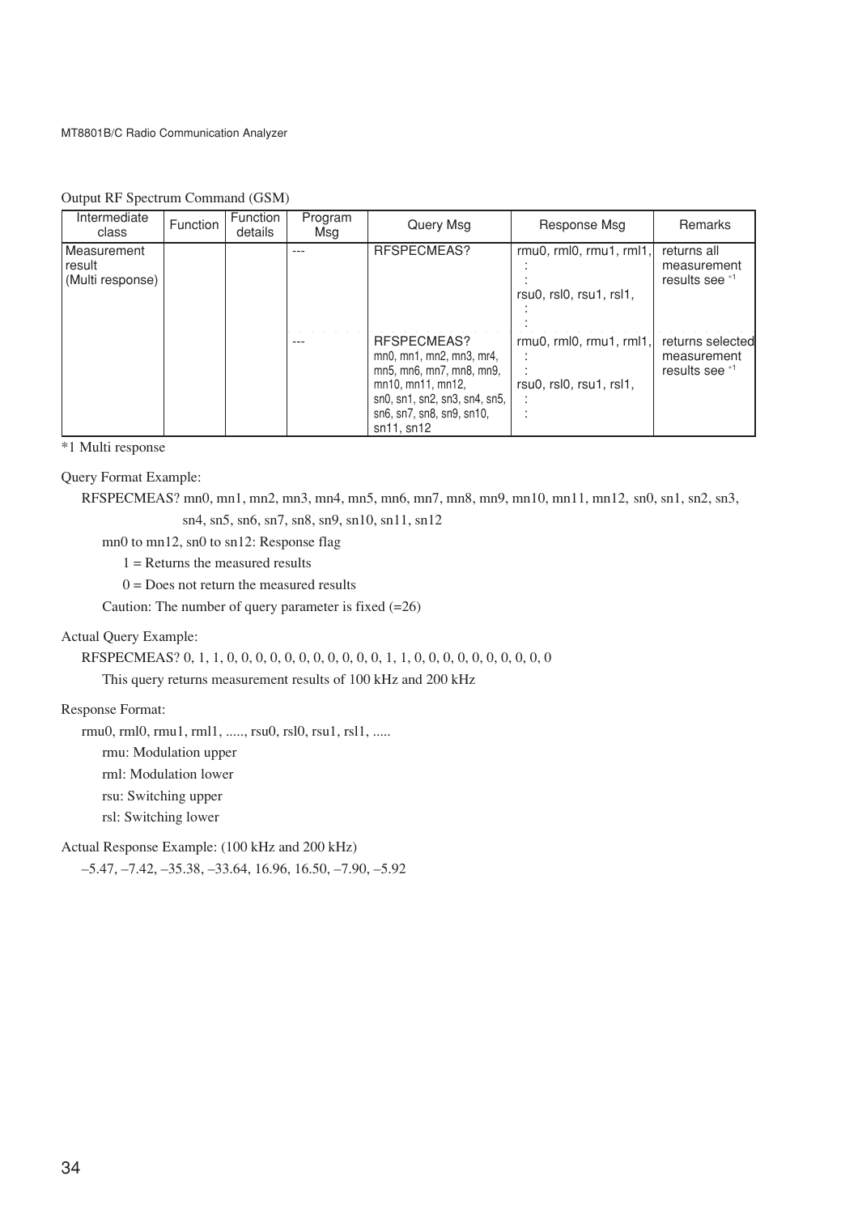Output RF Spectrum Command (GSM)

| Intermediate class | Function | Function details | Program Msg | Query Msg | Response Msg | Remarks |
|---|---|---|---|---|---|---|
| Measurement result (Multi response) | | | --- | RFSPECMEAS? | rmu0, rml0, rmu1, rml1, : : rsu0, rsl0, rsu1, rsl1, : : | returns all measurement results see *1 |
| | | | --- | RFSPECMEAS? mn0, mn1, mn2, mn3, mr4, mn5, mn6, mn7, mn8, mn9, mn10, mn11, mn12, sn0, sn1, sn2, sn3, sn4, sn5, sn6, sn7, sn8, sn9, sn10, sn11, sn12 | rmu0, rml0, rmu1, rml1, : : rsu0, rsl0, rsu1, rsl1, : : | returns selected measurement results see *1 |

*1 Multi response

Query Format Example:

RFSPECMEAS? mn0, mn1, mn2, mn3, mn4, mn5, mn6, mn7, mn8, mn9, mn10, mn11, mn12, sn0, sn1, sn2, sn3, sn4, sn5, sn6, sn7, sn8, sn9, sn10, sn11, sn12

mn0 to mn12, sn0 to sn12: Response flag

1 = Returns the measured results

0 = Does not return the measured results

Caution: The number of query parameter is fixed (=26)

Actual Query Example:

RFSPECMEAS? 0, 1, 1, 0, 0, 0, 0, 0, 0, 0, 0, 0, 0, 0, 1, 1, 0, 0, 0, 0, 0, 0, 0, 0, 0, 0

This query returns measurement results of 100 kHz and 200 kHz

Response Format:

rmu0, rml0, rmu1, rml1, ....., rsu0, rsl0, rsu1, rsl1, .....

rmu: Modulation upper

rml: Modulation lower

rsu: Switching upper

rsl: Switching lower

Actual Response Example: (100 kHz and 200 kHz)

–5.47, –7.42, –35.38, –33.64, 16.96, 16.50, –7.90, –5.92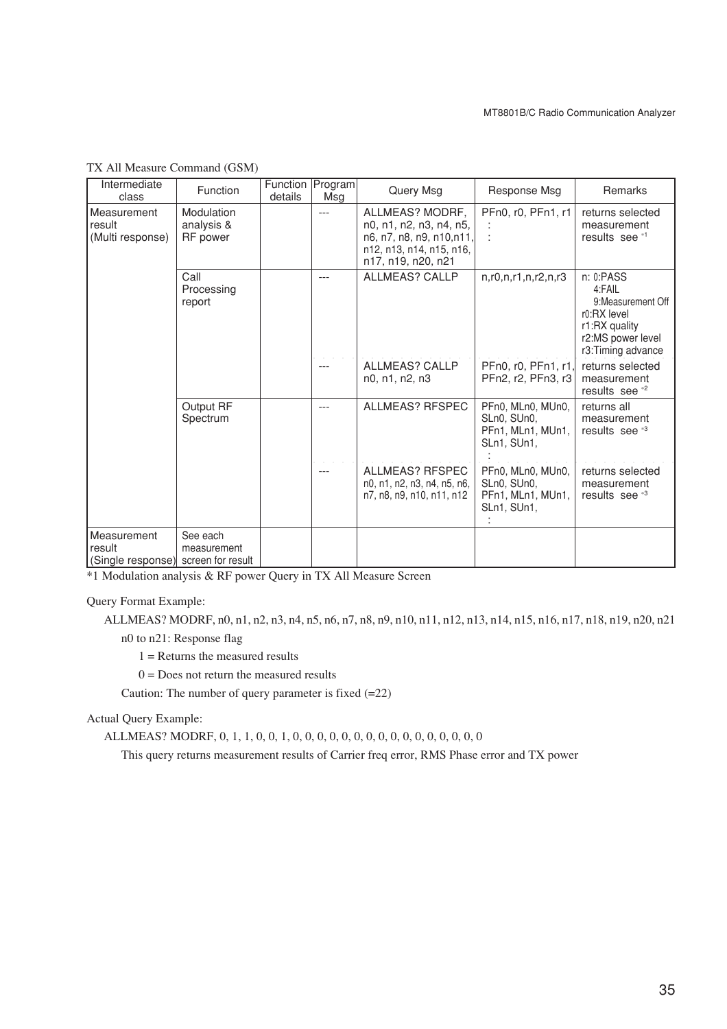TX All Measure Command (GSM)

| Intermediate class | Function | Function details | Program Msg | Query Msg | Response Msg | Remarks |
| --- | --- | --- | --- | --- | --- | --- |
| Measurement result (Multi response) | Modulation analysis & RF power | | --- | ALLMEAS? MODRF, n0, n1, n2, n3, n4, n5, n6, n7, n8, n9, n10,n11, n12, n13, n14, n15, n16, n17, n19, n20, n21 | PFn0, r0, PFn1, r1 : : | returns selected measurement results see *1 |
| | Call Processing report | | --- | ALLMEAS? CALLP | n,r0,n,r1,n,r2,n,r3 | n: 0:PASS 4:FAIL 9:Measurement Off r0:RX level r1:RX quality r2:MS power level r3:Timing advance |
| | | | --- | ALLMEAS? CALLP n0, n1, n2, n3 | PFn0, r0, PFn1, r1, PFn2, r2, PFn3, r3 | returns selected measurement results see *2 |
| | Output RF Spectrum | | --- | ALLMEAS? RFSPEC | PFn0, MLn0, MUn0, SLn0, SUn0, PFn1, MLn1, MUn1, SLn1, SUn1, : | returns all measurement results see *3 |
| | | | --- | ALLMEAS? RFSPEC n0, n1, n2, n3, n4, n5, n6, n7, n8, n9, n10, n11, n12 | PFn0, MLn0, MUn0, SLn0, SUn0, PFn1, MLn1, MUn1, SLn1, SUn1, : | returns selected measurement results see *3 |
| Measurement result (Single response) | See each measurement screen for result | | | | | |

*1 Modulation analysis & RF power Query in TX All Measure Screen

Query Format Example:

ALLMEAS? MODRF, n0, n1, n2, n3, n4, n5, n6, n7, n8, n9, n10, n11, n12, n13, n14, n15, n16, n17, n18, n19, n20, n21

n0 to n21: Response flag

1 = Returns the measured results

0 = Does not return the measured results

Caution: The number of query parameter is fixed (=22)

Actual Query Example:

ALLMEAS? MODRF, 0, 1, 1, 0, 0, 1, 0, 0, 0, 0, 0, 0, 0, 0, 0, 0, 0, 0, 0, 0, 0, 0

This query returns measurement results of Carrier freq error, RMS Phase error and TX power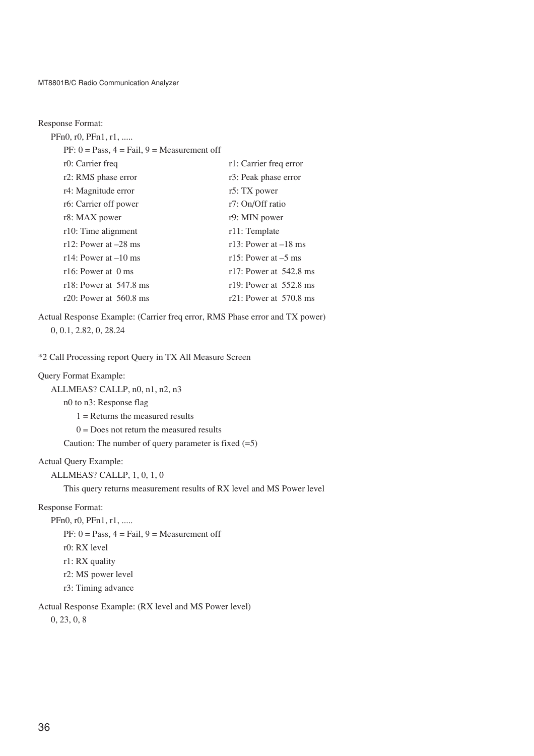Response Format:

PFn0, r0, PFn1, r1, .....

PF: 0 = Pass, 4 = Fail, 9 = Measurement off

| | |
|---|---|
| r0: Carrier freq | r1: Carrier freq error |
| r2: RMS phase error | r3: Peak phase error |
| r4: Magnitude error | r5: TX power |
| r6: Carrier off power | r7: On/Off ratio |
| r8: MAX power | r9: MIN power |
| r10: Time alignment | r11: Template |
| r12: Power at –28 ms | r13: Power at –18 ms |
| r14: Power at –10 ms | r15: Power at –5 ms |
| r16: Power at 0 ms | r17: Power at 542.8 ms |
| r18: Power at 547.8 ms | r19: Power at 552.8 ms |
| r20: Power at 560.8 ms | r21: Power at 570.8 ms |

Actual Response Example: (Carrier freq error, RMS Phase error and TX power)

0, 0.1, 2.82, 0, 28.24

*2 Call Processing report Query in TX All Measure Screen

Query Format Example:

ALLMEAS? CALLP, n0, n1, n2, n3

n0 to n3: Response flag

1 = Returns the measured results

0 = Does not return the measured results

Caution: The number of query parameter is fixed (=5)

Actual Query Example:

ALLMEAS? CALLP, 1, 0, 1, 0

This query returns measurement results of RX level and MS Power level

Response Format:

PFn0, r0, PFn1, r1, .....

PF: 0 = Pass, 4 = Fail, 9 = Measurement off

r0: RX level

r1: RX quality

r2: MS power level

r3: Timing advance

Actual Response Example: (RX level and MS Power level)

0, 23, 0, 8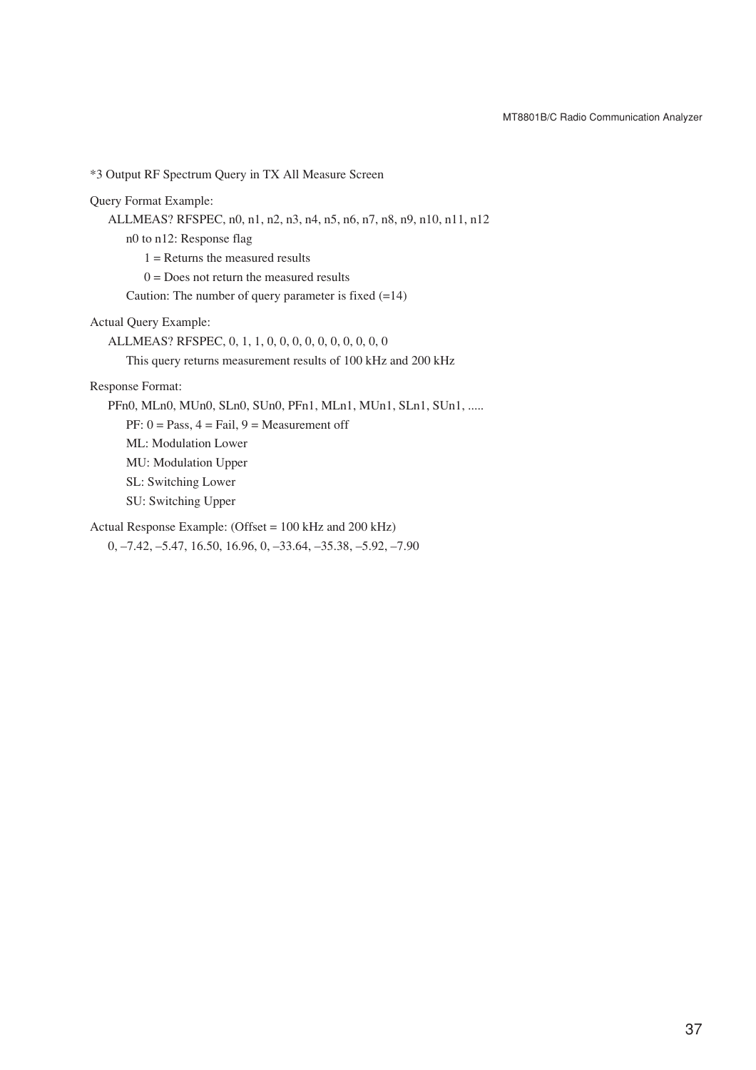*3 Output RF Spectrum Query in TX All Measure Screen

Query Format Example:

    ALLMEAS? RFSPEC, n0, n1, n2, n3, n4, n5, n6, n7, n8, n9, n10, n11, n12

        n0 to n12: Response flag

            1 = Returns the measured results

            0 = Does not return the measured results

        Caution: The number of query parameter is fixed (=14)

Actual Query Example:

    ALLMEAS? RFSPEC, 0, 1, 1, 0, 0, 0, 0, 0, 0, 0, 0, 0, 0

        This query returns measurement results of 100 kHz and 200 kHz

Response Format:

    PFn0, MLn0, MUn0, SLn0, SUn0, PFn1, MLn1, MUn1, SLn1, SUn1, .....

        PF: 0 = Pass, 4 = Fail, 9 = Measurement off

        ML: Modulation Lower

        MU: Modulation Upper

        SL: Switching Lower

        SU: Switching Upper

Actual Response Example: (Offset = 100 kHz and 200 kHz)

    0, –7.42, –5.47, 16.50, 16.96, 0, –33.64, –35.38, –5.92, –7.90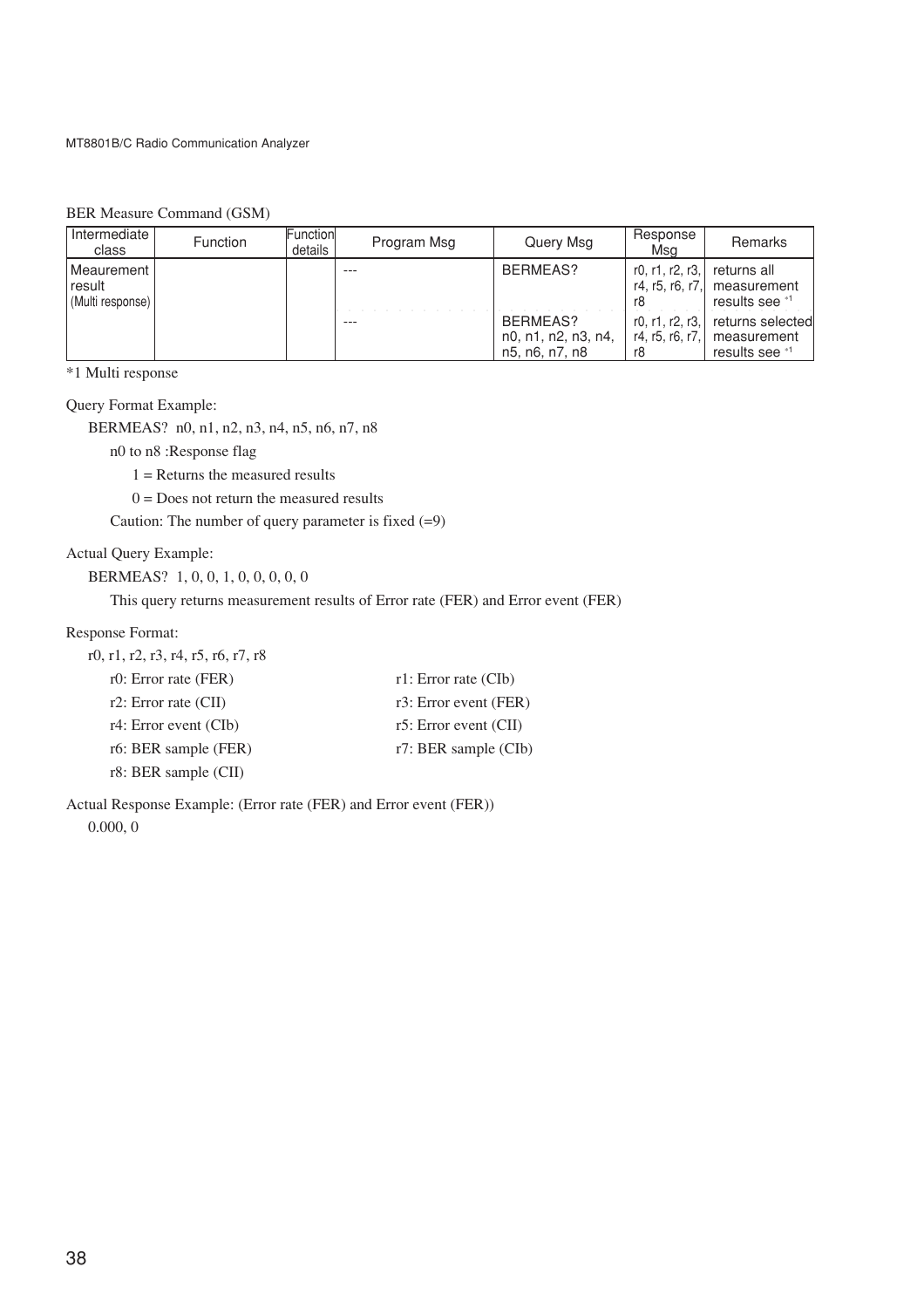BER Measure Command (GSM)

| Intermediate class | Function | Function details | Program Msg | Query Msg | Response Msg | Remarks |
|---|---|---|---|---|---|---|
| Meaurement result (Multi response) | | | --- | BERMEAS? | r0, r1, r2, r3, r4, r5, r6, r7, r8 | returns all measurement results see *1 |
| | | | --- | BERMEAS? n0, n1, n2, n3, n4, n5, n6, n7, n8 | r0, r1, r2, r3, r4, r5, r6, r7, r8 | returns selected measurement results see *1 |

*1 Multi response

Query Format Example:

BERMEAS? n0, n1, n2, n3, n4, n5, n6, n7, n8

n0 to n8 :Response flag

1 = Returns the measured results

0 = Does not return the measured results

Caution: The number of query parameter is fixed (=9)

Actual Query Example:

BERMEAS? 1, 0, 0, 1, 0, 0, 0, 0, 0

This query returns measurement results of Error rate (FER) and Error event (FER)

Response Format:

r0, r1, r2, r3, r4, r5, r6, r7, r8

r0: Error rate (FER)

r1: Error rate (CIb)

r2: Error rate (CII)

r3: Error event (FER)

r4: Error event (CIb)

r5: Error event (CII)

r6: BER sample (FER)

r7: BER sample (CIb)

r8: BER sample (CII)

Actual Response Example: (Error rate (FER) and Error event (FER))

0.000, 0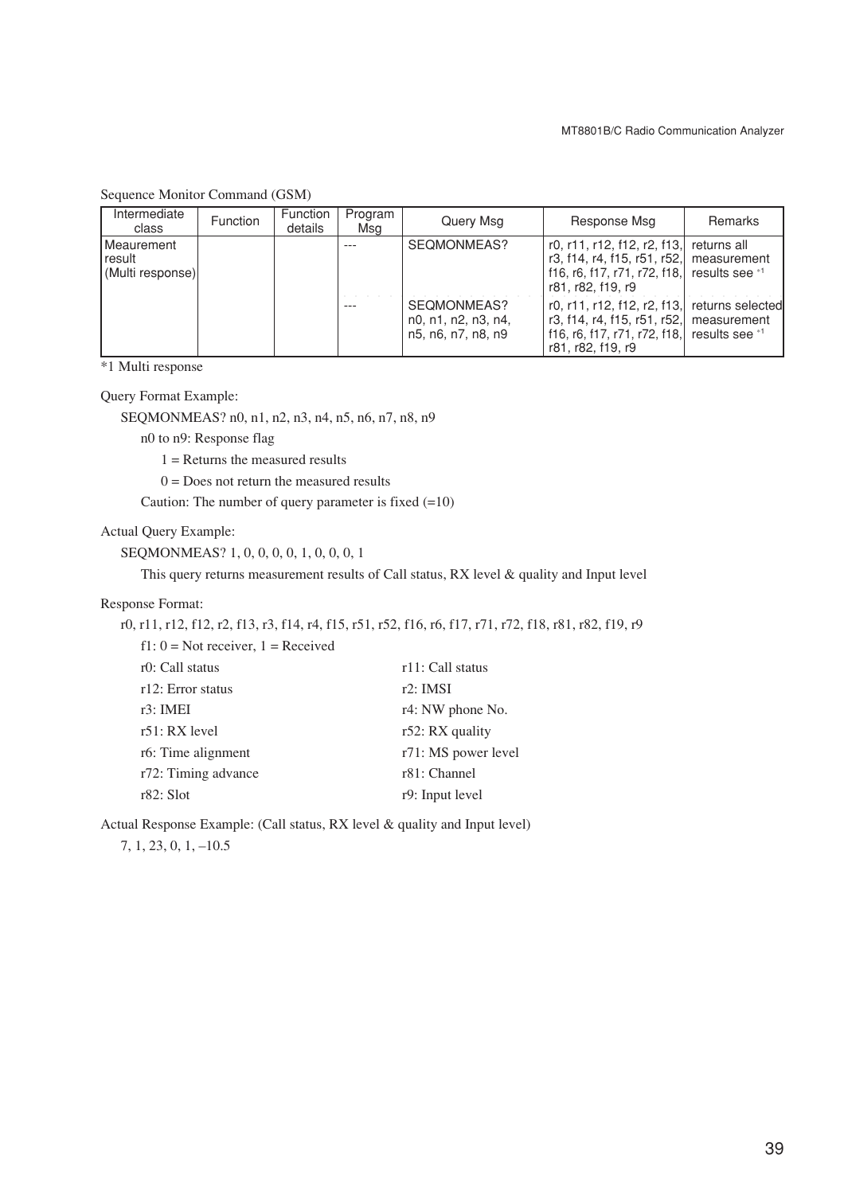Sequence Monitor Command (GSM)

| Intermediate class | Function | Function details | Program Msg | Query Msg | Response Msg | Remarks |
|---|---|---|---|---|---|---|
| Meaurement result (Multi response) | | | --- | SEQMONMEAS? | r0, r11, r12, f12, r2, f13, r3, f14, r4, f15, r51, r52, f16, r6, f17, r71, r72, f18, r81, r82, f19, r9 | returns all measurement results see *1 |
| | | | --- | SEQMONMEAS? n0, n1, n2, n3, n4, n5, n6, n7, n8, n9 | r0, r11, r12, f12, r2, f13, r3, f14, r4, f15, r51, r52, f16, r6, f17, r71, r72, f18, r81, r82, f19, r9 | returns selected measurement results see *1 |

*1 Multi response

Query Format Example:

SEQMONMEAS? n0, n1, n2, n3, n4, n5, n6, n7, n8, n9

n0 to n9: Response flag

1 = Returns the measured results

0 = Does not return the measured results

Caution: The number of query parameter is fixed (=10)

Actual Query Example:

SEQMONMEAS? 1, 0, 0, 0, 0, 1, 0, 0, 0, 1

This query returns measurement results of Call status, RX level & quality and Input level

Response Format:

r0, r11, r12, f12, r2, f13, r3, f14, r4, f15, r51, r52, f16, r6, f17, r71, r72, f18, r81, r82, f19, r9

f1: 0 = Not receiver, 1 = Received

r0: Call status
r11: Call status
r12: Error status
r2: IMSI
r3: IMEI
r4: NW phone No.
r51: RX level
r52: RX quality
r6: Time alignment
r71: MS power level
r72: Timing advance
r81: Channel
r82: Slot
r9: Input level

Actual Response Example: (Call status, RX level & quality and Input level)

7, 1, 23, 0, 1, –10.5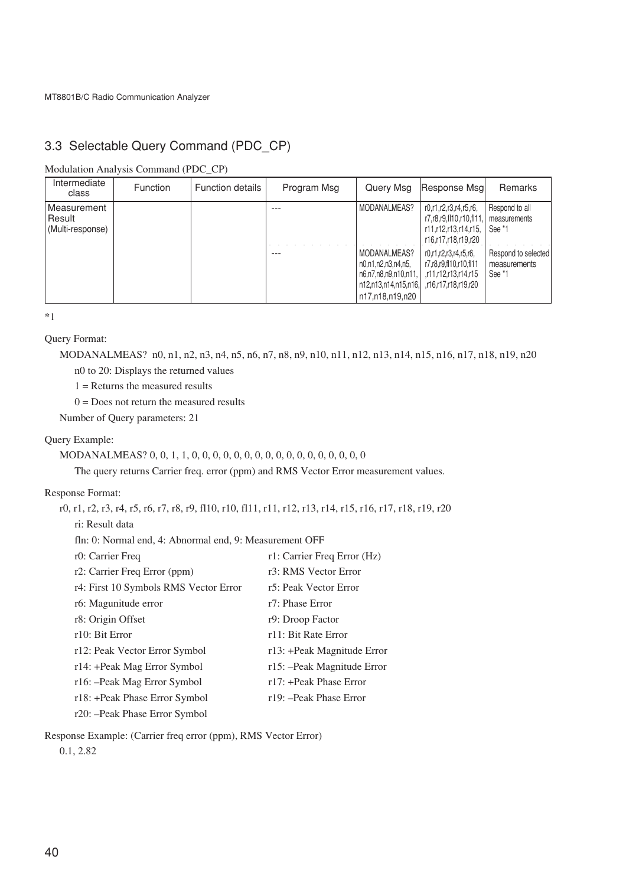## 3.3 Selectable Query Command (PDC_CP)

Modulation Analysis Command (PDC_CP)

| Intermediate class | Function | Function details | Program Msg | Query Msg | Response Msg | Remarks |
|---|---|---|---|---|---|---|
| Measurement Result (Multi-response) | | | --- | MODANALMEAS? | r0,r1,r2,r3,r4,r5,r6, r7,r8,r9,fl10,r10,fl11, r11,r12,r13,r14,r15, r16,r17,r18,r19,r20 | Respond to all measurements See *1 |
| | | | --- | MODANALMEAS? n0,n1,n2,n3,n4,n5, n6,n7,n8,n9,n10,n11, n12,n13,n14,n15,n16, n17,n18,n19,n20 | r0,r1,r2,r3,r4,r5,r6, r7,r8,r9,fl10,r10,fl11 ,r11,r12,r13,r14,r15 ,r16,r17,r18,r19,r20 | Respond to selected measurements See *1 |

*1

Query Format:

MODANALMEAS? n0, n1, n2, n3, n4, n5, n6, n7, n8, n9, n10, n11, n12, n13, n14, n15, n16, n17, n18, n19, n20

n0 to 20: Displays the returned values

1 = Returns the measured results

0 = Does not return the measured results

Number of Query parameters: 21

Query Example:

MODANALMEAS? 0, 0, 1, 1, 0, 0, 0, 0, 0, 0, 0, 0, 0, 0, 0, 0, 0, 0, 0, 0, 0

The query returns Carrier freq. error (ppm) and RMS Vector Error measurement values.

Response Format:

r0, r1, r2, r3, r4, r5, r6, r7, r8, r9, fl10, r10, fl11, r11, r12, r13, r14, r15, r16, r17, r18, r19, r20

ri: Result data

fln: 0: Normal end, 4: Abnormal end, 9: Measurement OFF

r0: Carrier Freq
r1: Carrier Freq Error (Hz)
r2: Carrier Freq Error (ppm)
r3: RMS Vector Error
r4: First 10 Symbols RMS Vector Error
r5: Peak Vector Error
r6: Magunitude error
r7: Phase Error
r8: Origin Offset
r9: Droop Factor
r10: Bit Error
r11: Bit Rate Error
r12: Peak Vector Error Symbol
r13: +Peak Magnitude Error
r14: +Peak Mag Error Symbol
r15: –Peak Magnitude Error
r16: –Peak Mag Error Symbol
r17: +Peak Phase Error
r18: +Peak Phase Error Symbol
r19: –Peak Phase Error
r20: –Peak Phase Error Symbol

Response Example: (Carrier freq error (ppm), RMS Vector Error)

0.1, 2.82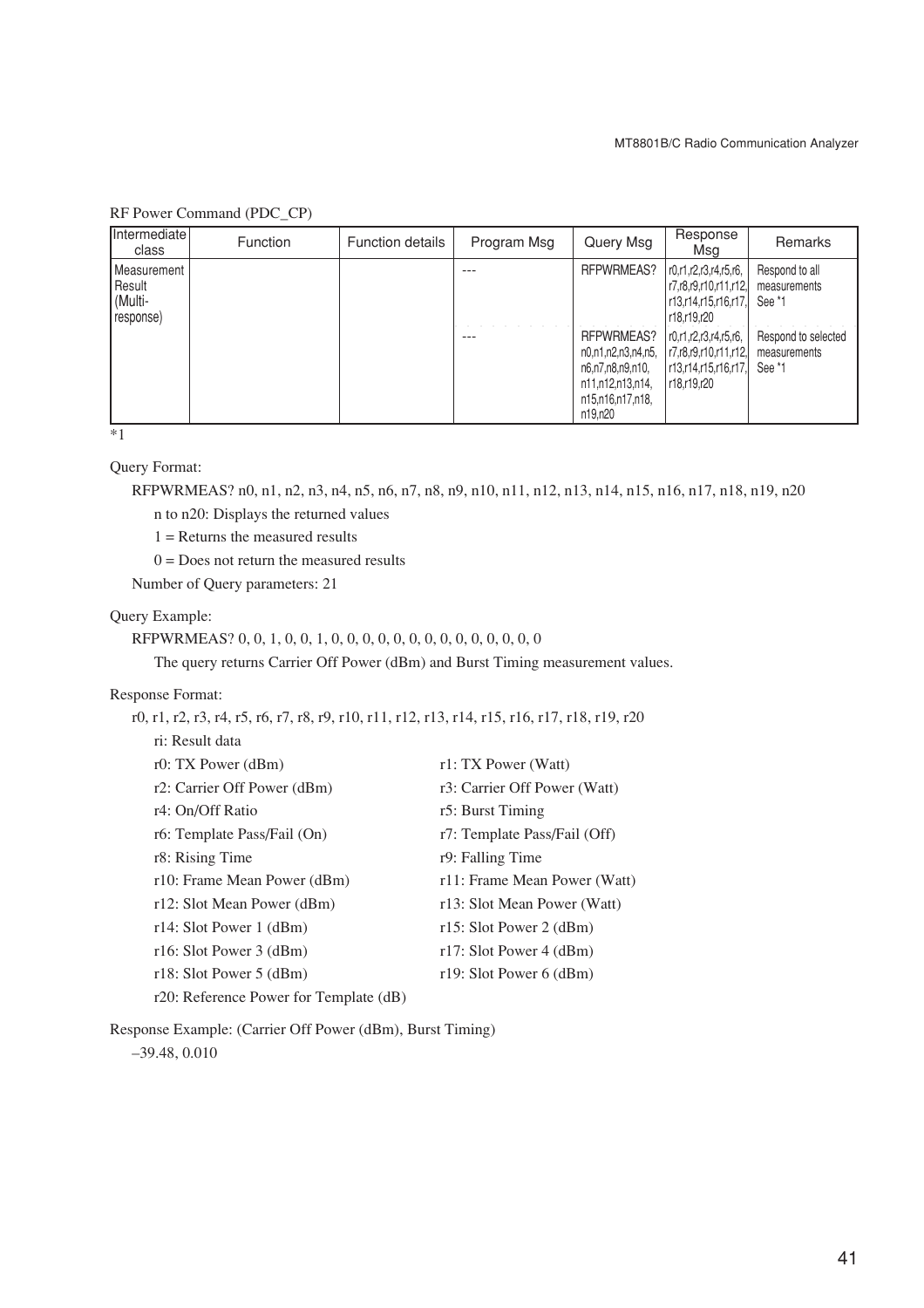RF Power Command (PDC_CP)

| Intermediate class | Function | Function details | Program Msg | Query Msg | Response Msg | Remarks |
|---|---|---|---|---|---|---|
| Measurement Result (Multi-response) | | | --- | RFPWRMEAS? | r0,r1,r2,r3,r4,r5,r6, r7,r8,r9,r10,r11,r12, r13,r14,r15,r16,r17, r18,r19,r20 | Respond to all measurements See *1 |
| | | | --- | RFPWRMEAS? n0,n1,n2,n3,n4,n5, n6,n7,n8,n9,n10, n11,n12,n13,n14, n15,n16,n17,n18, n19,n20 | r0,r1,r2,r3,r4,r5,r6, r7,r8,r9,r10,r11,r12, r13,r14,r15,r16,r17, r18,r19,r20 | Respond to selected measurements See *1 |

*1

Query Format:

RFPWRMEAS? n0, n1, n2, n3, n4, n5, n6, n7, n8, n9, n10, n11, n12, n13, n14, n15, n16, n17, n18, n19, n20

n to n20: Displays the returned values

1 = Returns the measured results

0 = Does not return the measured results

Number of Query parameters: 21

Query Example:

RFPWRMEAS? 0, 0, 1, 0, 0, 1, 0, 0, 0, 0, 0, 0, 0, 0, 0, 0, 0, 0, 0, 0, 0

The query returns Carrier Off Power (dBm) and Burst Timing measurement values.

Response Format:

r0, r1, r2, r3, r4, r5, r6, r7, r8, r9, r10, r11, r12, r13, r14, r15, r16, r17, r18, r19, r20

ri: Result data

r0: TX Power (dBm)
r1: TX Power (Watt)
r2: Carrier Off Power (dBm)
r3: Carrier Off Power (Watt)
r4: On/Off Ratio
r5: Burst Timing
r6: Template Pass/Fail (On)
r7: Template Pass/Fail (Off)
r8: Rising Time
r9: Falling Time
r10: Frame Mean Power (dBm)
r11: Frame Mean Power (Watt)
r12: Slot Mean Power (dBm)
r13: Slot Mean Power (Watt)
r14: Slot Power 1 (dBm)
r15: Slot Power 2 (dBm)
r16: Slot Power 3 (dBm)
r17: Slot Power 4 (dBm)
r18: Slot Power 5 (dBm)
r19: Slot Power 6 (dBm)
r20: Reference Power for Template (dB)

Response Example: (Carrier Off Power (dBm), Burst Timing)

–39.48, 0.010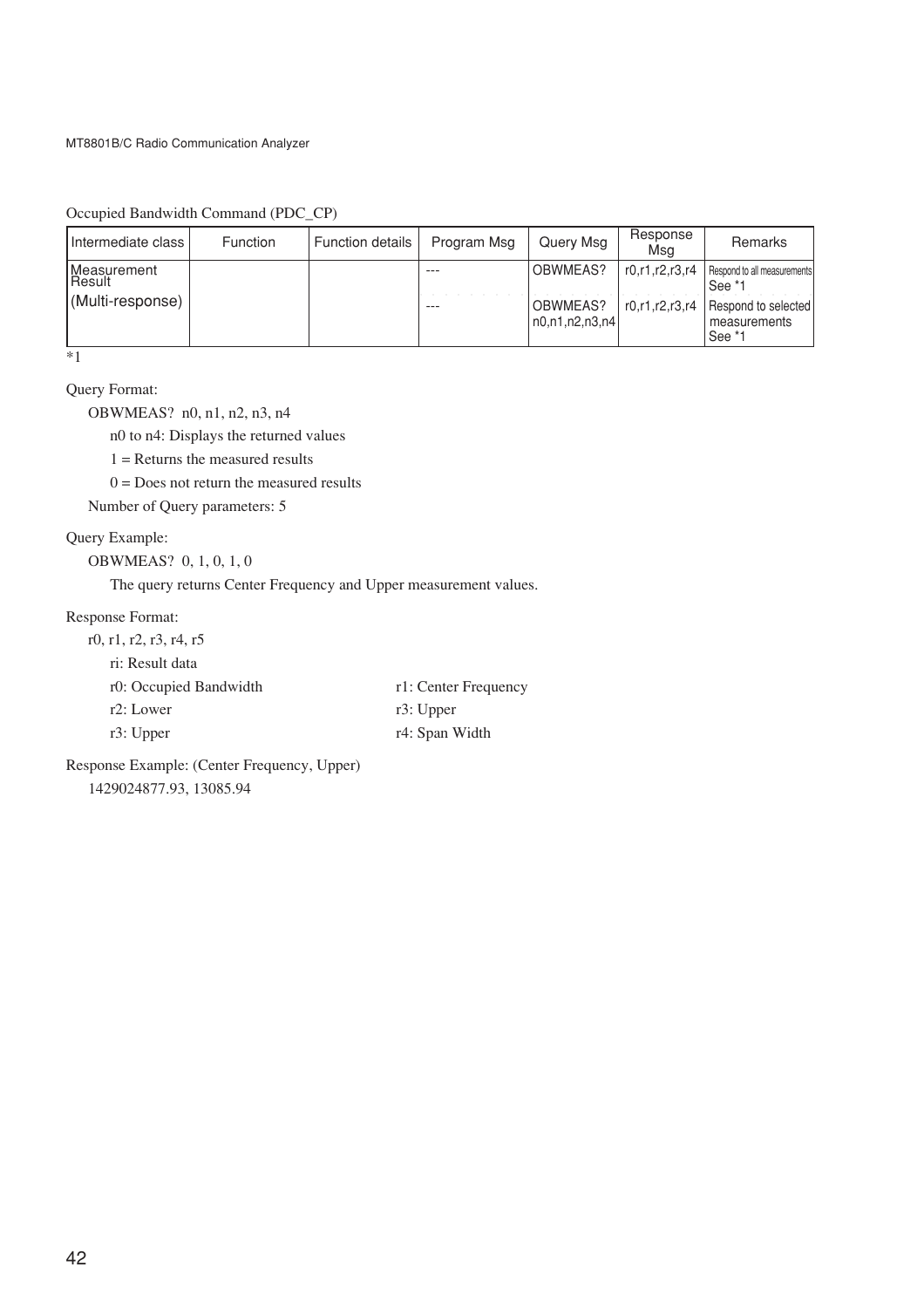Occupied Bandwidth Command (PDC_CP)

| Intermediate class | Function | Function details | Program Msg | Query Msg | Response Msg | Remarks |
|---|---|---|---|---|---|---|
| Measurement Result (Multi-response) | | | --- | OBWMEAS? | r0,r1,r2,r3,r4 | Respond to all measurements See *1 |
| | | | --- | OBWMEAS? n0,n1,n2,n3,n4 | r0,r1,r2,r3,r4 | Respond to selected measurements See *1 |

*1

Query Format:

OBWMEAS? n0, n1, n2, n3, n4

n0 to n4: Displays the returned values

1 = Returns the measured results

0 = Does not return the measured results

Number of Query parameters: 5

Query Example:

OBWMEAS? 0, 1, 0, 1, 0

The query returns Center Frequency and Upper measurement values.

Response Format:

r0, r1, r2, r3, r4, r5

ri: Result data

r0: Occupied Bandwidth　　　r1: Center Frequency

r2: Lower　　　r3: Upper

r3: Upper　　　r4: Span Width

Response Example: (Center Frequency, Upper)

1429024877.93, 13085.94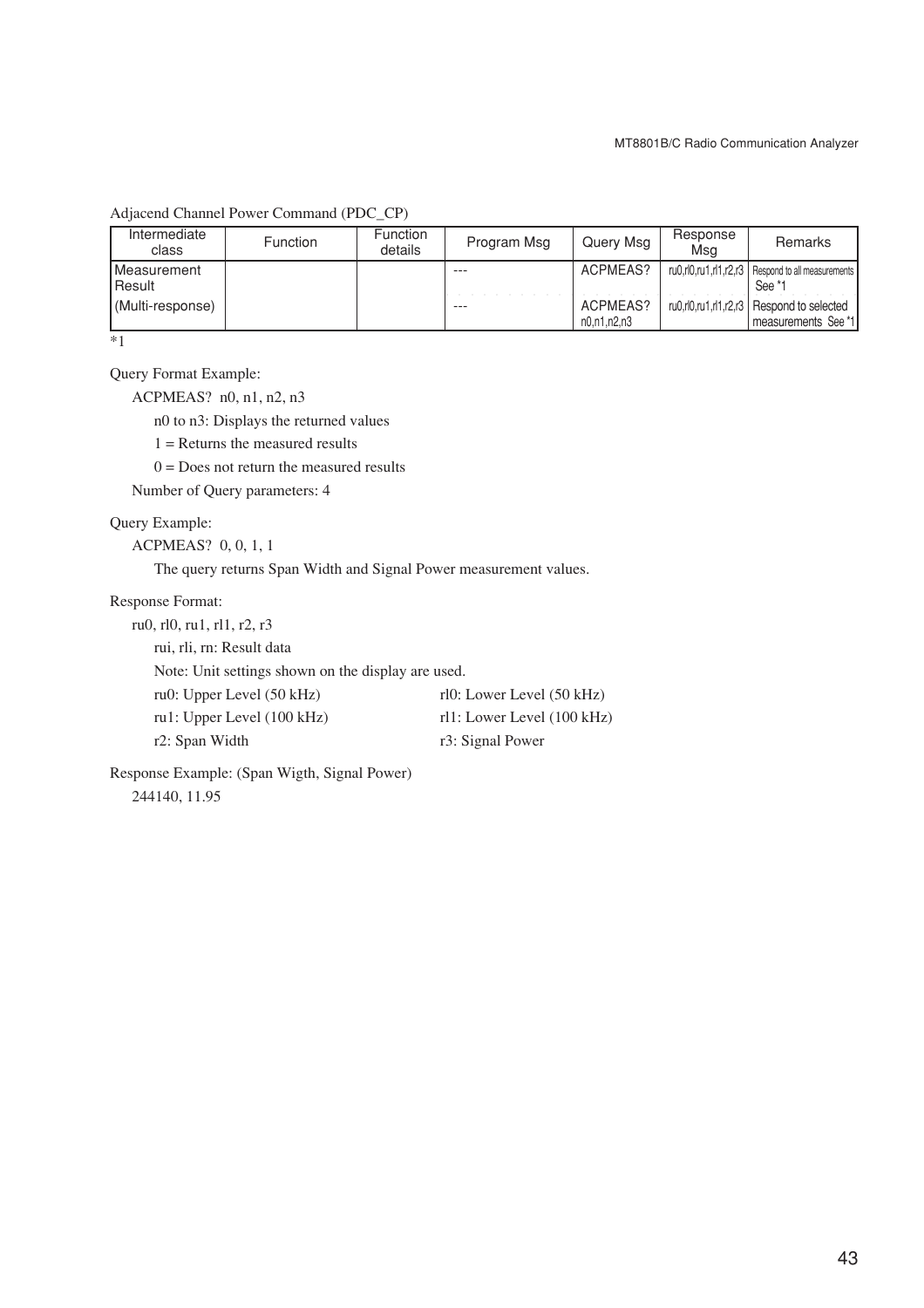Adjacend Channel Power Command (PDC_CP)

| Intermediate class | Function | Function details | Program Msg | Query Msg | Response Msg | Remarks |
|---|---|---|---|---|---|---|
| Measurement Result | | | --- | ACPMEAS? | ru0,rl0,ru1,rl1,r2,r3 | Respond to all measurements See *1 |
| (Multi-response) | | | --- | ACPMEAS? n0,n1,n2,n3 | ru0,rl0,ru1,rl1,r2,r3 | Respond to selected measurements See *1 |

*1

Query Format Example:

ACPMEAS? n0, n1, n2, n3

n0 to n3: Displays the returned values

1 = Returns the measured results

0 = Does not return the measured results

Number of Query parameters: 4

Query Example:

ACPMEAS? 0, 0, 1, 1

The query returns Span Width and Signal Power measurement values.

Response Format:

ru0, rl0, ru1, rl1, r2, r3

rui, rli, rn: Result data

Note: Unit settings shown on the display are used.

ru0: Upper Level (50 kHz) rl0: Lower Level (50 kHz)

ru1: Upper Level (100 kHz) rl1: Lower Level (100 kHz)

r2: Span Width r3: Signal Power

Response Example: (Span Wigth, Signal Power)

244140, 11.95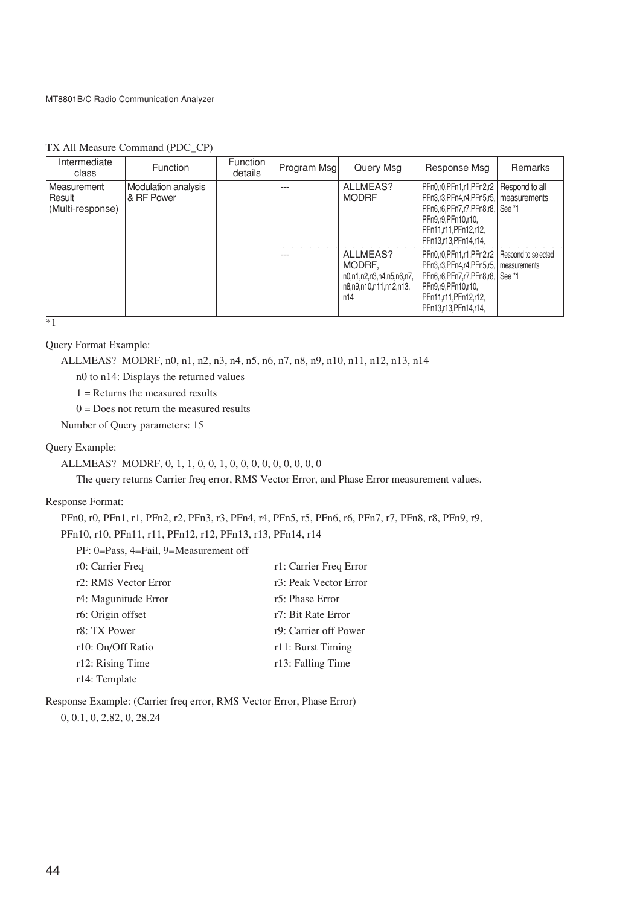TX All Measure Command (PDC_CP)

| Intermediate class | Function | Function details | Program Msg | Query Msg | Response Msg | Remarks |
|---|---|---|---|---|---|---|
| Measurement Result (Multi-response) | Modulation analysis & RF Power | | --- | ALLMEAS? MODRF | PFn0,r0,PFn1,r1,PFn2,r2 PFn3,r3,PFn4,r4,PFn5,r5, PFn6,r6,PFn7,r7,PFn8,r8, PFn9,r9,PFn10,r10, PFn11,r11,PFn12,r12, PFn13,r13,PFn14,r14, | Respond to all measurements See *1 |
| | | | --- | ALLMEAS? MODRF, n0,n1,n2,n3,n4,n5,n6,n7, n8,n9,n10,n11,n12,n13, n14 | PFn0,r0,PFn1,r1,PFn2,r2 PFn3,r3,PFn4,r4,PFn5,r5, PFn6,r6,PFn7,r7,PFn8,r8, PFn9,r9,PFn10,r10, PFn11,r11,PFn12,r12, PFn13,r13,PFn14,r14, | Respond to selected measurements See *1 |

*1

Query Format Example:

ALLMEAS? MODRF, n0, n1, n2, n3, n4, n5, n6, n7, n8, n9, n10, n11, n12, n13, n14

n0 to n14: Displays the returned values

1 = Returns the measured results

0 = Does not return the measured results

Number of Query parameters: 15

Query Example:

ALLMEAS? MODRF, 0, 1, 1, 0, 0, 1, 0, 0, 0, 0, 0, 0, 0, 0, 0

The query returns Carrier freq error, RMS Vector Error, and Phase Error measurement values.

Response Format:

PFn0, r0, PFn1, r1, PFn2, r2, PFn3, r3, PFn4, r4, PFn5, r5, PFn6, r6, PFn7, r7, PFn8, r8, PFn9, r9,
PFn10, r10, PFn11, r11, PFn12, r12, PFn13, r13, PFn14, r14

PF: 0=Pass, 4=Fail, 9=Measurement off

r0: Carrier Freq
r1: Carrier Freq Error
r2: RMS Vector Error
r3: Peak Vector Error
r4: Magunitude Error
r5: Phase Error
r6: Origin offset
r7: Bit Rate Error
r8: TX Power
r9: Carrier off Power
r10: On/Off Ratio
r11: Burst Timing
r12: Rising Time
r13: Falling Time
r14: Template

Response Example: (Carrier freq error, RMS Vector Error, Phase Error)

0, 0.1, 0, 2.82, 0, 28.24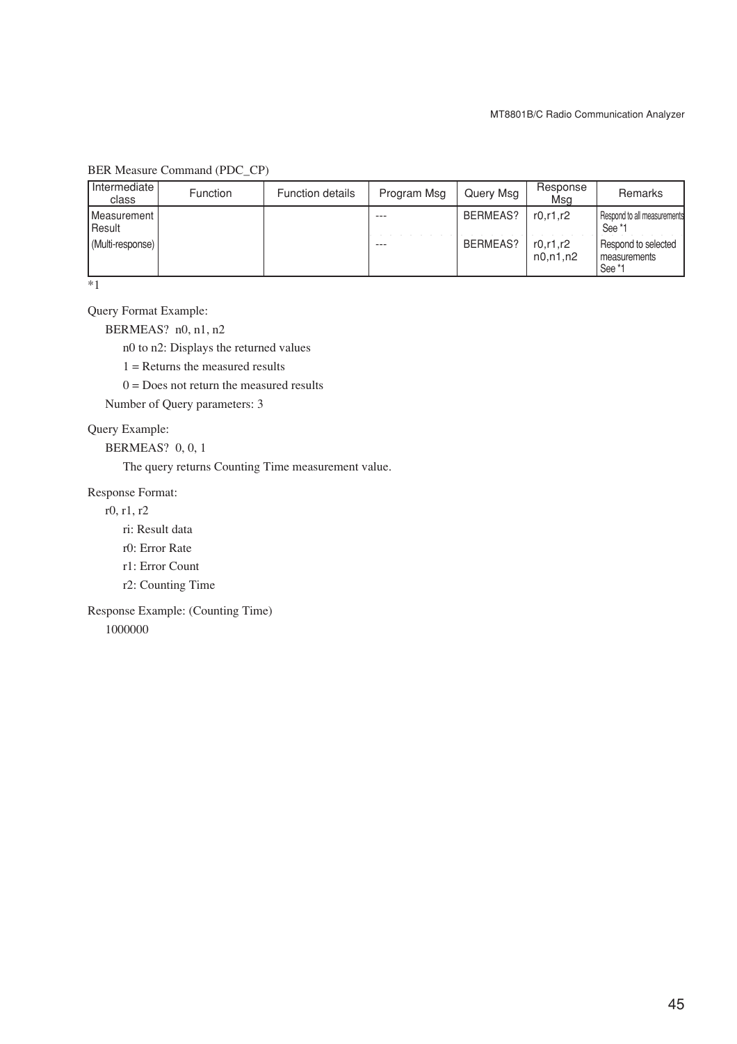BER Measure Command (PDC_CP)

| Intermediate class | Function | Function details | Program Msg | Query Msg | Response Msg | Remarks |
|---|---|---|---|---|---|---|
| Measurement Result | | | --- | BERMEAS? | r0,r1,r2 | Respond to all measurements See *1 |
| (Multi-response) | | | --- | BERMEAS? | r0,r1,r2 n0,n1,n2 | Respond to selected measurements See *1 |

*1

Query Format Example:

BERMEAS?  n0, n1, n2

n0 to n2: Displays the returned values

1 = Returns the measured results

0 = Does not return the measured results

Number of Query parameters: 3

Query Example:

BERMEAS?  0, 0, 1

The query returns Counting Time measurement value.

Response Format:

r0, r1, r2

ri: Result data

r0: Error Rate

r1: Error Count

r2: Counting Time

Response Example: (Counting Time)

1000000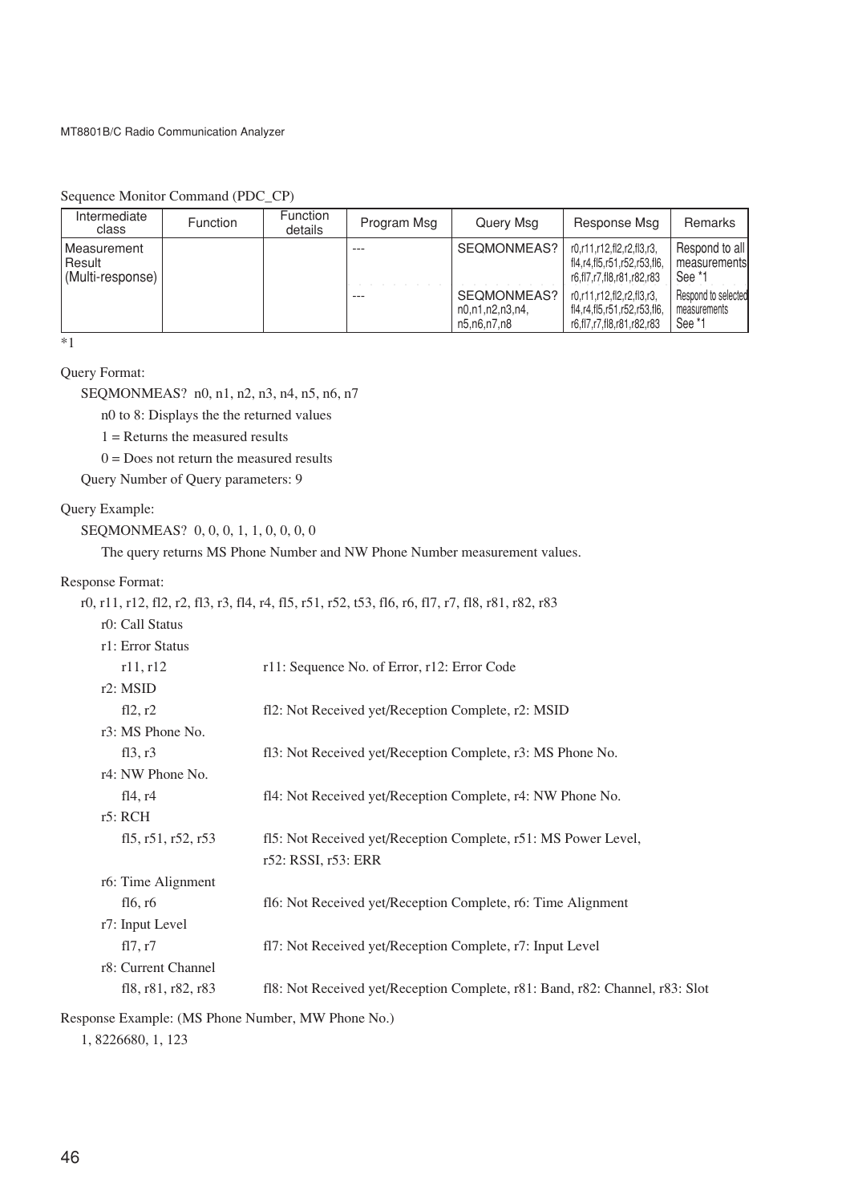Sequence Monitor Command (PDC_CP)

| Intermediate class | Function | Function details | Program Msg | Query Msg | Response Msg | Remarks |
|---|---|---|---|---|---|---|
| Measurement Result (Multi-response) | | | --- | SEQMONMEAS? | r0,r11,r12,fl2,r2,fl3,r3, fl4,r4,fl5,r51,r52,r53,fl6, r6,fl7,r7,fl8,r81,r82,r83 | Respond to all measurements See *1 |
| | | | --- | SEQMONMEAS? n0,n1,n2,n3,n4, n5,n6,n7,n8 | r0,r11,r12,fl2,r2,fl3,r3, fl4,r4,fl5,r51,r52,r53,fl6, r6,fl7,r7,fl8,r81,r82,r83 | Respond to selected measurements See *1 |

*1

Query Format:

SEQMONMEAS?  n0, n1, n2, n3, n4, n5, n6, n7

n0 to 8: Displays the the returned values

1 = Returns the measured results

0 = Does not return the measured results

Query Number of Query parameters: 9

Query Example:

SEQMONMEAS?  0, 0, 0, 1, 1, 0, 0, 0, 0

The query returns MS Phone Number and NW Phone Number measurement values.

Response Format:

r0, r11, r12, fl2, r2, fl3, r3, fl4, r4, fl5, r51, r52, t53, fl6, r6, fl7, r7, fl8, r81, r82, r83

r0: Call Status

r1: Error Status

- r11, r12 — r11: Sequence No. of Error, r12: Error Code

r2: MSID

- fl2, r2 — fl2: Not Received yet/Reception Complete, r2: MSID

r3: MS Phone No.

- fl3, r3 — fl3: Not Received yet/Reception Complete, r3: MS Phone No.

r4: NW Phone No.

- fl4, r4 — fl4: Not Received yet/Reception Complete, r4: NW Phone No.

r5: RCH

- fl5, r51, r52, r53 — fl5: Not Received yet/Reception Complete, r51: MS Power Level, r52: RSSI, r53: ERR

r6: Time Alignment

- fl6, r6 — fl6: Not Received yet/Reception Complete, r6: Time Alignment

r7: Input Level

- fl7, r7 — fl7: Not Received yet/Reception Complete, r7: Input Level

r8: Current Channel

- fl8, r81, r82, r83 — fl8: Not Received yet/Reception Complete, r81: Band, r82: Channel, r83: Slot

Response Example: (MS Phone Number, MW Phone No.)

1, 8226680, 1, 123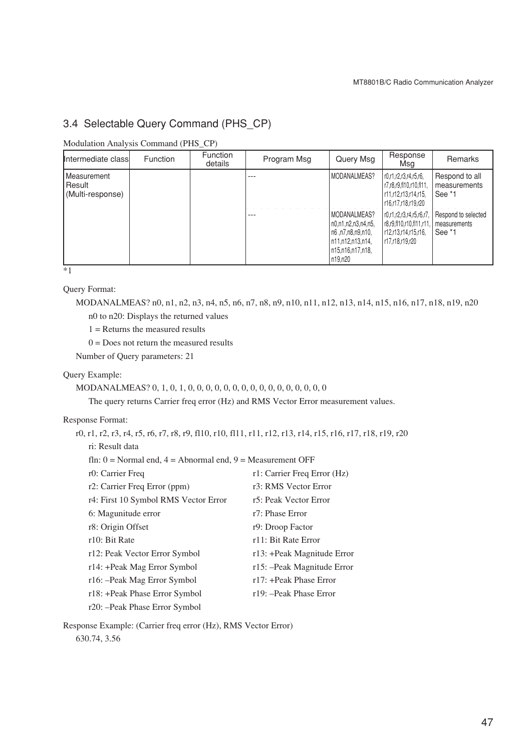## 3.4 Selectable Query Command (PHS_CP)

Modulation Analysis Command (PHS_CP)

| Intermediate class | Function | Function details | Program Msg | Query Msg | Response Msg | Remarks |
|---|---|---|---|---|---|---|
| Measurement Result (Multi-response) | | | --- | MODANALMEAS? | r0,r1,r2,r3,r4,r5,r6, r7,r8,r9,fl10,r10,fl11, r11,r12,r13,r14,r15, r16,r17,r18,r19,r20 | Respond to all measurements See *1 |
| | | | --- | MODANALMEAS? n0,n1,n2,n3,n4,n5, n6 ,n7,n8,n9,n10, n11,n12,n13,n14, n15,n16,n17,n18, n19,n20 | r0,r1,r2,r3,r4,r5,r6,r7, r8,r9,fl10,r10,fl11,r11, r12,r13,r14,r15,r16, r17,r18,r19,r20 | Respond to selected measurements See *1 |

*1

Query Format:

MODANALMEAS? n0, n1, n2, n3, n4, n5, n6, n7, n8, n9, n10, n11, n12, n13, n14, n15, n16, n17, n18, n19, n20

n0 to n20: Displays the returned values

1 = Returns the measured results

0 = Does not return the measured results

Number of Query parameters: 21

Query Example:

MODANALMEAS? 0, 1, 0, 1, 0, 0, 0, 0, 0, 0, 0, 0, 0, 0, 0, 0, 0, 0, 0, 0, 0

The query returns Carrier freq error (Hz) and RMS Vector Error measurement values.

Response Format:

r0, r1, r2, r3, r4, r5, r6, r7, r8, r9, fl10, r10, fl11, r11, r12, r13, r14, r15, r16, r17, r18, r19, r20

ri: Result data

fln: 0 = Normal end, 4 = Abnormal end, 9 = Measurement OFF

r0: Carrier Freq
r1: Carrier Freq Error (Hz)
r2: Carrier Freq Error (ppm)
r3: RMS Vector Error
r4: First 10 Symbol RMS Vector Error
r5: Peak Vector Error
6: Magunitude error
r7: Phase Error
r8: Origin Offset
r9: Droop Factor
r10: Bit Rate
r11: Bit Rate Error
r12: Peak Vector Error Symbol
r13: +Peak Magnitude Error
r14: +Peak Mag Error Symbol
r15: –Peak Magnitude Error
r16: –Peak Mag Error Symbol
r17: +Peak Phase Error
r18: +Peak Phase Error Symbol
r19: –Peak Phase Error
r20: –Peak Phase Error Symbol

Response Example: (Carrier freq error (Hz), RMS Vector Error)

630.74, 3.56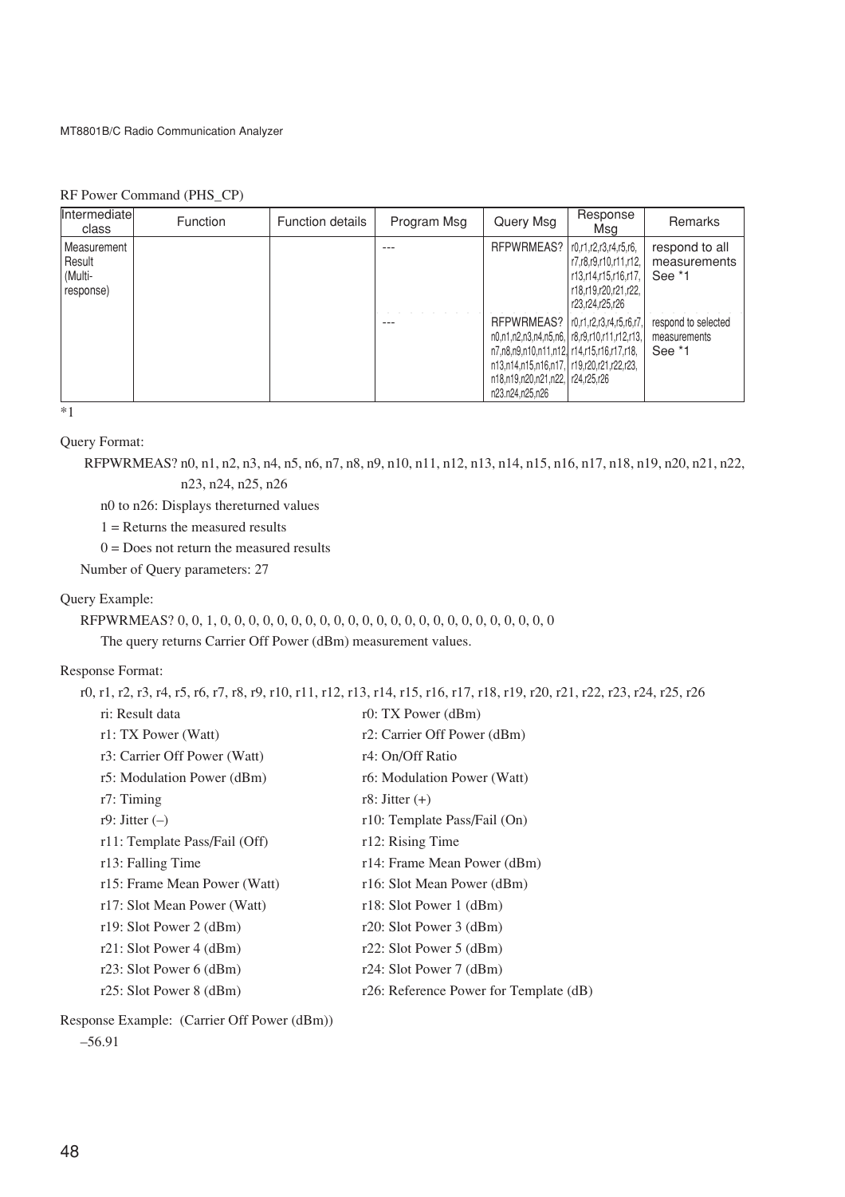RF Power Command (PHS_CP)

| Intermediate class | Function | Function details | Program Msg | Query Msg | Response Msg | Remarks |
|---|---|---|---|---|---|---|
| Measurement Result (Multi-response) | | | --- | RFPWRMEAS? | r0,r1,r2,r3,r4,r5,r6, r7,r8,r9,r10,r11,r12, r13,r14,r15,r16,r17, r18,r19,r20,r21,r22, r23,r24,r25,r26 | respond to all measurements See *1 |
| | | | --- | RFPWRMEAS? n0,n1,n2,n3,n4,n5,n6, n7,n8,n9,n10,n11,n12, n13,n14,n15,n16,n17, n18,n19,n20,n21,n22, n23.n24,n25,n26 | r0,r1,r2,r3,r4,r5,r6,r7, r8,r9,r10,r11,r12,r13, r14,r15,r16,r17,r18, r19,r20,r21,r22,r23, r24,r25,r26 | respond to selected measurements See *1 |

*1

Query Format:

RFPWRMEAS? n0, n1, n2, n3, n4, n5, n6, n7, n8, n9, n10, n11, n12, n13, n14, n15, n16, n17, n18, n19, n20, n21, n22, n23, n24, n25, n26

n0 to n26: Displays thereturned values

1 = Returns the measured results

0 = Does not return the measured results

Number of Query parameters: 27

Query Example:

RFPWRMEAS? 0, 0, 1, 0, 0, 0, 0, 0, 0, 0, 0, 0, 0, 0, 0, 0, 0, 0, 0, 0, 0, 0, 0, 0, 0, 0, 0

The query returns Carrier Off Power (dBm) measurement values.

Response Format:

r0, r1, r2, r3, r4, r5, r6, r7, r8, r9, r10, r11, r12, r13, r14, r15, r16, r17, r18, r19, r20, r21, r22, r23, r24, r25, r26

ri: Result data
r0: TX Power (dBm)
r1: TX Power (Watt)
r2: Carrier Off Power (dBm)
r3: Carrier Off Power (Watt)
r4: On/Off Ratio
r5: Modulation Power (dBm)
r6: Modulation Power (Watt)
r7: Timing
r8: Jitter (+)
r9: Jitter (–)
r10: Template Pass/Fail (On)
r11: Template Pass/Fail (Off)
r12: Rising Time
r13: Falling Time
r14: Frame Mean Power (dBm)
r15: Frame Mean Power (Watt)
r16: Slot Mean Power (dBm)
r17: Slot Mean Power (Watt)
r18: Slot Power 1 (dBm)
r19: Slot Power 2 (dBm)
r20: Slot Power 3 (dBm)
r21: Slot Power 4 (dBm)
r22: Slot Power 5 (dBm)
r23: Slot Power 6 (dBm)
r24: Slot Power 7 (dBm)
r25: Slot Power 8 (dBm)
r26: Reference Power for Template (dB)

Response Example: (Carrier Off Power (dBm))

–56.91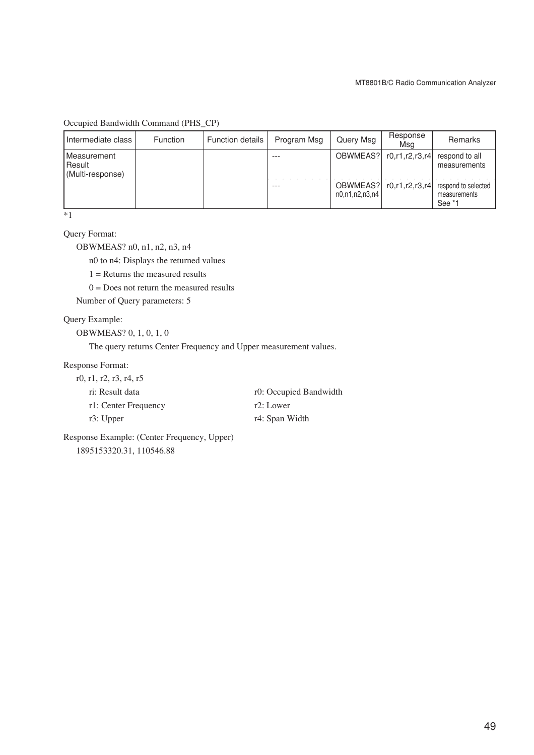Occupied Bandwidth Command (PHS_CP)

| Intermediate class | Function | Function details | Program Msg | Query Msg | Response Msg | Remarks |
| --- | --- | --- | --- | --- | --- | --- |
| Measurement Result (Multi-response) | | | --- | OBWMEAS? | r0,r1,r2,r3,r4 | respond to all measurements |
| | | | --- | OBWMEAS? n0,n1,n2,n3,n4 | r0,r1,r2,r3,r4 | respond to selected measurements See *1 |

*1

Query Format:

OBWMEAS? n0, n1, n2, n3, n4

n0 to n4: Displays the returned values

1 = Returns the measured results

0 = Does not return the measured results

Number of Query parameters: 5

Query Example:

OBWMEAS? 0, 1, 0, 1, 0

The query returns Center Frequency and Upper measurement values.

Response Format:

r0, r1, r2, r3, r4, r5

ri: Result data

r0: Occupied Bandwidth

r1: Center Frequency

r2: Lower

r3: Upper

r4: Span Width

Response Example: (Center Frequency, Upper)

1895153320.31, 110546.88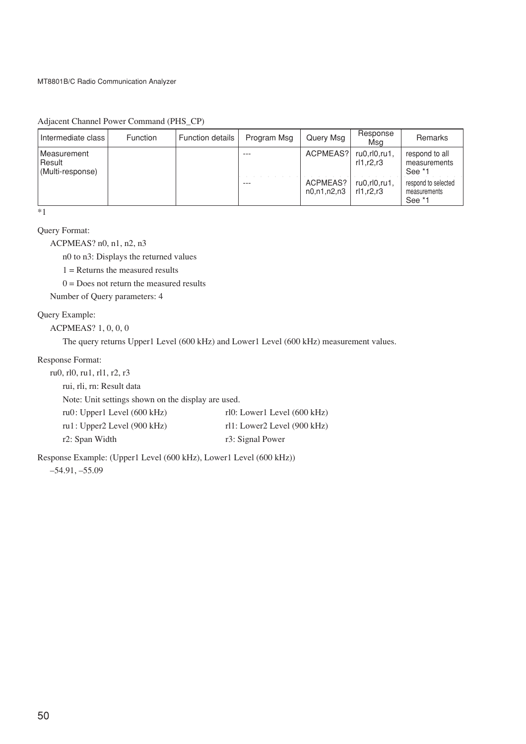Adjacent Channel Power Command (PHS_CP)

| Intermediate class | Function | Function details | Program Msg | Query Msg | Response Msg | Remarks |
|---|---|---|---|---|---|---|
| Measurement Result (Multi-response) | | | --- | ACPMEAS? | ru0,rl0,ru1, rl1,r2,r3 | respond to all measurements See *1 |
| | | | --- | ACPMEAS? n0,n1,n2,n3 | ru0,rl0,ru1, rl1,r2,r3 | respond to selected measurements See *1 |

*1

Query Format:

ACPMEAS? n0, n1, n2, n3

n0 to n3: Displays the returned values

1 = Returns the measured results

0 = Does not return the measured results

Number of Query parameters: 4

Query Example:

ACPMEAS? 1, 0, 0, 0

The query returns Upper1 Level (600 kHz) and Lower1 Level (600 kHz) measurement values.

Response Format:

ru0, rl0, ru1, rl1, r2, r3

rui, rli, rn: Result data

Note: Unit settings shown on the display are used.

ru0: Upper1 Level (600 kHz) rl0: Lower1 Level (600 kHz)

ru1: Upper2 Level (900 kHz) rl1: Lower2 Level (900 kHz)

r2: Span Width r3: Signal Power

Response Example: (Upper1 Level (600 kHz), Lower1 Level (600 kHz))

–54.91, –55.09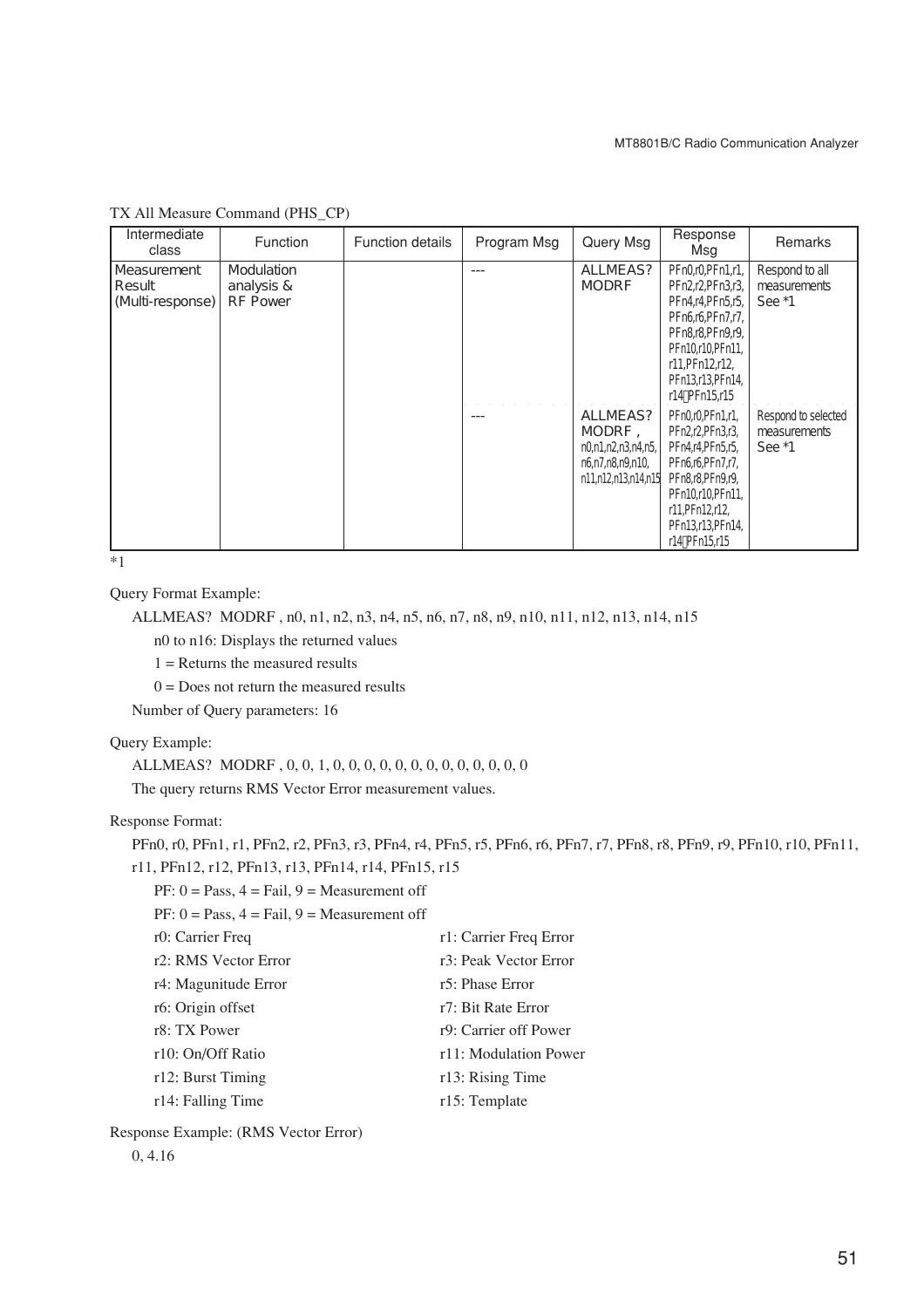TX All Measure Command (PHS_CP)

| Intermediate class | Function | Function details | Program Msg | Query Msg | Response Msg | Remarks |
|---|---|---|---|---|---|---|
| Measurement Result (Multi-response) | Modulation analysis & RF Power | | --- | ALLMEAS? MODRF | PFn0,r0,PFn1,r1, PFn2,r2,PFn3,r3, PFn4,r4,PFn5,r5, PFn6,r6,PFn7,r7, PFn8,r8,PFn9,r9, PFn10,r10,PFn11, r11,PFn12,r12, PFn13,r13,PFn14, r14,PFn15,r15 | Respond to all measurements See *1 |
| | | | --- | ALLMEAS? MODRF , n0,n1,n2,n3,n4,n5, n6,n7,n8,n9,n10, n11,n12,n13,n14,n15 | PFn0,r0,PFn1,r1, PFn2,r2,PFn3,r3, PFn4,r4,PFn5,r5, PFn6,r6,PFn7,r7, PFn8,r8,PFn9,r9, PFn10,r10,PFn11, r11,PFn12,r12, PFn13,r13,PFn14, r14,PFn15,r15 | Respond to selected measurements See *1 |

*1

Query Format Example:

ALLMEAS? MODRF , n0, n1, n2, n3, n4, n5, n6, n7, n8, n9, n10, n11, n12, n13, n14, n15

n0 to n16: Displays the returned values

1 = Returns the measured results

0 = Does not return the measured results

Number of Query parameters: 16

Query Example:

ALLMEAS? MODRF , 0, 0, 1, 0, 0, 0, 0, 0, 0, 0, 0, 0, 0, 0, 0, 0

The query returns RMS Vector Error measurement values.

Response Format:

PFn0, r0, PFn1, r1, PFn2, r2, PFn3, r3, PFn4, r4, PFn5, r5, PFn6, r6, PFn7, r7, PFn8, r8, PFn9, r9, PFn10, r10, PFn11, r11, PFn12, r12, PFn13, r13, PFn14, r14, PFn15, r15

PF: 0 = Pass, 4 = Fail, 9 = Measurement off

PF: 0 = Pass, 4 = Fail, 9 = Measurement off

r0: Carrier Freq
r1: Carrier Freq Error
r2: RMS Vector Error
r3: Peak Vector Error
r4: Magunitude Error
r5: Phase Error
r6: Origin offset
r7: Bit Rate Error
r8: TX Power
r9: Carrier off Power
r10: On/Off Ratio
r11: Modulation Power
r12: Burst Timing
r13: Rising Time
r14: Falling Time
r15: Template

Response Example: (RMS Vector Error)

0, 4.16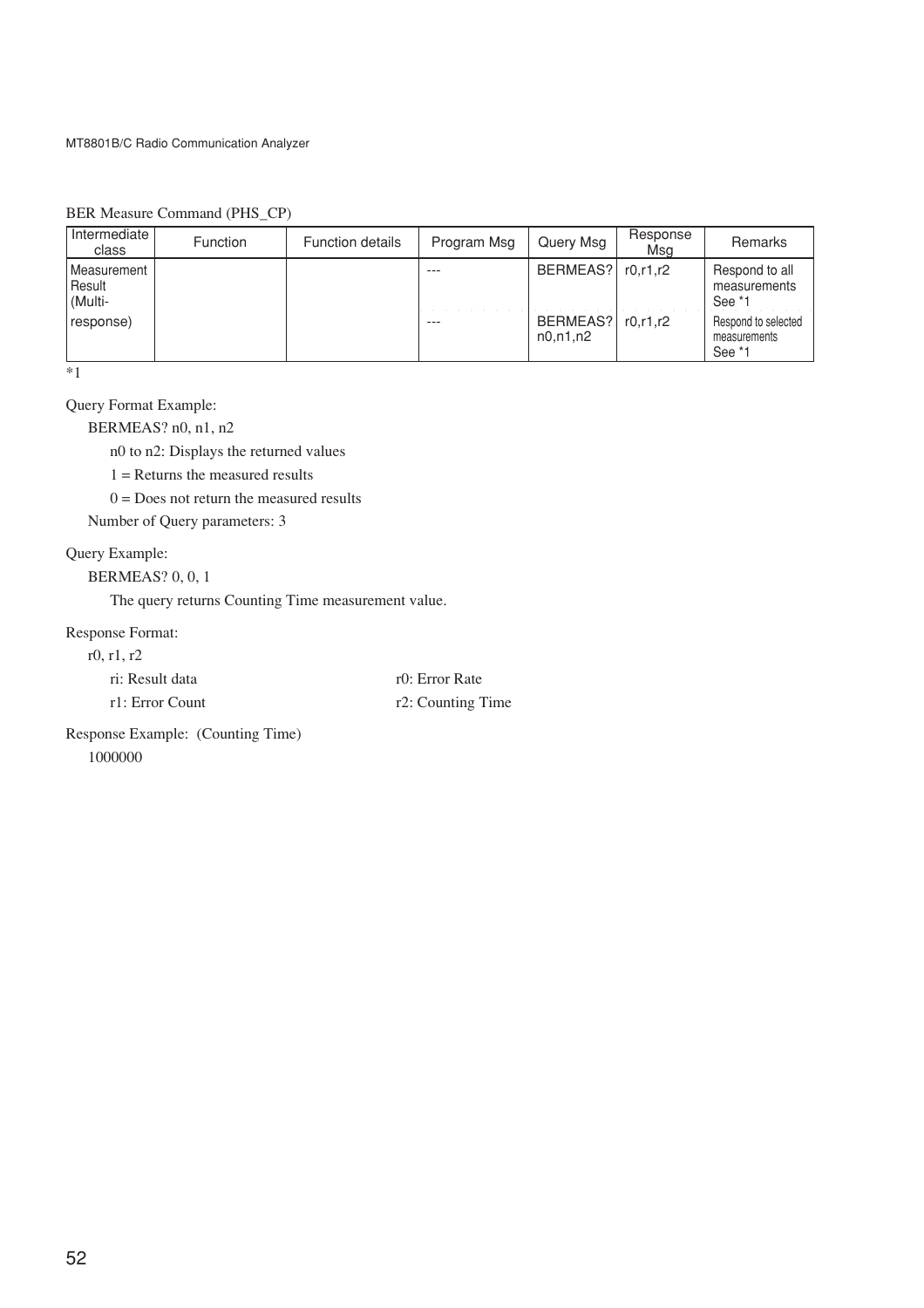BER Measure Command (PHS_CP)

| Intermediate class | Function | Function details | Program Msg | Query Msg | Response Msg | Remarks |
|---|---|---|---|---|---|---|
| Measurement Result (Multi- | | | --- | BERMEAS? | r0,r1,r2 | Respond to all measurements See *1 |
| response) | | | --- | BERMEAS? n0,n1,n2 | r0,r1,r2 | Respond to selected measurements See *1 |

*1

Query Format Example:

BERMEAS? n0, n1, n2

n0 to n2: Displays the returned values

1 = Returns the measured results

0 = Does not return the measured results

Number of Query parameters: 3

Query Example:

BERMEAS? 0, 0, 1

The query returns Counting Time measurement value.

Response Format:

r0, r1, r2

ri: Result data

r0: Error Rate

r1: Error Count

r2: Counting Time

Response Example: (Counting Time)

1000000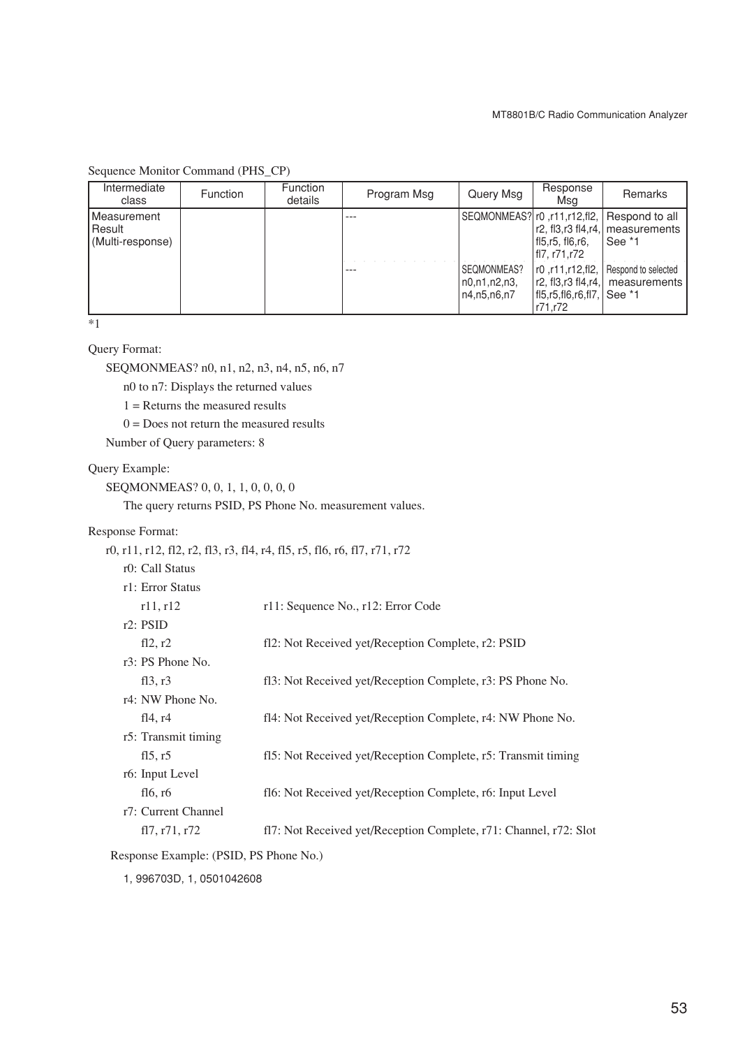Sequence Monitor Command (PHS_CP)

| Intermediate class | Function | Function details | Program Msg | Query Msg | Response Msg | Remarks |
|---|---|---|---|---|---|---|
| Measurement Result (Multi-response) | | | --- | SEQMONMEAS? | r0 ,r11,r12,fl2, r2, fl3,r3 fl4,r4, fl5,r5, fl6,r6, fl7, r71,r72 | Respond to all measurements See *1 |
| | | | --- | SEQMONMEAS? n0,n1,n2,n3, n4,n5,n6,n7 | r0 ,r11,r12,fl2, r2, fl3,r3 fl4,r4, fl5,r5,fl6,r6,fl7, r71,r72 | Respond to selected measurements See *1 |

*1

Query Format:

SEQMONMEAS? n0, n1, n2, n3, n4, n5, n6, n7

n0 to n7: Displays the returned values

1 = Returns the measured results

0 = Does not return the measured results

Number of Query parameters: 8

Query Example:

SEQMONMEAS? 0, 0, 1, 1, 0, 0, 0, 0

The query returns PSID, PS Phone No. measurement values.

Response Format:

r0, r11, r12, fl2, r2, fl3, r3, fl4, r4, fl5, r5, fl6, r6, fl7, r71, r72

r0: Call Status

r1: Error Status

| | |
|---|---|
| r11, r12 | r11: Sequence No., r12: Error Code |

r2: PSID

| | |
|---|---|
| fl2, r2 | fl2: Not Received yet/Reception Complete, r2: PSID |

r3: PS Phone No.

| | |
|---|---|
| fl3, r3 | fl3: Not Received yet/Reception Complete, r3: PS Phone No. |

r4: NW Phone No.

| | |
|---|---|
| fl4, r4 | fl4: Not Received yet/Reception Complete, r4: NW Phone No. |

r5: Transmit timing

| | |
|---|---|
| fl5, r5 | fl5: Not Received yet/Reception Complete, r5: Transmit timing |

r6: Input Level

| | |
|---|---|
| fl6, r6 | fl6: Not Received yet/Reception Complete, r6: Input Level |

r7: Current Channel

| | |
|---|---|
| fl7, r71, r72 | fl7: Not Received yet/Reception Complete, r71: Channel, r72: Slot |

Response Example: (PSID, PS Phone No.)

1, 996703D, 1, 0501042608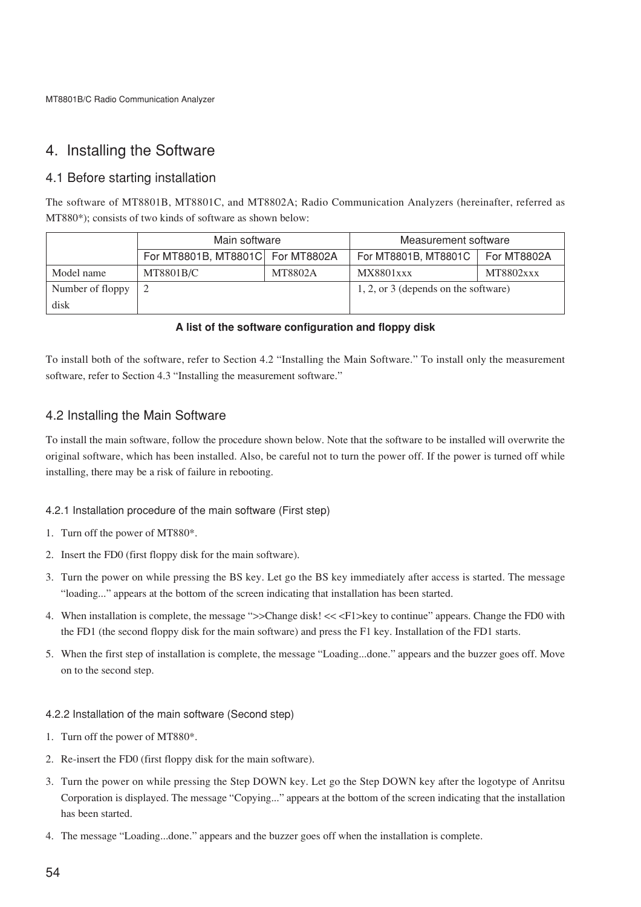# 4. Installing the Software

## 4.1 Before starting installation

The software of MT8801B, MT8801C, and MT8802A; Radio Communication Analyzers (hereinafter, referred as MT880*); consists of two kinds of software as shown below:

| | Main software | | Measurement software | |
|---|---|---|---|---|
| | For MT8801B, MT8801C | For MT8802A | For MT8801B, MT8801C | For MT8802A |
| Model name | MT8801B/C | MT8802A | MX8801xxx | MT8802xxx |
| Number of floppy disk | 2 | | 1, 2, or 3 (depends on the software) | |

**A list of the software configuration and floppy disk**

To install both of the software, refer to Section 4.2 "Installing the Main Software." To install only the measurement software, refer to Section 4.3 "Installing the measurement software."

## 4.2 Installing the Main Software

To install the main software, follow the procedure shown below. Note that the software to be installed will overwrite the original software, which has been installed. Also, be careful not to turn the power off. If the power is turned off while installing, there may be a risk of failure in rebooting.

### 4.2.1 Installation procedure of the main software (First step)

1. Turn off the power of MT880*.
2. Insert the FD0 (first floppy disk for the main software).
3. Turn the power on while pressing the BS key. Let go the BS key immediately after access is started. The message "loading..." appears at the bottom of the screen indicating that installation has been started.
4. When installation is complete, the message ">>Change disk! << <F1>key to continue" appears. Change the FD0 with the FD1 (the second floppy disk for the main software) and press the F1 key. Installation of the FD1 starts.
5. When the first step of installation is complete, the message "Loading...done." appears and the buzzer goes off. Move on to the second step.

### 4.2.2 Installation of the main software (Second step)

1. Turn off the power of MT880*.
2. Re-insert the FD0 (first floppy disk for the main software).
3. Turn the power on while pressing the Step DOWN key. Let go the Step DOWN key after the logotype of Anritsu Corporation is displayed. The message "Copying..." appears at the bottom of the screen indicating that the installation has been started.
4. The message "Loading...done." appears and the buzzer goes off when the installation is complete.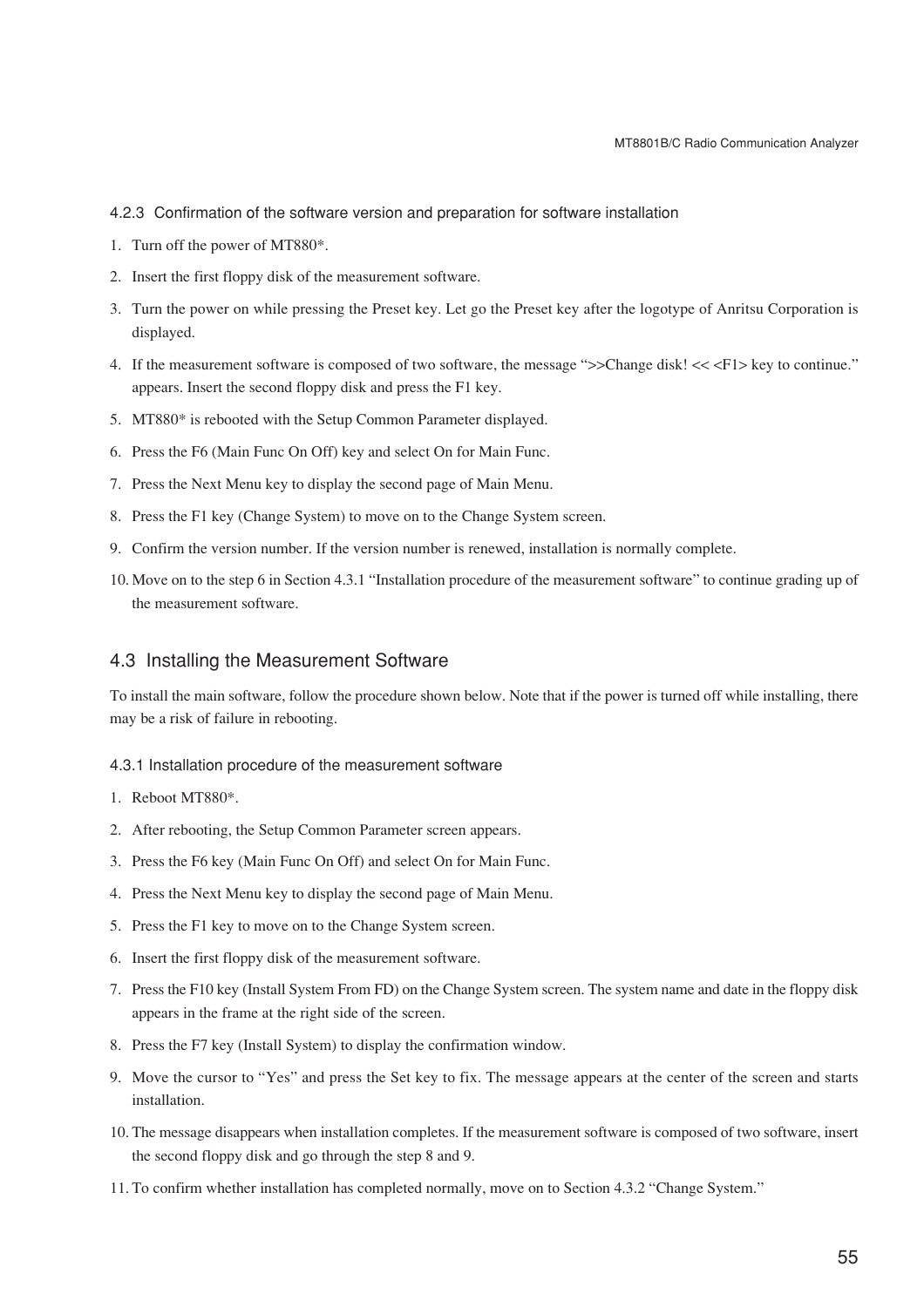### 4.2.3 Confirmation of the software version and preparation for software installation

1. Turn off the power of MT880*.
2. Insert the first floppy disk of the measurement software.
3. Turn the power on while pressing the Preset key. Let go the Preset key after the logotype of Anritsu Corporation is displayed.
4. If the measurement software is composed of two software, the message “>>Change disk! << <F1> key to continue.” appears. Insert the second floppy disk and press the F1 key.
5. MT880* is rebooted with the Setup Common Parameter displayed.
6. Press the F6 (Main Func On Off) key and select On for Main Func.
7. Press the Next Menu key to display the second page of Main Menu.
8. Press the F1 key (Change System) to move on to the Change System screen.
9. Confirm the version number. If the version number is renewed, installation is normally complete.
10. Move on to the step 6 in Section 4.3.1 “Installation procedure of the measurement software” to continue grading up of the measurement software.

## 4.3 Installing the Measurement Software

To install the main software, follow the procedure shown below. Note that if the power is turned off while installing, there may be a risk of failure in rebooting.

### 4.3.1 Installation procedure of the measurement software

1. Reboot MT880*.
2. After rebooting, the Setup Common Parameter screen appears.
3. Press the F6 key (Main Func On Off) and select On for Main Func.
4. Press the Next Menu key to display the second page of Main Menu.
5. Press the F1 key to move on to the Change System screen.
6. Insert the first floppy disk of the measurement software.
7. Press the F10 key (Install System From FD) on the Change System screen. The system name and date in the floppy disk appears in the frame at the right side of the screen.
8. Press the F7 key (Install System) to display the confirmation window.
9. Move the cursor to “Yes” and press the Set key to fix. The message appears at the center of the screen and starts installation.
10. The message disappears when installation completes. If the measurement software is composed of two software, insert the second floppy disk and go through the step 8 and 9.
11. To confirm whether installation has completed normally, move on to Section 4.3.2 “Change System.”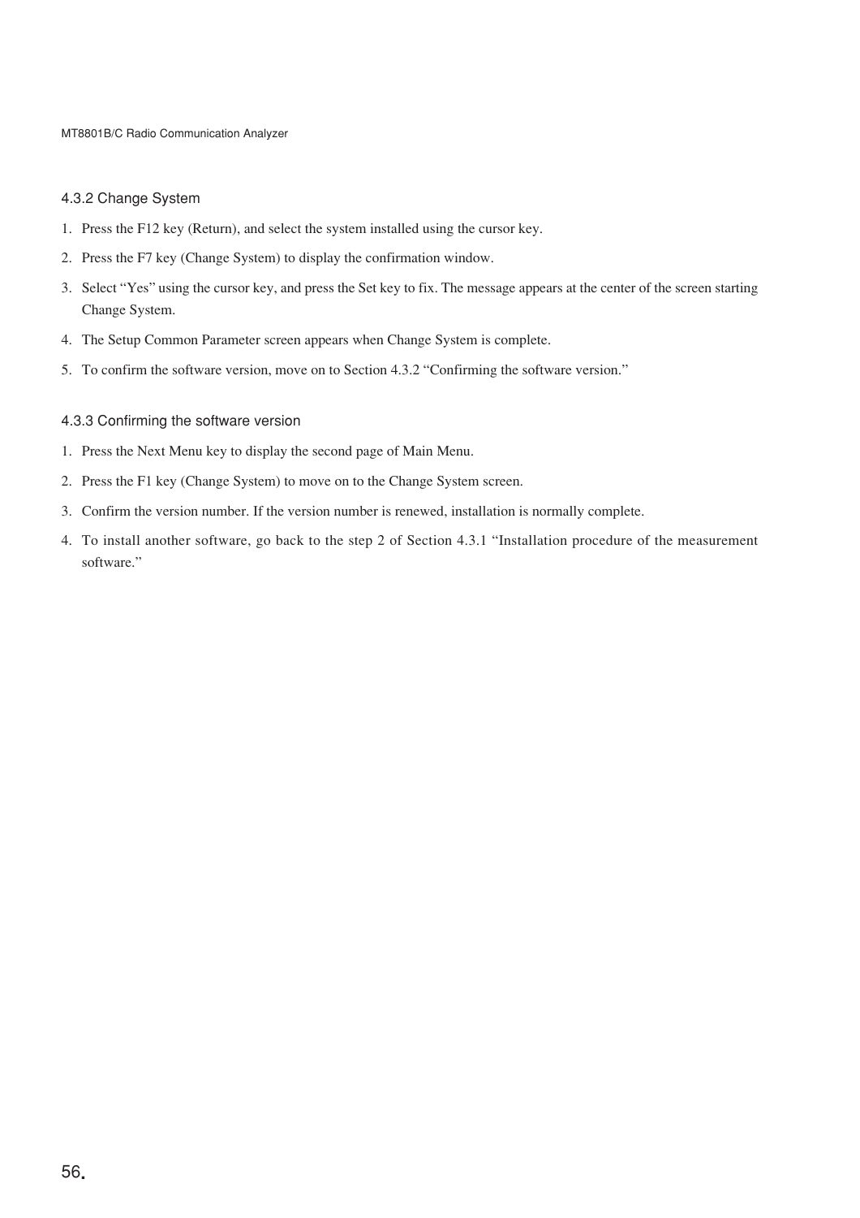### 4.3.2 Change System

1. Press the F12 key (Return), and select the system installed using the cursor key.
2. Press the F7 key (Change System) to display the confirmation window.
3. Select “Yes” using the cursor key, and press the Set key to fix. The message appears at the center of the screen starting Change System.
4. The Setup Common Parameter screen appears when Change System is complete.
5. To confirm the software version, move on to Section 4.3.2 “Confirming the software version.”

### 4.3.3 Confirming the software version

1. Press the Next Menu key to display the second page of Main Menu.
2. Press the F1 key (Change System) to move on to the Change System screen.
3. Confirm the version number. If the version number is renewed, installation is normally complete.
4. To install another software, go back to the step 2 of Section 4.3.1 “Installation procedure of the measurement software.”